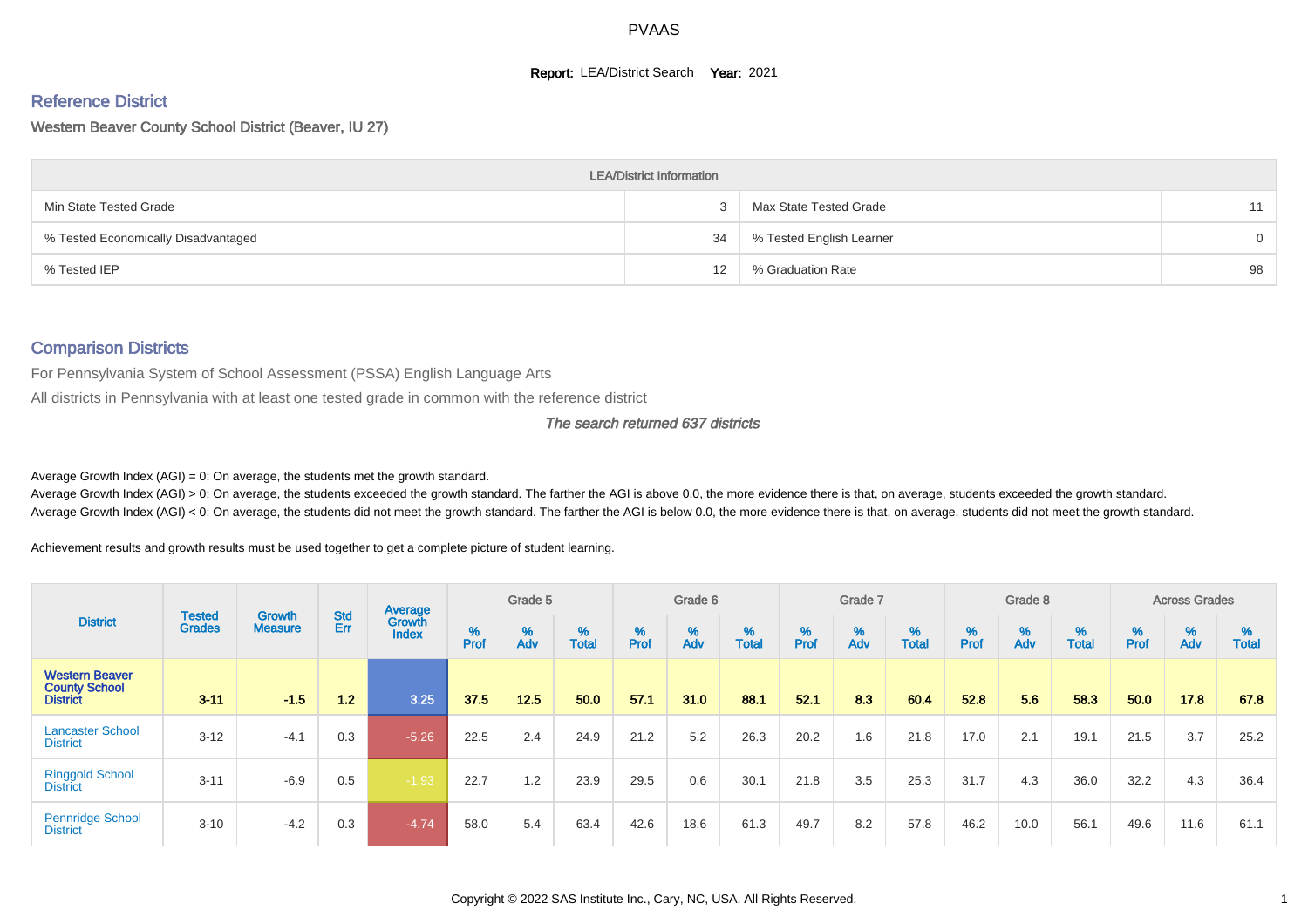# PVAAS

**Report:** LEA/District Search **Year:** 2021

## Reference District

Western Beaver County School District (Beaver, IU 27)

| LEA/District Information | | | |
|---|---|---|---|
| Min State Tested Grade | 3 | Max State Tested Grade | 11 |
| % Tested Economically Disadvantaged | 34 | % Tested English Learner | 0 |
| % Tested IEP | 12 | % Graduation Rate | 98 |

## Comparison Districts

For Pennsylvania System of School Assessment (PSSA) English Language Arts

All districts in Pennsylvania with at least one tested grade in common with the reference district

*The search returned 637 districts*

Average Growth Index (AGI) = 0: On average, the students met the growth standard.

Average Growth Index (AGI) > 0: On average, the students exceeded the growth standard. The farther the AGI is above 0.0, the more evidence there is that, on average, students exceeded the growth standard.

Average Growth Index (AGI) < 0: On average, the students did not meet the growth standard. The farther the AGI is below 0.0, the more evidence there is that, on average, students did not meet the growth standard.

Achievement results and growth results must be used together to get a complete picture of student learning.

| District | Tested Grades | Growth Measure | Std Err | Average Growth Index | Grade 5 | | | Grade 6 | | | Grade 7 | | | Grade 8 | | | Across Grades | | |
|---|---|---|---|---|---|---|---|---|---|---|---|---|---|---|---|---|---|---|---|
| | | | | | % Prof | % Adv | % Total | % Prof | % Adv | % Total | % Prof | % Adv | % Total | % Prof | % Adv | % Total | % Prof | % Adv | % Total |
| **Western Beaver County School District** | **3-11** | **-1.5** | **1.2** | **3.25** | **37.5** | **12.5** | **50.0** | **57.1** | **31.0** | **88.1** | **52.1** | **8.3** | **60.4** | **52.8** | **5.6** | **58.3** | **50.0** | **17.8** | **67.8** |
| Lancaster School District | 3-12 | -4.1 | 0.3 | -5.26 | 22.5 | 2.4 | 24.9 | 21.2 | 5.2 | 26.3 | 20.2 | 1.6 | 21.8 | 17.0 | 2.1 | 19.1 | 21.5 | 3.7 | 25.2 |
| Ringgold School District | 3-11 | -6.9 | 0.5 | -1.93 | 22.7 | 1.2 | 23.9 | 29.5 | 0.6 | 30.1 | 21.8 | 3.5 | 25.3 | 31.7 | 4.3 | 36.0 | 32.2 | 4.3 | 36.4 |
| Pennridge School District | 3-10 | -4.2 | 0.3 | -4.74 | 58.0 | 5.4 | 63.4 | 42.6 | 18.6 | 61.3 | 49.7 | 8.2 | 57.8 | 46.2 | 10.0 | 56.1 | 49.6 | 11.6 | 61.1 |

Copyright © 2022 SAS Institute Inc., Cary, NC, USA. All Rights Reserved.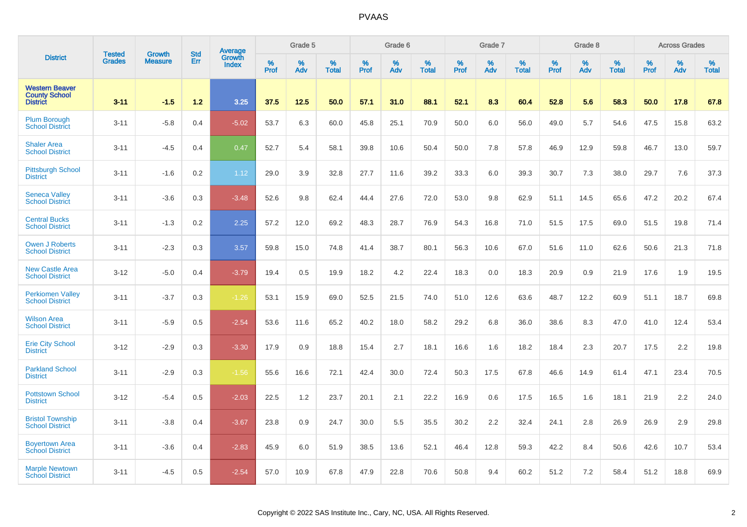| District | Tested Grades | Growth Measure | Std Err | Average Growth Index | Grade 5 | | | Grade 6 | | | Grade 7 | | | Grade 8 | | | Across Grades | | |
|---|---|---|---|---|---|---|---|---|---|---|---|---|---|---|---|---|---|---|---|
| | | | | | % Prof | % Adv | % Total | % Prof | % Adv | % Total | % Prof | % Adv | % Total | % Prof | % Adv | % Total | % Prof | % Adv | % Total |
| **Western Beaver County School District** | **3-11** | **-1.5** | **1.2** | **3.25** | **37.5** | **12.5** | **50.0** | **57.1** | **31.0** | **88.1** | **52.1** | **8.3** | **60.4** | **52.8** | **5.6** | **58.3** | **50.0** | **17.8** | **67.8** |
| Plum Borough School District | 3-11 | -5.8 | 0.4 | -5.02 | 53.7 | 6.3 | 60.0 | 45.8 | 25.1 | 70.9 | 50.0 | 6.0 | 56.0 | 49.0 | 5.7 | 54.6 | 47.5 | 15.8 | 63.2 |
| Shaler Area School District | 3-11 | -4.5 | 0.4 | 0.47 | 52.7 | 5.4 | 58.1 | 39.8 | 10.6 | 50.4 | 50.0 | 7.8 | 57.8 | 46.9 | 12.9 | 59.8 | 46.7 | 13.0 | 59.7 |
| Pittsburgh School District | 3-11 | -1.6 | 0.2 | 1.12 | 29.0 | 3.9 | 32.8 | 27.7 | 11.6 | 39.2 | 33.3 | 6.0 | 39.3 | 30.7 | 7.3 | 38.0 | 29.7 | 7.6 | 37.3 |
| Seneca Valley School District | 3-11 | -3.6 | 0.3 | -3.48 | 52.6 | 9.8 | 62.4 | 44.4 | 27.6 | 72.0 | 53.0 | 9.8 | 62.9 | 51.1 | 14.5 | 65.6 | 47.2 | 20.2 | 67.4 |
| Central Bucks School District | 3-11 | -1.3 | 0.2 | 2.25 | 57.2 | 12.0 | 69.2 | 48.3 | 28.7 | 76.9 | 54.3 | 16.8 | 71.0 | 51.5 | 17.5 | 69.0 | 51.5 | 19.8 | 71.4 |
| Owen J Roberts School District | 3-11 | -2.3 | 0.3 | 3.57 | 59.8 | 15.0 | 74.8 | 41.4 | 38.7 | 80.1 | 56.3 | 10.6 | 67.0 | 51.6 | 11.0 | 62.6 | 50.6 | 21.3 | 71.8 |
| New Castle Area School District | 3-12 | -5.0 | 0.4 | -3.79 | 19.4 | 0.5 | 19.9 | 18.2 | 4.2 | 22.4 | 18.3 | 0.0 | 18.3 | 20.9 | 0.9 | 21.9 | 17.6 | 1.9 | 19.5 |
| Perkiomen Valley School District | 3-11 | -3.7 | 0.3 | -1.26 | 53.1 | 15.9 | 69.0 | 52.5 | 21.5 | 74.0 | 51.0 | 12.6 | 63.6 | 48.7 | 12.2 | 60.9 | 51.1 | 18.7 | 69.8 |
| Wilson Area School District | 3-11 | -5.9 | 0.5 | -2.54 | 53.6 | 11.6 | 65.2 | 40.2 | 18.0 | 58.2 | 29.2 | 6.8 | 36.0 | 38.6 | 8.3 | 47.0 | 41.0 | 12.4 | 53.4 |
| Erie City School District | 3-12 | -2.9 | 0.3 | -3.30 | 17.9 | 0.9 | 18.8 | 15.4 | 2.7 | 18.1 | 16.6 | 1.6 | 18.2 | 18.4 | 2.3 | 20.7 | 17.5 | 2.2 | 19.8 |
| Parkland School District | 3-11 | -2.9 | 0.3 | -1.56 | 55.6 | 16.6 | 72.1 | 42.4 | 30.0 | 72.4 | 50.3 | 17.5 | 67.8 | 46.6 | 14.9 | 61.4 | 47.1 | 23.4 | 70.5 |
| Pottstown School District | 3-12 | -5.4 | 0.5 | -2.03 | 22.5 | 1.2 | 23.7 | 20.1 | 2.1 | 22.2 | 16.9 | 0.6 | 17.5 | 16.5 | 1.6 | 18.1 | 21.9 | 2.2 | 24.0 |
| Bristol Township School District | 3-11 | -3.8 | 0.4 | -3.67 | 23.8 | 0.9 | 24.7 | 30.0 | 5.5 | 35.5 | 30.2 | 2.2 | 32.4 | 24.1 | 2.8 | 26.9 | 26.9 | 2.9 | 29.8 |
| Boyertown Area School District | 3-11 | -3.6 | 0.4 | -2.83 | 45.9 | 6.0 | 51.9 | 38.5 | 13.6 | 52.1 | 46.4 | 12.8 | 59.3 | 42.2 | 8.4 | 50.6 | 42.6 | 10.7 | 53.4 |
| Marple Newtown School District | 3-11 | -4.5 | 0.5 | -2.54 | 57.0 | 10.9 | 67.8 | 47.9 | 22.8 | 70.6 | 50.8 | 9.4 | 60.2 | 51.2 | 7.2 | 58.4 | 51.2 | 18.8 | 69.9 |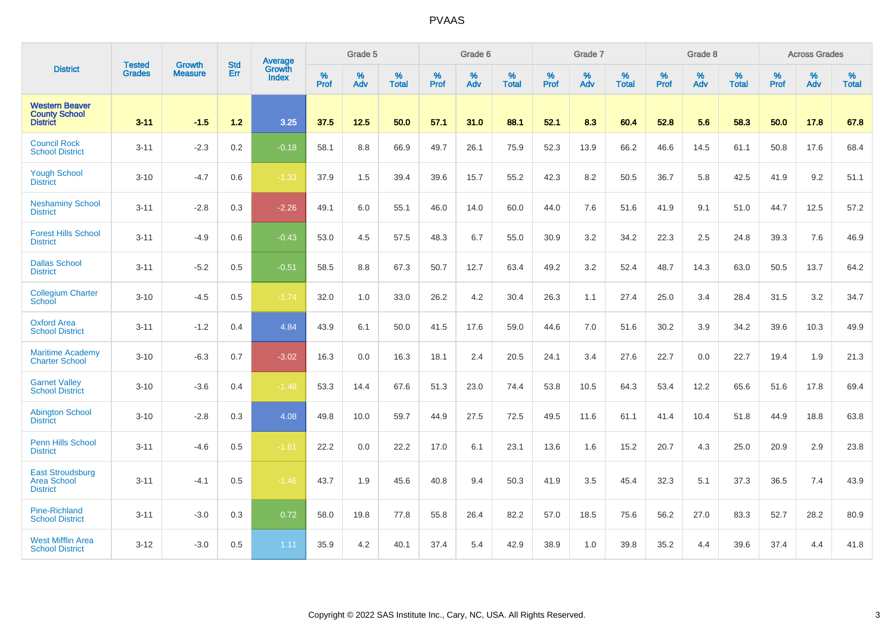# PVAAS

| District | Tested Grades | Growth Measure | Std Err | Average Growth Index | Grade 5 | | | Grade 6 | | | Grade 7 | | | Grade 8 | | | Across Grades | | |
|---|---|---|---|---|---|---|---|---|---|---|---|---|---|---|---|---|---|---|---|
| | | | | | % Prof | % Adv | % Total | % Prof | % Adv | % Total | % Prof | % Adv | % Total | % Prof | % Adv | % Total | % Prof | % Adv | % Total |
| **Western Beaver County School District** | **3-11** | **-1.5** | **1.2** | **3.25** | **37.5** | **12.5** | **50.0** | **57.1** | **31.0** | **88.1** | **52.1** | **8.3** | **60.4** | **52.8** | **5.6** | **58.3** | **50.0** | **17.8** | **67.8** |
| Council Rock School District | 3-11 | -2.3 | 0.2 | -0.18 | 58.1 | 8.8 | 66.9 | 49.7 | 26.1 | 75.9 | 52.3 | 13.9 | 66.2 | 46.6 | 14.5 | 61.1 | 50.8 | 17.6 | 68.4 |
| Yough School District | 3-10 | -4.7 | 0.6 | -1.33 | 37.9 | 1.5 | 39.4 | 39.6 | 15.7 | 55.2 | 42.3 | 8.2 | 50.5 | 36.7 | 5.8 | 42.5 | 41.9 | 9.2 | 51.1 |
| Neshaminy School District | 3-11 | -2.8 | 0.3 | -2.26 | 49.1 | 6.0 | 55.1 | 46.0 | 14.0 | 60.0 | 44.0 | 7.6 | 51.6 | 41.9 | 9.1 | 51.0 | 44.7 | 12.5 | 57.2 |
| Forest Hills School District | 3-11 | -4.9 | 0.6 | -0.43 | 53.0 | 4.5 | 57.5 | 48.3 | 6.7 | 55.0 | 30.9 | 3.2 | 34.2 | 22.3 | 2.5 | 24.8 | 39.3 | 7.6 | 46.9 |
| Dallas School District | 3-11 | -5.2 | 0.5 | -0.51 | 58.5 | 8.8 | 67.3 | 50.7 | 12.7 | 63.4 | 49.2 | 3.2 | 52.4 | 48.7 | 14.3 | 63.0 | 50.5 | 13.7 | 64.2 |
| Collegium Charter School | 3-10 | -4.5 | 0.5 | -1.74 | 32.0 | 1.0 | 33.0 | 26.2 | 4.2 | 30.4 | 26.3 | 1.1 | 27.4 | 25.0 | 3.4 | 28.4 | 31.5 | 3.2 | 34.7 |
| Oxford Area School District | 3-11 | -1.2 | 0.4 | 4.84 | 43.9 | 6.1 | 50.0 | 41.5 | 17.6 | 59.0 | 44.6 | 7.0 | 51.6 | 30.2 | 3.9 | 34.2 | 39.6 | 10.3 | 49.9 |
| Maritime Academy Charter School | 3-10 | -6.3 | 0.7 | -3.02 | 16.3 | 0.0 | 16.3 | 18.1 | 2.4 | 20.5 | 24.1 | 3.4 | 27.6 | 22.7 | 0.0 | 22.7 | 19.4 | 1.9 | 21.3 |
| Garnet Valley School District | 3-10 | -3.6 | 0.4 | -1.48 | 53.3 | 14.4 | 67.6 | 51.3 | 23.0 | 74.4 | 53.8 | 10.5 | 64.3 | 53.4 | 12.2 | 65.6 | 51.6 | 17.8 | 69.4 |
| Abington School District | 3-10 | -2.8 | 0.3 | 4.08 | 49.8 | 10.0 | 59.7 | 44.9 | 27.5 | 72.5 | 49.5 | 11.6 | 61.1 | 41.4 | 10.4 | 51.8 | 44.9 | 18.8 | 63.8 |
| Penn Hills School District | 3-11 | -4.6 | 0.5 | -1.61 | 22.2 | 0.0 | 22.2 | 17.0 | 6.1 | 23.1 | 13.6 | 1.6 | 15.2 | 20.7 | 4.3 | 25.0 | 20.9 | 2.9 | 23.8 |
| East Stroudsburg Area School District | 3-11 | -4.1 | 0.5 | -1.46 | 43.7 | 1.9 | 45.6 | 40.8 | 9.4 | 50.3 | 41.9 | 3.5 | 45.4 | 32.3 | 5.1 | 37.3 | 36.5 | 7.4 | 43.9 |
| Pine-Richland School District | 3-11 | -3.0 | 0.3 | 0.72 | 58.0 | 19.8 | 77.8 | 55.8 | 26.4 | 82.2 | 57.0 | 18.5 | 75.6 | 56.2 | 27.0 | 83.3 | 52.7 | 28.2 | 80.9 |
| West Mifflin Area School District | 3-12 | -3.0 | 0.5 | 1.11 | 35.9 | 4.2 | 40.1 | 37.4 | 5.4 | 42.9 | 38.9 | 1.0 | 39.8 | 35.2 | 4.4 | 39.6 | 37.4 | 4.4 | 41.8 |

Copyright © 2022 SAS Institute Inc., Cary, NC, USA. All Rights Reserved.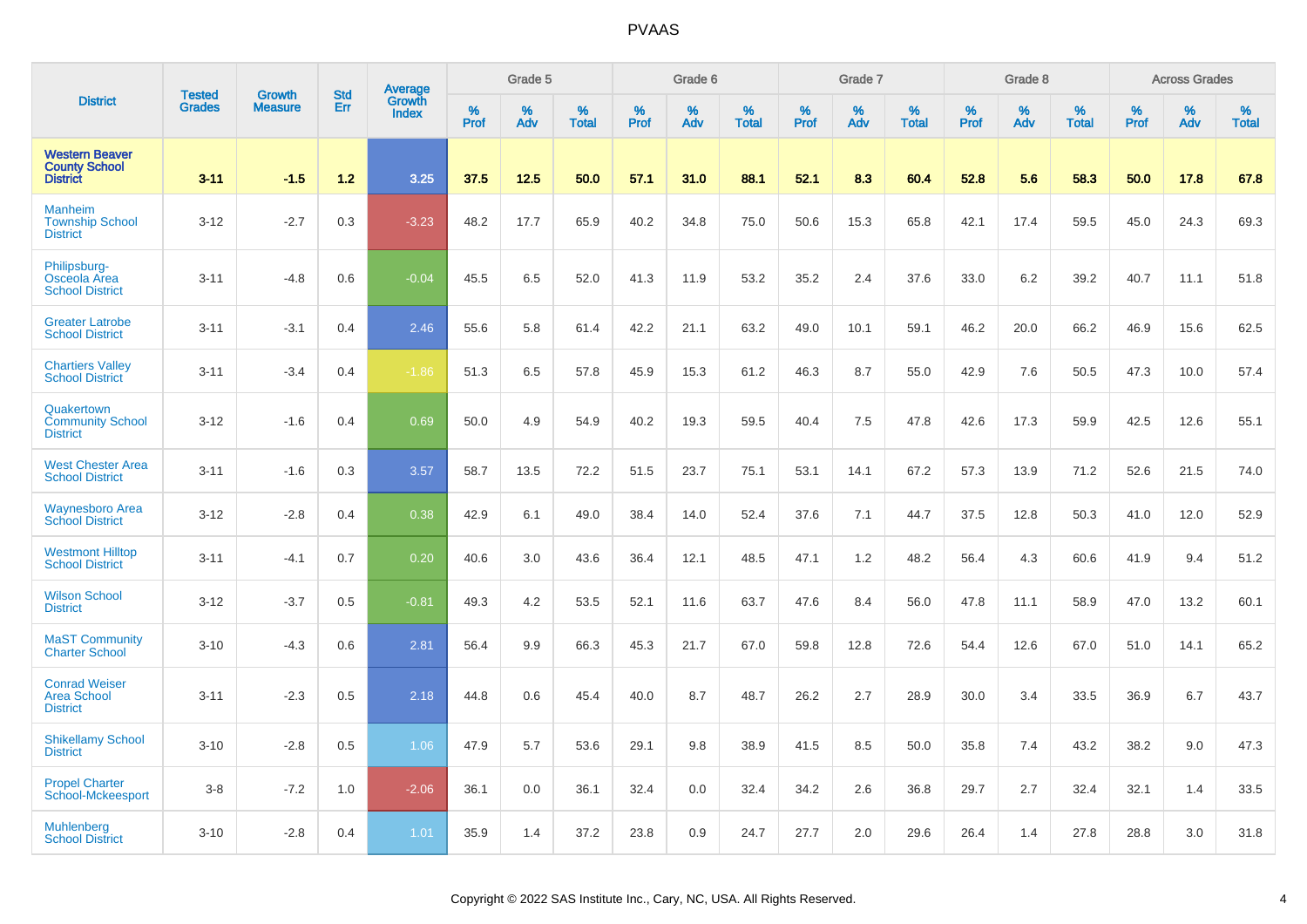| District | Tested Grades | Growth Measure | Std Err | Average Growth Index | Grade 5 | | | Grade 6 | | | Grade 7 | | | Grade 8 | | | Across Grades | | |
|---|---|---|---|---|---|---|---|---|---|---|---|---|---|---|---|---|---|---|---|
| | | | | | % Prof | % Adv | % Total | % Prof | % Adv | % Total | % Prof | % Adv | % Total | % Prof | % Adv | % Total | % Prof | % Adv | % Total |
| **Western Beaver County School District** | **3-11** | **-1.5** | **1.2** | **3.25** | **37.5** | **12.5** | **50.0** | **57.1** | **31.0** | **88.1** | **52.1** | **8.3** | **60.4** | **52.8** | **5.6** | **58.3** | **50.0** | **17.8** | **67.8** |
| Manheim Township School District | 3-12 | -2.7 | 0.3 | -3.23 | 48.2 | 17.7 | 65.9 | 40.2 | 34.8 | 75.0 | 50.6 | 15.3 | 65.8 | 42.1 | 17.4 | 59.5 | 45.0 | 24.3 | 69.3 |
| Philipsburg-Osceola Area School District | 3-11 | -4.8 | 0.6 | -0.04 | 45.5 | 6.5 | 52.0 | 41.3 | 11.9 | 53.2 | 35.2 | 2.4 | 37.6 | 33.0 | 6.2 | 39.2 | 40.7 | 11.1 | 51.8 |
| Greater Latrobe School District | 3-11 | -3.1 | 0.4 | 2.46 | 55.6 | 5.8 | 61.4 | 42.2 | 21.1 | 63.2 | 49.0 | 10.1 | 59.1 | 46.2 | 20.0 | 66.2 | 46.9 | 15.6 | 62.5 |
| Chartiers Valley School District | 3-11 | -3.4 | 0.4 | -1.86 | 51.3 | 6.5 | 57.8 | 45.9 | 15.3 | 61.2 | 46.3 | 8.7 | 55.0 | 42.9 | 7.6 | 50.5 | 47.3 | 10.0 | 57.4 |
| Quakertown Community School District | 3-12 | -1.6 | 0.4 | 0.69 | 50.0 | 4.9 | 54.9 | 40.2 | 19.3 | 59.5 | 40.4 | 7.5 | 47.8 | 42.6 | 17.3 | 59.9 | 42.5 | 12.6 | 55.1 |
| West Chester Area School District | 3-11 | -1.6 | 0.3 | 3.57 | 58.7 | 13.5 | 72.2 | 51.5 | 23.7 | 75.1 | 53.1 | 14.1 | 67.2 | 57.3 | 13.9 | 71.2 | 52.6 | 21.5 | 74.0 |
| Waynesboro Area School District | 3-12 | -2.8 | 0.4 | 0.38 | 42.9 | 6.1 | 49.0 | 38.4 | 14.0 | 52.4 | 37.6 | 7.1 | 44.7 | 37.5 | 12.8 | 50.3 | 41.0 | 12.0 | 52.9 |
| Westmont Hilltop School District | 3-11 | -4.1 | 0.7 | 0.20 | 40.6 | 3.0 | 43.6 | 36.4 | 12.1 | 48.5 | 47.1 | 1.2 | 48.2 | 56.4 | 4.3 | 60.6 | 41.9 | 9.4 | 51.2 |
| Wilson School District | 3-12 | -3.7 | 0.5 | -0.81 | 49.3 | 4.2 | 53.5 | 52.1 | 11.6 | 63.7 | 47.6 | 8.4 | 56.0 | 47.8 | 11.1 | 58.9 | 47.0 | 13.2 | 60.1 |
| MaST Community Charter School | 3-10 | -4.3 | 0.6 | 2.81 | 56.4 | 9.9 | 66.3 | 45.3 | 21.7 | 67.0 | 59.8 | 12.8 | 72.6 | 54.4 | 12.6 | 67.0 | 51.0 | 14.1 | 65.2 |
| Conrad Weiser Area School District | 3-11 | -2.3 | 0.5 | 2.18 | 44.8 | 0.6 | 45.4 | 40.0 | 8.7 | 48.7 | 26.2 | 2.7 | 28.9 | 30.0 | 3.4 | 33.5 | 36.9 | 6.7 | 43.7 |
| Shikellamy School District | 3-10 | -2.8 | 0.5 | 1.06 | 47.9 | 5.7 | 53.6 | 29.1 | 9.8 | 38.9 | 41.5 | 8.5 | 50.0 | 35.8 | 7.4 | 43.2 | 38.2 | 9.0 | 47.3 |
| Propel Charter School-Mckeesport | 3-8 | -7.2 | 1.0 | -2.06 | 36.1 | 0.0 | 36.1 | 32.4 | 0.0 | 32.4 | 34.2 | 2.6 | 36.8 | 29.7 | 2.7 | 32.4 | 32.1 | 1.4 | 33.5 |
| Muhlenberg School District | 3-10 | -2.8 | 0.4 | 1.01 | 35.9 | 1.4 | 37.2 | 23.8 | 0.9 | 24.7 | 27.7 | 2.0 | 29.6 | 26.4 | 1.4 | 27.8 | 28.8 | 3.0 | 31.8 |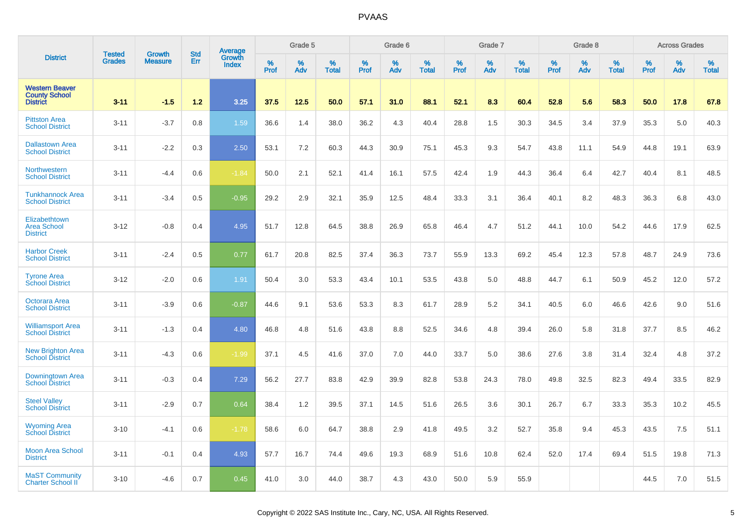# PVAAS

| District | Tested Grades | Growth Measure | Std Err | Average Growth Index | Grade 5 | | | Grade 6 | | | Grade 7 | | | Grade 8 | | | Across Grades | | |
|---|---|---|---|---|---|---|---|---|---|---|---|---|---|---|---|---|---|---|---|
| | | | | | % Prof | % Adv | % Total | % Prof | % Adv | % Total | % Prof | % Adv | % Total | % Prof | % Adv | % Total | % Prof | % Adv | % Total |
| **Western Beaver County School District** | **3-11** | **-1.5** | **1.2** | **3.25** | **37.5** | **12.5** | **50.0** | **57.1** | **31.0** | **88.1** | **52.1** | **8.3** | **60.4** | **52.8** | **5.6** | **58.3** | **50.0** | **17.8** | **67.8** |
| Pittston Area School District | 3-11 | -3.7 | 0.8 | 1.59 | 36.6 | 1.4 | 38.0 | 36.2 | 4.3 | 40.4 | 28.8 | 1.5 | 30.3 | 34.5 | 3.4 | 37.9 | 35.3 | 5.0 | 40.3 |
| Dallastown Area School District | 3-11 | -2.2 | 0.3 | 2.50 | 53.1 | 7.2 | 60.3 | 44.3 | 30.9 | 75.1 | 45.3 | 9.3 | 54.7 | 43.8 | 11.1 | 54.9 | 44.8 | 19.1 | 63.9 |
| Northwestern School District | 3-11 | -4.4 | 0.6 | -1.84 | 50.0 | 2.1 | 52.1 | 41.4 | 16.1 | 57.5 | 42.4 | 1.9 | 44.3 | 36.4 | 6.4 | 42.7 | 40.4 | 8.1 | 48.5 |
| Tunkhannock Area School District | 3-11 | -3.4 | 0.5 | -0.95 | 29.2 | 2.9 | 32.1 | 35.9 | 12.5 | 48.4 | 33.3 | 3.1 | 36.4 | 40.1 | 8.2 | 48.3 | 36.3 | 6.8 | 43.0 |
| Elizabethtown Area School District | 3-12 | -0.8 | 0.4 | 4.95 | 51.7 | 12.8 | 64.5 | 38.8 | 26.9 | 65.8 | 46.4 | 4.7 | 51.2 | 44.1 | 10.0 | 54.2 | 44.6 | 17.9 | 62.5 |
| Harbor Creek School District | 3-11 | -2.4 | 0.5 | 0.77 | 61.7 | 20.8 | 82.5 | 37.4 | 36.3 | 73.7 | 55.9 | 13.3 | 69.2 | 45.4 | 12.3 | 57.8 | 48.7 | 24.9 | 73.6 |
| Tyrone Area School District | 3-12 | -2.0 | 0.6 | 1.91 | 50.4 | 3.0 | 53.3 | 43.4 | 10.1 | 53.5 | 43.8 | 5.0 | 48.8 | 44.7 | 6.1 | 50.9 | 45.2 | 12.0 | 57.2 |
| Octorara Area School District | 3-11 | -3.9 | 0.6 | -0.87 | 44.6 | 9.1 | 53.6 | 53.3 | 8.3 | 61.7 | 28.9 | 5.2 | 34.1 | 40.5 | 6.0 | 46.6 | 42.6 | 9.0 | 51.6 |
| Williamsport Area School District | 3-11 | -1.3 | 0.4 | 4.80 | 46.8 | 4.8 | 51.6 | 43.8 | 8.8 | 52.5 | 34.6 | 4.8 | 39.4 | 26.0 | 5.8 | 31.8 | 37.7 | 8.5 | 46.2 |
| New Brighton Area School District | 3-11 | -4.3 | 0.6 | -1.99 | 37.1 | 4.5 | 41.6 | 37.0 | 7.0 | 44.0 | 33.7 | 5.0 | 38.6 | 27.6 | 3.8 | 31.4 | 32.4 | 4.8 | 37.2 |
| Downingtown Area School District | 3-11 | -0.3 | 0.4 | 7.29 | 56.2 | 27.7 | 83.8 | 42.9 | 39.9 | 82.8 | 53.8 | 24.3 | 78.0 | 49.8 | 32.5 | 82.3 | 49.4 | 33.5 | 82.9 |
| Steel Valley School District | 3-11 | -2.9 | 0.7 | 0.64 | 38.4 | 1.2 | 39.5 | 37.1 | 14.5 | 51.6 | 26.5 | 3.6 | 30.1 | 26.7 | 6.7 | 33.3 | 35.3 | 10.2 | 45.5 |
| Wyoming Area School District | 3-10 | -4.1 | 0.6 | -1.78 | 58.6 | 6.0 | 64.7 | 38.8 | 2.9 | 41.8 | 49.5 | 3.2 | 52.7 | 35.8 | 9.4 | 45.3 | 43.5 | 7.5 | 51.1 |
| Moon Area School District | 3-11 | -0.1 | 0.4 | 4.93 | 57.7 | 16.7 | 74.4 | 49.6 | 19.3 | 68.9 | 51.6 | 10.8 | 62.4 | 52.0 | 17.4 | 69.4 | 51.5 | 19.8 | 71.3 |
| MaST Community Charter School II | 3-10 | -4.6 | 0.7 | 0.45 | 41.0 | 3.0 | 44.0 | 38.7 | 4.3 | 43.0 | 50.0 | 5.9 | 55.9 | | | | 44.5 | 7.0 | 51.5 |

Copyright © 2022 SAS Institute Inc., Cary, NC, USA. All Rights Reserved.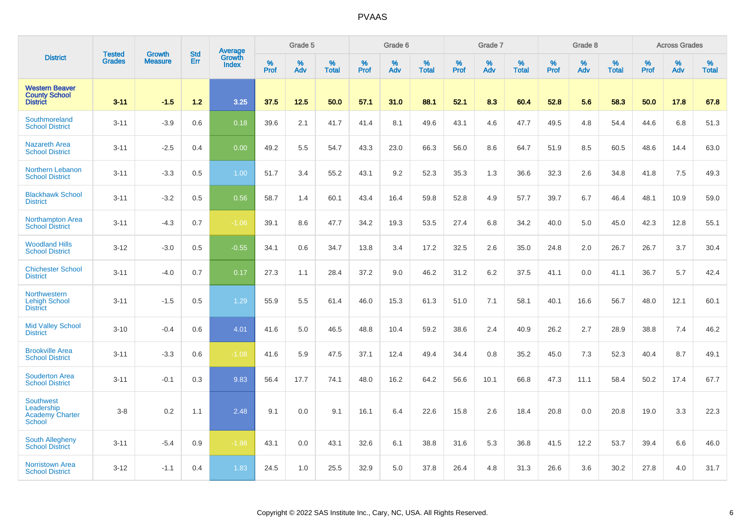# PVAAS

| District | Tested Grades | Growth Measure | Std Err | Average Growth Index | Grade 5 | | | Grade 6 | | | Grade 7 | | | Grade 8 | | | Across Grades | | |
|---|---|---|---|---|---|---|---|---|---|---|---|---|---|---|---|---|---|---|---|
| | | | | | % Prof | % Adv | % Total | % Prof | % Adv | % Total | % Prof | % Adv | % Total | % Prof | % Adv | % Total | % Prof | % Adv | % Total |
| **Western Beaver County School District** | **3-11** | **-1.5** | **1.2** | **3.25** | **37.5** | **12.5** | **50.0** | **57.1** | **31.0** | **88.1** | **52.1** | **8.3** | **60.4** | **52.8** | **5.6** | **58.3** | **50.0** | **17.8** | **67.8** |
| Southmoreland School District | 3-11 | -3.9 | 0.6 | 0.18 | 39.6 | 2.1 | 41.7 | 41.4 | 8.1 | 49.6 | 43.1 | 4.6 | 47.7 | 49.5 | 4.8 | 54.4 | 44.6 | 6.8 | 51.3 |
| Nazareth Area School District | 3-11 | -2.5 | 0.4 | 0.00 | 49.2 | 5.5 | 54.7 | 43.3 | 23.0 | 66.3 | 56.0 | 8.6 | 64.7 | 51.9 | 8.5 | 60.5 | 48.6 | 14.4 | 63.0 |
| Northern Lebanon School District | 3-11 | -3.3 | 0.5 | 1.00 | 51.7 | 3.4 | 55.2 | 43.1 | 9.2 | 52.3 | 35.3 | 1.3 | 36.6 | 32.3 | 2.6 | 34.8 | 41.8 | 7.5 | 49.3 |
| Blackhawk School District | 3-11 | -3.2 | 0.5 | 0.56 | 58.7 | 1.4 | 60.1 | 43.4 | 16.4 | 59.8 | 52.8 | 4.9 | 57.7 | 39.7 | 6.7 | 46.4 | 48.1 | 10.9 | 59.0 |
| Northampton Area School District | 3-11 | -4.3 | 0.7 | -1.06 | 39.1 | 8.6 | 47.7 | 34.2 | 19.3 | 53.5 | 27.4 | 6.8 | 34.2 | 40.0 | 5.0 | 45.0 | 42.3 | 12.8 | 55.1 |
| Woodland Hills School District | 3-12 | -3.0 | 0.5 | -0.55 | 34.1 | 0.6 | 34.7 | 13.8 | 3.4 | 17.2 | 32.5 | 2.6 | 35.0 | 24.8 | 2.0 | 26.7 | 26.7 | 3.7 | 30.4 |
| Chichester School District | 3-11 | -4.0 | 0.7 | 0.17 | 27.3 | 1.1 | 28.4 | 37.2 | 9.0 | 46.2 | 31.2 | 6.2 | 37.5 | 41.1 | 0.0 | 41.1 | 36.7 | 5.7 | 42.4 |
| Northwestern Lehigh School District | 3-11 | -1.5 | 0.5 | 1.29 | 55.9 | 5.5 | 61.4 | 46.0 | 15.3 | 61.3 | 51.0 | 7.1 | 58.1 | 40.1 | 16.6 | 56.7 | 48.0 | 12.1 | 60.1 |
| Mid Valley School District | 3-10 | -0.4 | 0.6 | 4.01 | 41.6 | 5.0 | 46.5 | 48.8 | 10.4 | 59.2 | 38.6 | 2.4 | 40.9 | 26.2 | 2.7 | 28.9 | 38.8 | 7.4 | 46.2 |
| Brookville Area School District | 3-11 | -3.3 | 0.6 | -1.08 | 41.6 | 5.9 | 47.5 | 37.1 | 12.4 | 49.4 | 34.4 | 0.8 | 35.2 | 45.0 | 7.3 | 52.3 | 40.4 | 8.7 | 49.1 |
| Souderton Area School District | 3-11 | -0.1 | 0.3 | 9.83 | 56.4 | 17.7 | 74.1 | 48.0 | 16.2 | 64.2 | 56.6 | 10.1 | 66.8 | 47.3 | 11.1 | 58.4 | 50.2 | 17.4 | 67.7 |
| Southwest Leadership Academy Charter School | 3-8 | 0.2 | 1.1 | 2.48 | 9.1 | 0.0 | 9.1 | 16.1 | 6.4 | 22.6 | 15.8 | 2.6 | 18.4 | 20.8 | 0.0 | 20.8 | 19.0 | 3.3 | 22.3 |
| South Allegheny School District | 3-11 | -5.4 | 0.9 | -1.98 | 43.1 | 0.0 | 43.1 | 32.6 | 6.1 | 38.8 | 31.6 | 5.3 | 36.8 | 41.5 | 12.2 | 53.7 | 39.4 | 6.6 | 46.0 |
| Norristown Area School District | 3-12 | -1.1 | 0.4 | 1.83 | 24.5 | 1.0 | 25.5 | 32.9 | 5.0 | 37.8 | 26.4 | 4.8 | 31.3 | 26.6 | 3.6 | 30.2 | 27.8 | 4.0 | 31.7 |

Copyright © 2022 SAS Institute Inc., Cary, NC, USA. All Rights Reserved.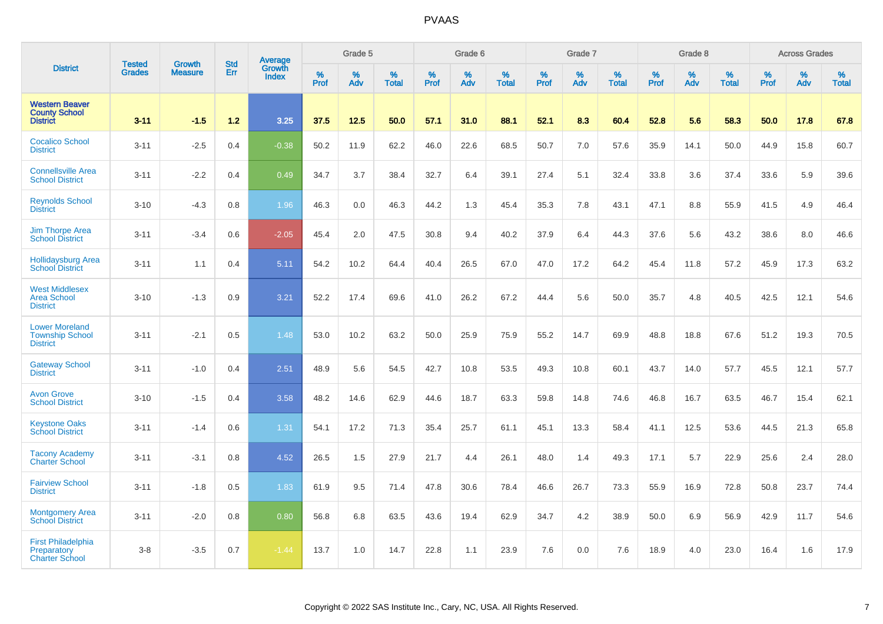# PVAAS

| District | Tested Grades | Growth Measure | Std Err | Average Growth Index | Grade 5 | | | Grade 6 | | | Grade 7 | | | Grade 8 | | | Across Grades | | |
|---|---|---|---|---|---|---|---|---|---|---|---|---|---|---|---|---|---|---|---|
| | | | | | % Prof | % Adv | % Total | % Prof | % Adv | % Total | % Prof | % Adv | % Total | % Prof | % Adv | % Total | % Prof | % Adv | % Total |
| **Western Beaver County School District** | **3-11** | **-1.5** | **1.2** | **3.25** | **37.5** | **12.5** | **50.0** | **57.1** | **31.0** | **88.1** | **52.1** | **8.3** | **60.4** | **52.8** | **5.6** | **58.3** | **50.0** | **17.8** | **67.8** |
| Cocalico School District | 3-11 | -2.5 | 0.4 | -0.38 | 50.2 | 11.9 | 62.2 | 46.0 | 22.6 | 68.5 | 50.7 | 7.0 | 57.6 | 35.9 | 14.1 | 50.0 | 44.9 | 15.8 | 60.7 |
| Connellsville Area School District | 3-11 | -2.2 | 0.4 | 0.49 | 34.7 | 3.7 | 38.4 | 32.7 | 6.4 | 39.1 | 27.4 | 5.1 | 32.4 | 33.8 | 3.6 | 37.4 | 33.6 | 5.9 | 39.6 |
| Reynolds School District | 3-10 | -4.3 | 0.8 | 1.96 | 46.3 | 0.0 | 46.3 | 44.2 | 1.3 | 45.4 | 35.3 | 7.8 | 43.1 | 47.1 | 8.8 | 55.9 | 41.5 | 4.9 | 46.4 |
| Jim Thorpe Area School District | 3-11 | -3.4 | 0.6 | -2.05 | 45.4 | 2.0 | 47.5 | 30.8 | 9.4 | 40.2 | 37.9 | 6.4 | 44.3 | 37.6 | 5.6 | 43.2 | 38.6 | 8.0 | 46.6 |
| Hollidaysburg Area School District | 3-11 | 1.1 | 0.4 | 5.11 | 54.2 | 10.2 | 64.4 | 40.4 | 26.5 | 67.0 | 47.0 | 17.2 | 64.2 | 45.4 | 11.8 | 57.2 | 45.9 | 17.3 | 63.2 |
| West Middlesex Area School District | 3-10 | -1.3 | 0.9 | 3.21 | 52.2 | 17.4 | 69.6 | 41.0 | 26.2 | 67.2 | 44.4 | 5.6 | 50.0 | 35.7 | 4.8 | 40.5 | 42.5 | 12.1 | 54.6 |
| Lower Moreland Township School District | 3-11 | -2.1 | 0.5 | 1.48 | 53.0 | 10.2 | 63.2 | 50.0 | 25.9 | 75.9 | 55.2 | 14.7 | 69.9 | 48.8 | 18.8 | 67.6 | 51.2 | 19.3 | 70.5 |
| Gateway School District | 3-11 | -1.0 | 0.4 | 2.51 | 48.9 | 5.6 | 54.5 | 42.7 | 10.8 | 53.5 | 49.3 | 10.8 | 60.1 | 43.7 | 14.0 | 57.7 | 45.5 | 12.1 | 57.7 |
| Avon Grove School District | 3-10 | -1.5 | 0.4 | 3.58 | 48.2 | 14.6 | 62.9 | 44.6 | 18.7 | 63.3 | 59.8 | 14.8 | 74.6 | 46.8 | 16.7 | 63.5 | 46.7 | 15.4 | 62.1 |
| Keystone Oaks School District | 3-11 | -1.4 | 0.6 | 1.31 | 54.1 | 17.2 | 71.3 | 35.4 | 25.7 | 61.1 | 45.1 | 13.3 | 58.4 | 41.1 | 12.5 | 53.6 | 44.5 | 21.3 | 65.8 |
| Tacony Academy Charter School | 3-11 | -3.1 | 0.8 | 4.52 | 26.5 | 1.5 | 27.9 | 21.7 | 4.4 | 26.1 | 48.0 | 1.4 | 49.3 | 17.1 | 5.7 | 22.9 | 25.6 | 2.4 | 28.0 |
| Fairview School District | 3-11 | -1.8 | 0.5 | 1.83 | 61.9 | 9.5 | 71.4 | 47.8 | 30.6 | 78.4 | 46.6 | 26.7 | 73.3 | 55.9 | 16.9 | 72.8 | 50.8 | 23.7 | 74.4 |
| Montgomery Area School District | 3-11 | -2.0 | 0.8 | 0.80 | 56.8 | 6.8 | 63.5 | 43.6 | 19.4 | 62.9 | 34.7 | 4.2 | 38.9 | 50.0 | 6.9 | 56.9 | 42.9 | 11.7 | 54.6 |
| First Philadelphia Preparatory Charter School | 3-8 | -3.5 | 0.7 | -1.44 | 13.7 | 1.0 | 14.7 | 22.8 | 1.1 | 23.9 | 7.6 | 0.0 | 7.6 | 18.9 | 4.0 | 23.0 | 16.4 | 1.6 | 17.9 |

Copyright © 2022 SAS Institute Inc., Cary, NC, USA. All Rights Reserved.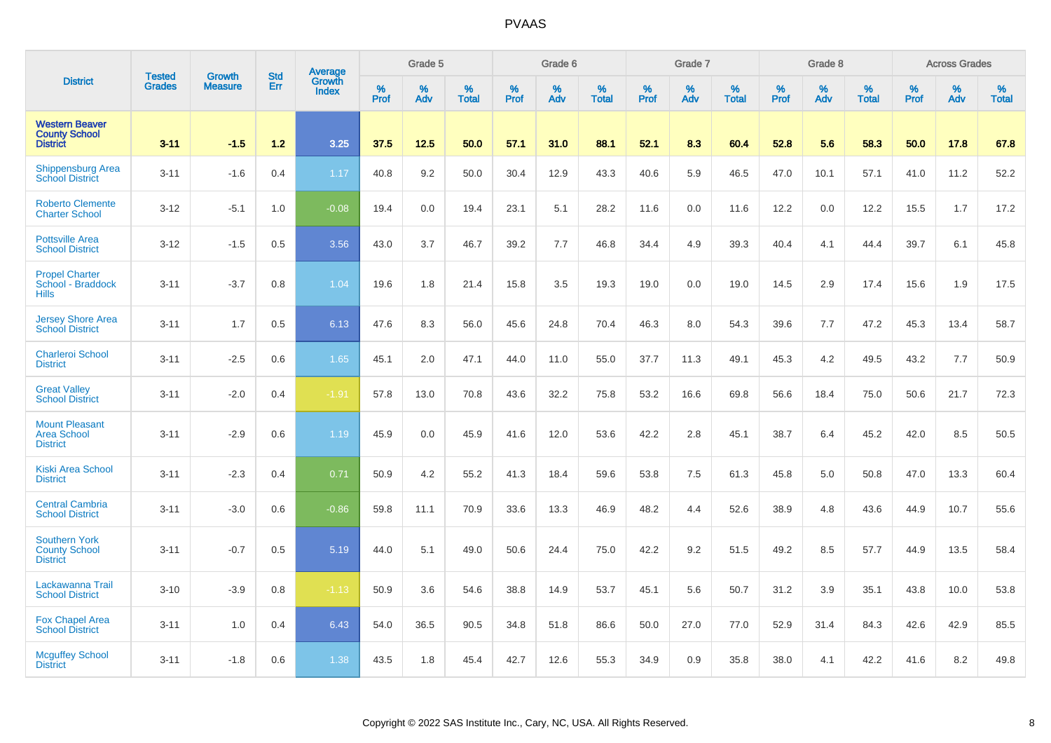| District | Tested Grades | Growth Measure | Std Err | Average Growth Index | Grade 5 | | | Grade 6 | | | Grade 7 | | | Grade 8 | | | Across Grades | | |
|---|---|---|---|---|---|---|---|---|---|---|---|---|---|---|---|---|---|---|---|
| | | | | | % Prof | % Adv | % Total | % Prof | % Adv | % Total | % Prof | % Adv | % Total | % Prof | % Adv | % Total | % Prof | % Adv | % Total |
| **Western Beaver County School District** | **3-11** | **-1.5** | **1.2** | **3.25** | **37.5** | **12.5** | **50.0** | **57.1** | **31.0** | **88.1** | **52.1** | **8.3** | **60.4** | **52.8** | **5.6** | **58.3** | **50.0** | **17.8** | **67.8** |
| Shippensburg Area School District | 3-11 | -1.6 | 0.4 | 1.17 | 40.8 | 9.2 | 50.0 | 30.4 | 12.9 | 43.3 | 40.6 | 5.9 | 46.5 | 47.0 | 10.1 | 57.1 | 41.0 | 11.2 | 52.2 |
| Roberto Clemente Charter School | 3-12 | -5.1 | 1.0 | -0.08 | 19.4 | 0.0 | 19.4 | 23.1 | 5.1 | 28.2 | 11.6 | 0.0 | 11.6 | 12.2 | 0.0 | 12.2 | 15.5 | 1.7 | 17.2 |
| Pottsville Area School District | 3-12 | -1.5 | 0.5 | 3.56 | 43.0 | 3.7 | 46.7 | 39.2 | 7.7 | 46.8 | 34.4 | 4.9 | 39.3 | 40.4 | 4.1 | 44.4 | 39.7 | 6.1 | 45.8 |
| Propel Charter School - Braddock Hills | 3-11 | -3.7 | 0.8 | 1.04 | 19.6 | 1.8 | 21.4 | 15.8 | 3.5 | 19.3 | 19.0 | 0.0 | 19.0 | 14.5 | 2.9 | 17.4 | 15.6 | 1.9 | 17.5 |
| Jersey Shore Area School District | 3-11 | 1.7 | 0.5 | 6.13 | 47.6 | 8.3 | 56.0 | 45.6 | 24.8 | 70.4 | 46.3 | 8.0 | 54.3 | 39.6 | 7.7 | 47.2 | 45.3 | 13.4 | 58.7 |
| Charleroi School District | 3-11 | -2.5 | 0.6 | 1.65 | 45.1 | 2.0 | 47.1 | 44.0 | 11.0 | 55.0 | 37.7 | 11.3 | 49.1 | 45.3 | 4.2 | 49.5 | 43.2 | 7.7 | 50.9 |
| Great Valley School District | 3-11 | -2.0 | 0.4 | -1.91 | 57.8 | 13.0 | 70.8 | 43.6 | 32.2 | 75.8 | 53.2 | 16.6 | 69.8 | 56.6 | 18.4 | 75.0 | 50.6 | 21.7 | 72.3 |
| Mount Pleasant Area School District | 3-11 | -2.9 | 0.6 | 1.19 | 45.9 | 0.0 | 45.9 | 41.6 | 12.0 | 53.6 | 42.2 | 2.8 | 45.1 | 38.7 | 6.4 | 45.2 | 42.0 | 8.5 | 50.5 |
| Kiski Area School District | 3-11 | -2.3 | 0.4 | 0.71 | 50.9 | 4.2 | 55.2 | 41.3 | 18.4 | 59.6 | 53.8 | 7.5 | 61.3 | 45.8 | 5.0 | 50.8 | 47.0 | 13.3 | 60.4 |
| Central Cambria School District | 3-11 | -3.0 | 0.6 | -0.86 | 59.8 | 11.1 | 70.9 | 33.6 | 13.3 | 46.9 | 48.2 | 4.4 | 52.6 | 38.9 | 4.8 | 43.6 | 44.9 | 10.7 | 55.6 |
| Southern York County School District | 3-11 | -0.7 | 0.5 | 5.19 | 44.0 | 5.1 | 49.0 | 50.6 | 24.4 | 75.0 | 42.2 | 9.2 | 51.5 | 49.2 | 8.5 | 57.7 | 44.9 | 13.5 | 58.4 |
| Lackawanna Trail School District | 3-10 | -3.9 | 0.8 | -1.13 | 50.9 | 3.6 | 54.6 | 38.8 | 14.9 | 53.7 | 45.1 | 5.6 | 50.7 | 31.2 | 3.9 | 35.1 | 43.8 | 10.0 | 53.8 |
| Fox Chapel Area School District | 3-11 | 1.0 | 0.4 | 6.43 | 54.0 | 36.5 | 90.5 | 34.8 | 51.8 | 86.6 | 50.0 | 27.0 | 77.0 | 52.9 | 31.4 | 84.3 | 42.6 | 42.9 | 85.5 |
| Mcguffey School District | 3-11 | -1.8 | 0.6 | 1.38 | 43.5 | 1.8 | 45.4 | 42.7 | 12.6 | 55.3 | 34.9 | 0.9 | 35.8 | 38.0 | 4.1 | 42.2 | 41.6 | 8.2 | 49.8 |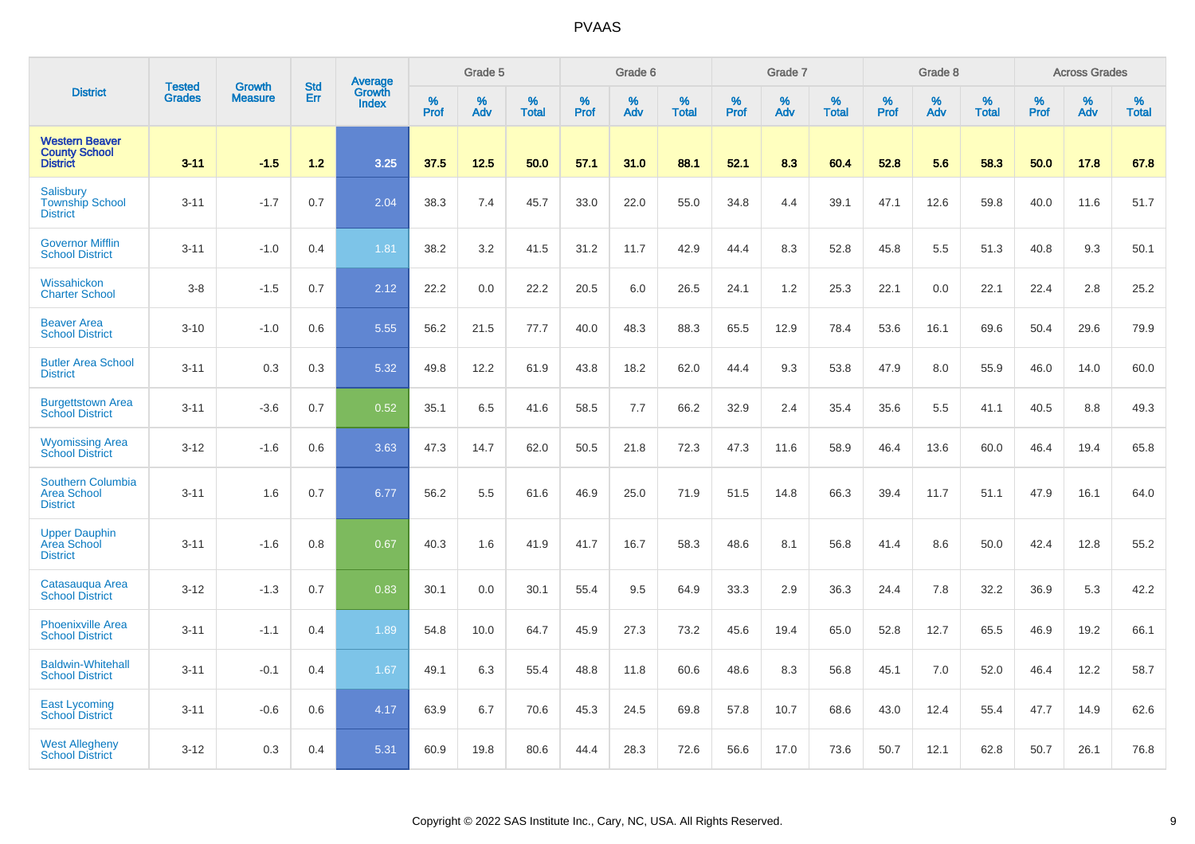# PVAAS

| District | Tested Grades | Growth Measure | Std Err | Average Growth Index | Grade 5 | | | Grade 6 | | | Grade 7 | | | Grade 8 | | | Across Grades | | |
|---|---|---|---|---|---|---|---|---|---|---|---|---|---|---|---|---|---|---|---|
| | | | | | % Prof | % Adv | % Total | % Prof | % Adv | % Total | % Prof | % Adv | % Total | % Prof | % Adv | % Total | % Prof | % Adv | % Total |
| **Western Beaver County School District** | **3-11** | **-1.5** | **1.2** | **3.25** | **37.5** | **12.5** | **50.0** | **57.1** | **31.0** | **88.1** | **52.1** | **8.3** | **60.4** | **52.8** | **5.6** | **58.3** | **50.0** | **17.8** | **67.8** |
| Salisbury Township School District | 3-11 | -1.7 | 0.7 | 2.04 | 38.3 | 7.4 | 45.7 | 33.0 | 22.0 | 55.0 | 34.8 | 4.4 | 39.1 | 47.1 | 12.6 | 59.8 | 40.0 | 11.6 | 51.7 |
| Governor Mifflin School District | 3-11 | -1.0 | 0.4 | 1.81 | 38.2 | 3.2 | 41.5 | 31.2 | 11.7 | 42.9 | 44.4 | 8.3 | 52.8 | 45.8 | 5.5 | 51.3 | 40.8 | 9.3 | 50.1 |
| Wissahickon Charter School | 3-8 | -1.5 | 0.7 | 2.12 | 22.2 | 0.0 | 22.2 | 20.5 | 6.0 | 26.5 | 24.1 | 1.2 | 25.3 | 22.1 | 0.0 | 22.1 | 22.4 | 2.8 | 25.2 |
| Beaver Area School District | 3-10 | -1.0 | 0.6 | 5.55 | 56.2 | 21.5 | 77.7 | 40.0 | 48.3 | 88.3 | 65.5 | 12.9 | 78.4 | 53.6 | 16.1 | 69.6 | 50.4 | 29.6 | 79.9 |
| Butler Area School District | 3-11 | 0.3 | 0.3 | 5.32 | 49.8 | 12.2 | 61.9 | 43.8 | 18.2 | 62.0 | 44.4 | 9.3 | 53.8 | 47.9 | 8.0 | 55.9 | 46.0 | 14.0 | 60.0 |
| Burgettstown Area School District | 3-11 | -3.6 | 0.7 | 0.52 | 35.1 | 6.5 | 41.6 | 58.5 | 7.7 | 66.2 | 32.9 | 2.4 | 35.4 | 35.6 | 5.5 | 41.1 | 40.5 | 8.8 | 49.3 |
| Wyomissing Area School District | 3-12 | -1.6 | 0.6 | 3.63 | 47.3 | 14.7 | 62.0 | 50.5 | 21.8 | 72.3 | 47.3 | 11.6 | 58.9 | 46.4 | 13.6 | 60.0 | 46.4 | 19.4 | 65.8 |
| Southern Columbia Area School District | 3-11 | 1.6 | 0.7 | 6.77 | 56.2 | 5.5 | 61.6 | 46.9 | 25.0 | 71.9 | 51.5 | 14.8 | 66.3 | 39.4 | 11.7 | 51.1 | 47.9 | 16.1 | 64.0 |
| Upper Dauphin Area School District | 3-11 | -1.6 | 0.8 | 0.67 | 40.3 | 1.6 | 41.9 | 41.7 | 16.7 | 58.3 | 48.6 | 8.1 | 56.8 | 41.4 | 8.6 | 50.0 | 42.4 | 12.8 | 55.2 |
| Catasauqua Area School District | 3-12 | -1.3 | 0.7 | 0.83 | 30.1 | 0.0 | 30.1 | 55.4 | 9.5 | 64.9 | 33.3 | 2.9 | 36.3 | 24.4 | 7.8 | 32.2 | 36.9 | 5.3 | 42.2 |
| Phoenixville Area School District | 3-11 | -1.1 | 0.4 | 1.89 | 54.8 | 10.0 | 64.7 | 45.9 | 27.3 | 73.2 | 45.6 | 19.4 | 65.0 | 52.8 | 12.7 | 65.5 | 46.9 | 19.2 | 66.1 |
| Baldwin-Whitehall School District | 3-11 | -0.1 | 0.4 | 1.67 | 49.1 | 6.3 | 55.4 | 48.8 | 11.8 | 60.6 | 48.6 | 8.3 | 56.8 | 45.1 | 7.0 | 52.0 | 46.4 | 12.2 | 58.7 |
| East Lycoming School District | 3-11 | -0.6 | 0.6 | 4.17 | 63.9 | 6.7 | 70.6 | 45.3 | 24.5 | 69.8 | 57.8 | 10.7 | 68.6 | 43.0 | 12.4 | 55.4 | 47.7 | 14.9 | 62.6 |
| West Allegheny School District | 3-12 | 0.3 | 0.4 | 5.31 | 60.9 | 19.8 | 80.6 | 44.4 | 28.3 | 72.6 | 56.6 | 17.0 | 73.6 | 50.7 | 12.1 | 62.8 | 50.7 | 26.1 | 76.8 |

Copyright © 2022 SAS Institute Inc., Cary, NC, USA. All Rights Reserved.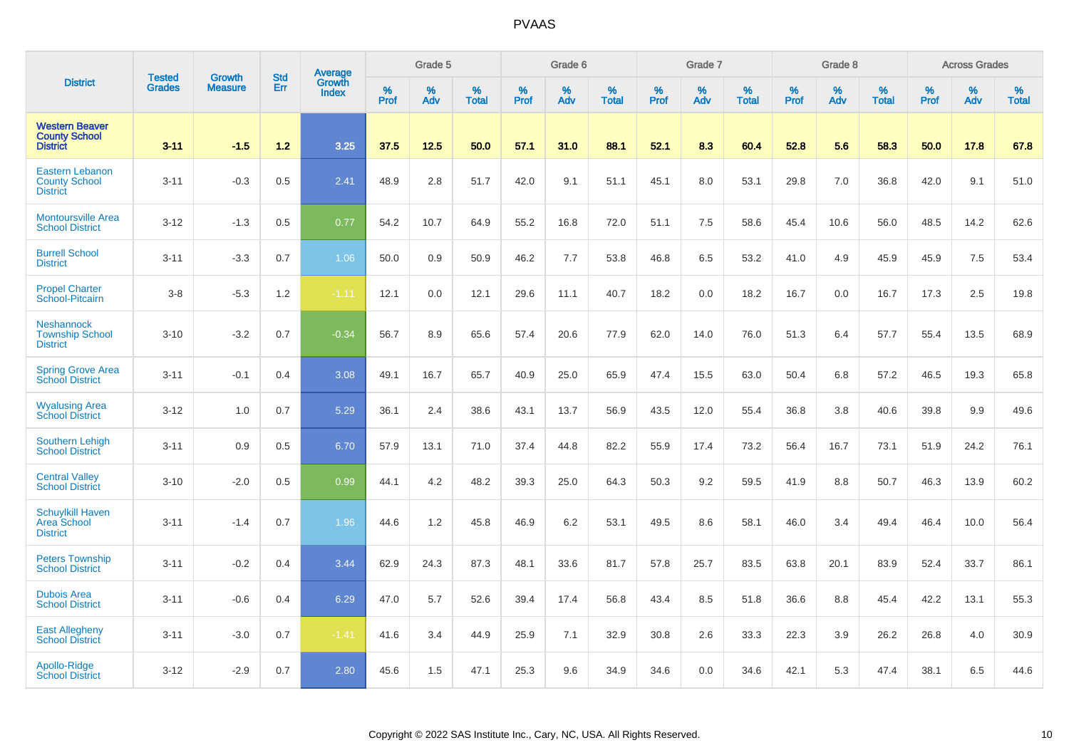# PVAAS

| District | Tested Grades | Growth Measure | Std Err | Average Growth Index | Grade 5 | | | Grade 6 | | | Grade 7 | | | Grade 8 | | | Across Grades | | |
|---|---|---|---|---|---|---|---|---|---|---|---|---|---|---|---|---|---|---|---|
| | | | | | % Prof | % Adv | % Total | % Prof | % Adv | % Total | % Prof | % Adv | % Total | % Prof | % Adv | % Total | % Prof | % Adv | % Total |
| **Western Beaver County School District** | **3-11** | **-1.5** | **1.2** | **3.25** | **37.5** | **12.5** | **50.0** | **57.1** | **31.0** | **88.1** | **52.1** | **8.3** | **60.4** | **52.8** | **5.6** | **58.3** | **50.0** | **17.8** | **67.8** |
| Eastern Lebanon County School District | 3-11 | -0.3 | 0.5 | 2.41 | 48.9 | 2.8 | 51.7 | 42.0 | 9.1 | 51.1 | 45.1 | 8.0 | 53.1 | 29.8 | 7.0 | 36.8 | 42.0 | 9.1 | 51.0 |
| Montoursville Area School District | 3-12 | -1.3 | 0.5 | 0.77 | 54.2 | 10.7 | 64.9 | 55.2 | 16.8 | 72.0 | 51.1 | 7.5 | 58.6 | 45.4 | 10.6 | 56.0 | 48.5 | 14.2 | 62.6 |
| Burrell School District | 3-11 | -3.3 | 0.7 | 1.06 | 50.0 | 0.9 | 50.9 | 46.2 | 7.7 | 53.8 | 46.8 | 6.5 | 53.2 | 41.0 | 4.9 | 45.9 | 45.9 | 7.5 | 53.4 |
| Propel Charter School-Pitcairn | 3-8 | -5.3 | 1.2 | -1.11 | 12.1 | 0.0 | 12.1 | 29.6 | 11.1 | 40.7 | 18.2 | 0.0 | 18.2 | 16.7 | 0.0 | 16.7 | 17.3 | 2.5 | 19.8 |
| Neshannock Township School District | 3-10 | -3.2 | 0.7 | -0.34 | 56.7 | 8.9 | 65.6 | 57.4 | 20.6 | 77.9 | 62.0 | 14.0 | 76.0 | 51.3 | 6.4 | 57.7 | 55.4 | 13.5 | 68.9 |
| Spring Grove Area School District | 3-11 | -0.1 | 0.4 | 3.08 | 49.1 | 16.7 | 65.7 | 40.9 | 25.0 | 65.9 | 47.4 | 15.5 | 63.0 | 50.4 | 6.8 | 57.2 | 46.5 | 19.3 | 65.8 |
| Wyalusing Area School District | 3-12 | 1.0 | 0.7 | 5.29 | 36.1 | 2.4 | 38.6 | 43.1 | 13.7 | 56.9 | 43.5 | 12.0 | 55.4 | 36.8 | 3.8 | 40.6 | 39.8 | 9.9 | 49.6 |
| Southern Lehigh School District | 3-11 | 0.9 | 0.5 | 6.70 | 57.9 | 13.1 | 71.0 | 37.4 | 44.8 | 82.2 | 55.9 | 17.4 | 73.2 | 56.4 | 16.7 | 73.1 | 51.9 | 24.2 | 76.1 |
| Central Valley School District | 3-10 | -2.0 | 0.5 | 0.99 | 44.1 | 4.2 | 48.2 | 39.3 | 25.0 | 64.3 | 50.3 | 9.2 | 59.5 | 41.9 | 8.8 | 50.7 | 46.3 | 13.9 | 60.2 |
| Schuylkill Haven Area School District | 3-11 | -1.4 | 0.7 | 1.96 | 44.6 | 1.2 | 45.8 | 46.9 | 6.2 | 53.1 | 49.5 | 8.6 | 58.1 | 46.0 | 3.4 | 49.4 | 46.4 | 10.0 | 56.4 |
| Peters Township School District | 3-11 | -0.2 | 0.4 | 3.44 | 62.9 | 24.3 | 87.3 | 48.1 | 33.6 | 81.7 | 57.8 | 25.7 | 83.5 | 63.8 | 20.1 | 83.9 | 52.4 | 33.7 | 86.1 |
| Dubois Area School District | 3-11 | -0.6 | 0.4 | 6.29 | 47.0 | 5.7 | 52.6 | 39.4 | 17.4 | 56.8 | 43.4 | 8.5 | 51.8 | 36.6 | 8.8 | 45.4 | 42.2 | 13.1 | 55.3 |
| East Allegheny School District | 3-11 | -3.0 | 0.7 | -1.41 | 41.6 | 3.4 | 44.9 | 25.9 | 7.1 | 32.9 | 30.8 | 2.6 | 33.3 | 22.3 | 3.9 | 26.2 | 26.8 | 4.0 | 30.9 |
| Apollo-Ridge School District | 3-12 | -2.9 | 0.7 | 2.80 | 45.6 | 1.5 | 47.1 | 25.3 | 9.6 | 34.9 | 34.6 | 0.0 | 34.6 | 42.1 | 5.3 | 47.4 | 38.1 | 6.5 | 44.6 |

Copyright © 2022 SAS Institute Inc., Cary, NC, USA. All Rights Reserved.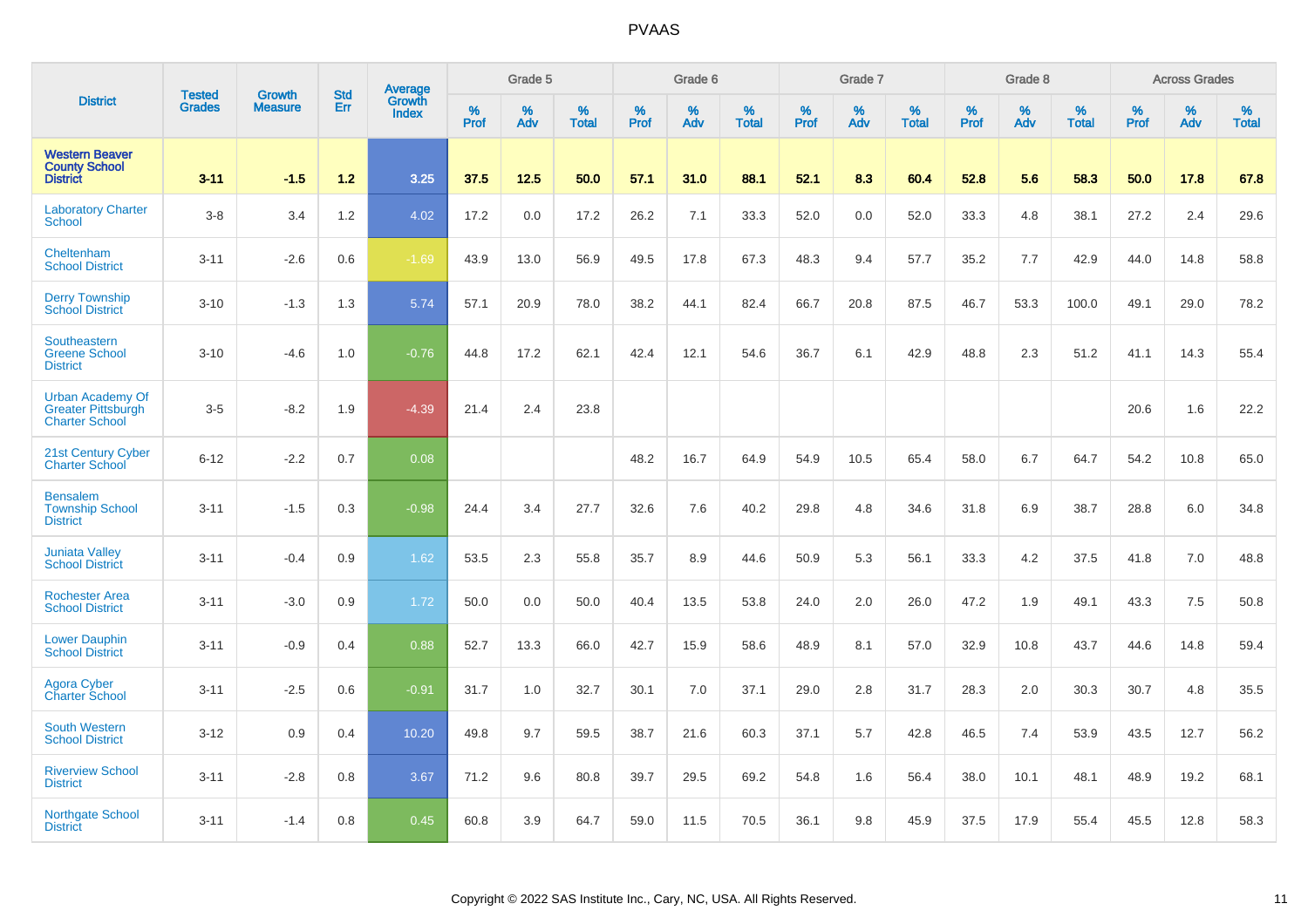# PVAAS

| District | Tested Grades | Growth Measure | Std Err | Average Growth Index | Grade 5 | | | Grade 6 | | | Grade 7 | | | Grade 8 | | | Across Grades | | |
|---|---|---|---|---|---|---|---|---|---|---|---|---|---|---|---|---|---|---|---|
| | | | | | % Prof | % Adv | % Total | % Prof | % Adv | % Total | % Prof | % Adv | % Total | % Prof | % Adv | % Total | % Prof | % Adv | % Total |
| **Western Beaver County School District** | **3-11** | **-1.5** | **1.2** | **3.25** | **37.5** | **12.5** | **50.0** | **57.1** | **31.0** | **88.1** | **52.1** | **8.3** | **60.4** | **52.8** | **5.6** | **58.3** | **50.0** | **17.8** | **67.8** |
| Laboratory Charter School | 3-8 | 3.4 | 1.2 | 4.02 | 17.2 | 0.0 | 17.2 | 26.2 | 7.1 | 33.3 | 52.0 | 0.0 | 52.0 | 33.3 | 4.8 | 38.1 | 27.2 | 2.4 | 29.6 |
| Cheltenham School District | 3-11 | -2.6 | 0.6 | -1.69 | 43.9 | 13.0 | 56.9 | 49.5 | 17.8 | 67.3 | 48.3 | 9.4 | 57.7 | 35.2 | 7.7 | 42.9 | 44.0 | 14.8 | 58.8 |
| Derry Township School District | 3-10 | -1.3 | 1.3 | 5.74 | 57.1 | 20.9 | 78.0 | 38.2 | 44.1 | 82.4 | 66.7 | 20.8 | 87.5 | 46.7 | 53.3 | 100.0 | 49.1 | 29.0 | 78.2 |
| Southeastern Greene School District | 3-10 | -4.6 | 1.0 | -0.76 | 44.8 | 17.2 | 62.1 | 42.4 | 12.1 | 54.6 | 36.7 | 6.1 | 42.9 | 48.8 | 2.3 | 51.2 | 41.1 | 14.3 | 55.4 |
| Urban Academy Of Greater Pittsburgh Charter School | 3-5 | -8.2 | 1.9 | -4.39 | 21.4 | 2.4 | 23.8 | | | | | | | | | | 20.6 | 1.6 | 22.2 |
| 21st Century Cyber Charter School | 6-12 | -2.2 | 0.7 | 0.08 | | | | 48.2 | 16.7 | 64.9 | 54.9 | 10.5 | 65.4 | 58.0 | 6.7 | 64.7 | 54.2 | 10.8 | 65.0 |
| Bensalem Township School District | 3-11 | -1.5 | 0.3 | -0.98 | 24.4 | 3.4 | 27.7 | 32.6 | 7.6 | 40.2 | 29.8 | 4.8 | 34.6 | 31.8 | 6.9 | 38.7 | 28.8 | 6.0 | 34.8 |
| Juniata Valley School District | 3-11 | -0.4 | 0.9 | 1.62 | 53.5 | 2.3 | 55.8 | 35.7 | 8.9 | 44.6 | 50.9 | 5.3 | 56.1 | 33.3 | 4.2 | 37.5 | 41.8 | 7.0 | 48.8 |
| Rochester Area School District | 3-11 | -3.0 | 0.9 | 1.72 | 50.0 | 0.0 | 50.0 | 40.4 | 13.5 | 53.8 | 24.0 | 2.0 | 26.0 | 47.2 | 1.9 | 49.1 | 43.3 | 7.5 | 50.8 |
| Lower Dauphin School District | 3-11 | -0.9 | 0.4 | 0.88 | 52.7 | 13.3 | 66.0 | 42.7 | 15.9 | 58.6 | 48.9 | 8.1 | 57.0 | 32.9 | 10.8 | 43.7 | 44.6 | 14.8 | 59.4 |
| Agora Cyber Charter School | 3-11 | -2.5 | 0.6 | -0.91 | 31.7 | 1.0 | 32.7 | 30.1 | 7.0 | 37.1 | 29.0 | 2.8 | 31.7 | 28.3 | 2.0 | 30.3 | 30.7 | 4.8 | 35.5 |
| South Western School District | 3-12 | 0.9 | 0.4 | 10.20 | 49.8 | 9.7 | 59.5 | 38.7 | 21.6 | 60.3 | 37.1 | 5.7 | 42.8 | 46.5 | 7.4 | 53.9 | 43.5 | 12.7 | 56.2 |
| Riverview School District | 3-11 | -2.8 | 0.8 | 3.67 | 71.2 | 9.6 | 80.8 | 39.7 | 29.5 | 69.2 | 54.8 | 1.6 | 56.4 | 38.0 | 10.1 | 48.1 | 48.9 | 19.2 | 68.1 |
| Northgate School District | 3-11 | -1.4 | 0.8 | 0.45 | 60.8 | 3.9 | 64.7 | 59.0 | 11.5 | 70.5 | 36.1 | 9.8 | 45.9 | 37.5 | 17.9 | 55.4 | 45.5 | 12.8 | 58.3 |

Copyright © 2022 SAS Institute Inc., Cary, NC, USA. All Rights Reserved.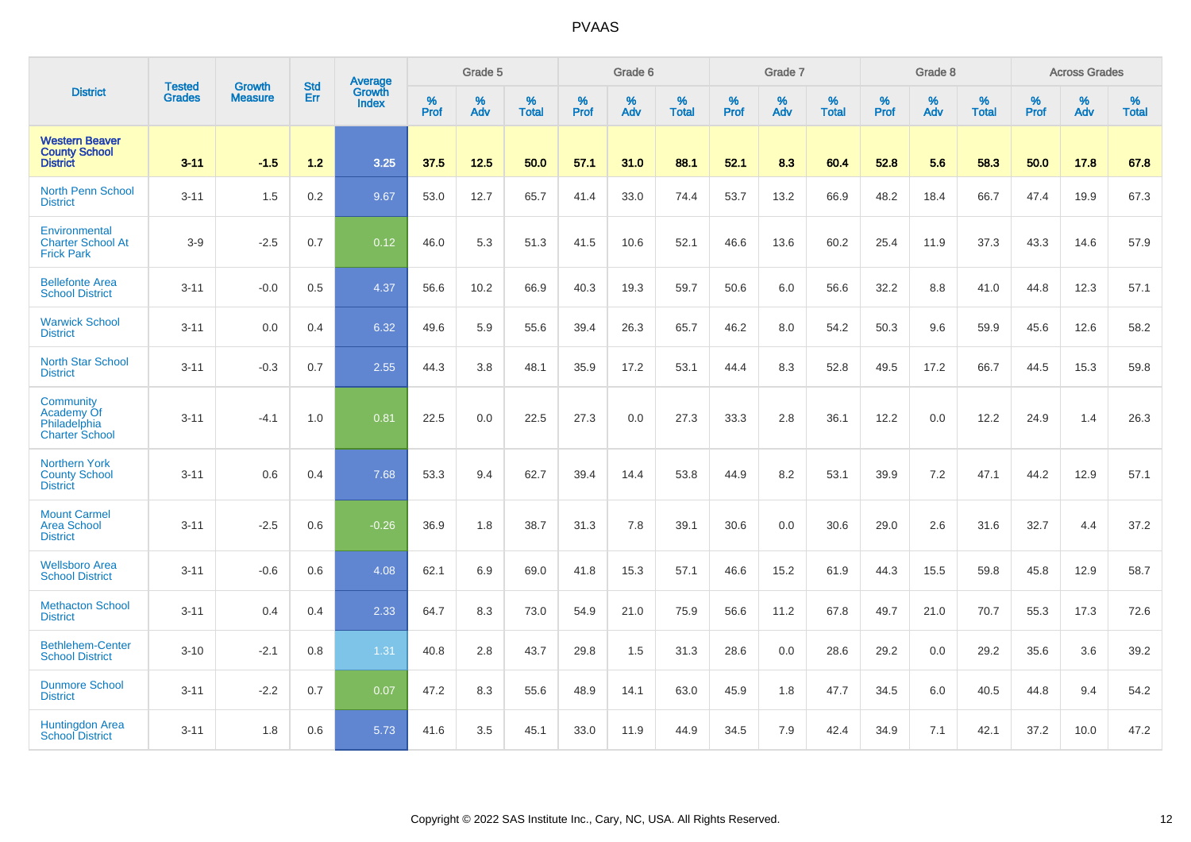| District | Tested Grades | Growth Measure | Std Err | Average Growth Index | Grade 5 | | | Grade 6 | | | Grade 7 | | | Grade 8 | | | Across Grades | | |
|---|---|---|---|---|---|---|---|---|---|---|---|---|---|---|---|---|---|---|---|
| | | | | | % Prof | % Adv | % Total | % Prof | % Adv | % Total | % Prof | % Adv | % Total | % Prof | % Adv | % Total | % Prof | % Adv | % Total |
| **Western Beaver County School District** | **3-11** | **-1.5** | **1.2** | **3.25** | **37.5** | **12.5** | **50.0** | **57.1** | **31.0** | **88.1** | **52.1** | **8.3** | **60.4** | **52.8** | **5.6** | **58.3** | **50.0** | **17.8** | **67.8** |
| North Penn School District | 3-11 | 1.5 | 0.2 | 9.67 | 53.0 | 12.7 | 65.7 | 41.4 | 33.0 | 74.4 | 53.7 | 13.2 | 66.9 | 48.2 | 18.4 | 66.7 | 47.4 | 19.9 | 67.3 |
| Environmental Charter School At Frick Park | 3-9 | -2.5 | 0.7 | 0.12 | 46.0 | 5.3 | 51.3 | 41.5 | 10.6 | 52.1 | 46.6 | 13.6 | 60.2 | 25.4 | 11.9 | 37.3 | 43.3 | 14.6 | 57.9 |
| Bellefonte Area School District | 3-11 | -0.0 | 0.5 | 4.37 | 56.6 | 10.2 | 66.9 | 40.3 | 19.3 | 59.7 | 50.6 | 6.0 | 56.6 | 32.2 | 8.8 | 41.0 | 44.8 | 12.3 | 57.1 |
| Warwick School District | 3-11 | 0.0 | 0.4 | 6.32 | 49.6 | 5.9 | 55.6 | 39.4 | 26.3 | 65.7 | 46.2 | 8.0 | 54.2 | 50.3 | 9.6 | 59.9 | 45.6 | 12.6 | 58.2 |
| North Star School District | 3-11 | -0.3 | 0.7 | 2.55 | 44.3 | 3.8 | 48.1 | 35.9 | 17.2 | 53.1 | 44.4 | 8.3 | 52.8 | 49.5 | 17.2 | 66.7 | 44.5 | 15.3 | 59.8 |
| Community Academy Of Philadelphia Charter School | 3-11 | -4.1 | 1.0 | 0.81 | 22.5 | 0.0 | 22.5 | 27.3 | 0.0 | 27.3 | 33.3 | 2.8 | 36.1 | 12.2 | 0.0 | 12.2 | 24.9 | 1.4 | 26.3 |
| Northern York County School District | 3-11 | 0.6 | 0.4 | 7.68 | 53.3 | 9.4 | 62.7 | 39.4 | 14.4 | 53.8 | 44.9 | 8.2 | 53.1 | 39.9 | 7.2 | 47.1 | 44.2 | 12.9 | 57.1 |
| Mount Carmel Area School District | 3-11 | -2.5 | 0.6 | -0.26 | 36.9 | 1.8 | 38.7 | 31.3 | 7.8 | 39.1 | 30.6 | 0.0 | 30.6 | 29.0 | 2.6 | 31.6 | 32.7 | 4.4 | 37.2 |
| Wellsboro Area School District | 3-11 | -0.6 | 0.6 | 4.08 | 62.1 | 6.9 | 69.0 | 41.8 | 15.3 | 57.1 | 46.6 | 15.2 | 61.9 | 44.3 | 15.5 | 59.8 | 45.8 | 12.9 | 58.7 |
| Methacton School District | 3-11 | 0.4 | 0.4 | 2.33 | 64.7 | 8.3 | 73.0 | 54.9 | 21.0 | 75.9 | 56.6 | 11.2 | 67.8 | 49.7 | 21.0 | 70.7 | 55.3 | 17.3 | 72.6 |
| Bethlehem-Center School District | 3-10 | -2.1 | 0.8 | 1.31 | 40.8 | 2.8 | 43.7 | 29.8 | 1.5 | 31.3 | 28.6 | 0.0 | 28.6 | 29.2 | 0.0 | 29.2 | 35.6 | 3.6 | 39.2 |
| Dunmore School District | 3-11 | -2.2 | 0.7 | 0.07 | 47.2 | 8.3 | 55.6 | 48.9 | 14.1 | 63.0 | 45.9 | 1.8 | 47.7 | 34.5 | 6.0 | 40.5 | 44.8 | 9.4 | 54.2 |
| Huntingdon Area School District | 3-11 | 1.8 | 0.6 | 5.73 | 41.6 | 3.5 | 45.1 | 33.0 | 11.9 | 44.9 | 34.5 | 7.9 | 42.4 | 34.9 | 7.1 | 42.1 | 37.2 | 10.0 | 47.2 |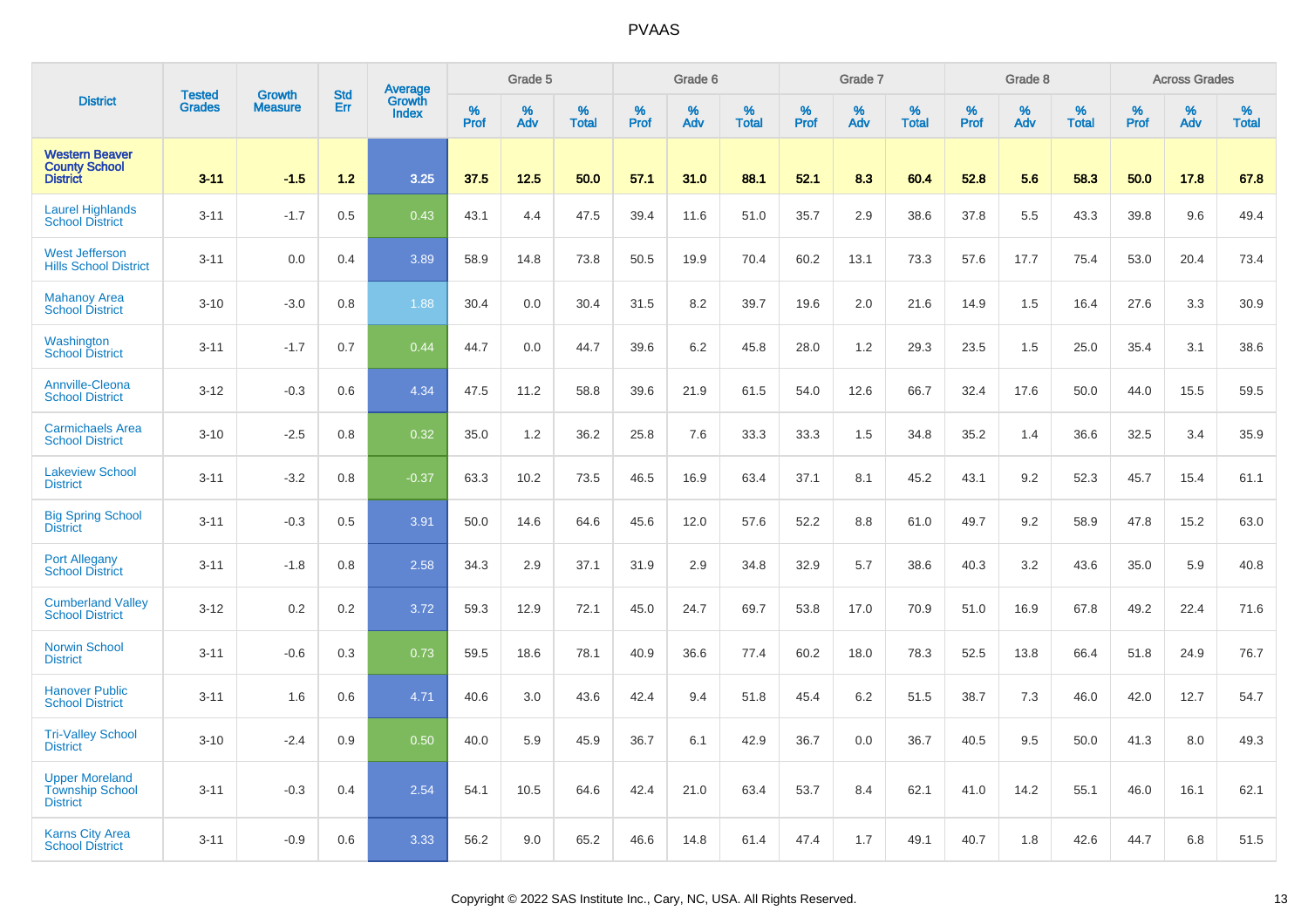| District | Tested Grades | Growth Measure | Std Err | Average Growth Index | Grade 5 | | | Grade 6 | | | Grade 7 | | | Grade 8 | | | Across Grades | | |
|---|---|---|---|---|---|---|---|---|---|---|---|---|---|---|---|---|---|---|---|
| | | | | | % Prof | % Adv | % Total | % Prof | % Adv | % Total | % Prof | % Adv | % Total | % Prof | % Adv | % Total | % Prof | % Adv | % Total |
| **Western Beaver County School District** | **3-11** | **-1.5** | **1.2** | **3.25** | **37.5** | **12.5** | **50.0** | **57.1** | **31.0** | **88.1** | **52.1** | **8.3** | **60.4** | **52.8** | **5.6** | **58.3** | **50.0** | **17.8** | **67.8** |
| Laurel Highlands School District | 3-11 | -1.7 | 0.5 | 0.43 | 43.1 | 4.4 | 47.5 | 39.4 | 11.6 | 51.0 | 35.7 | 2.9 | 38.6 | 37.8 | 5.5 | 43.3 | 39.8 | 9.6 | 49.4 |
| West Jefferson Hills School District | 3-11 | 0.0 | 0.4 | 3.89 | 58.9 | 14.8 | 73.8 | 50.5 | 19.9 | 70.4 | 60.2 | 13.1 | 73.3 | 57.6 | 17.7 | 75.4 | 53.0 | 20.4 | 73.4 |
| Mahanoy Area School District | 3-10 | -3.0 | 0.8 | 1.88 | 30.4 | 0.0 | 30.4 | 31.5 | 8.2 | 39.7 | 19.6 | 2.0 | 21.6 | 14.9 | 1.5 | 16.4 | 27.6 | 3.3 | 30.9 |
| Washington School District | 3-11 | -1.7 | 0.7 | 0.44 | 44.7 | 0.0 | 44.7 | 39.6 | 6.2 | 45.8 | 28.0 | 1.2 | 29.3 | 23.5 | 1.5 | 25.0 | 35.4 | 3.1 | 38.6 |
| Annville-Cleona School District | 3-12 | -0.3 | 0.6 | 4.34 | 47.5 | 11.2 | 58.8 | 39.6 | 21.9 | 61.5 | 54.0 | 12.6 | 66.7 | 32.4 | 17.6 | 50.0 | 44.0 | 15.5 | 59.5 |
| Carmichaels Area School District | 3-10 | -2.5 | 0.8 | 0.32 | 35.0 | 1.2 | 36.2 | 25.8 | 7.6 | 33.3 | 33.3 | 1.5 | 34.8 | 35.2 | 1.4 | 36.6 | 32.5 | 3.4 | 35.9 |
| Lakeview School District | 3-11 | -3.2 | 0.8 | -0.37 | 63.3 | 10.2 | 73.5 | 46.5 | 16.9 | 63.4 | 37.1 | 8.1 | 45.2 | 43.1 | 9.2 | 52.3 | 45.7 | 15.4 | 61.1 |
| Big Spring School District | 3-11 | -0.3 | 0.5 | 3.91 | 50.0 | 14.6 | 64.6 | 45.6 | 12.0 | 57.6 | 52.2 | 8.8 | 61.0 | 49.7 | 9.2 | 58.9 | 47.8 | 15.2 | 63.0 |
| Port Allegany School District | 3-11 | -1.8 | 0.8 | 2.58 | 34.3 | 2.9 | 37.1 | 31.9 | 2.9 | 34.8 | 32.9 | 5.7 | 38.6 | 40.3 | 3.2 | 43.6 | 35.0 | 5.9 | 40.8 |
| Cumberland Valley School District | 3-12 | 0.2 | 0.2 | 3.72 | 59.3 | 12.9 | 72.1 | 45.0 | 24.7 | 69.7 | 53.8 | 17.0 | 70.9 | 51.0 | 16.9 | 67.8 | 49.2 | 22.4 | 71.6 |
| Norwin School District | 3-11 | -0.6 | 0.3 | 0.73 | 59.5 | 18.6 | 78.1 | 40.9 | 36.6 | 77.4 | 60.2 | 18.0 | 78.3 | 52.5 | 13.8 | 66.4 | 51.8 | 24.9 | 76.7 |
| Hanover Public School District | 3-11 | 1.6 | 0.6 | 4.71 | 40.6 | 3.0 | 43.6 | 42.4 | 9.4 | 51.8 | 45.4 | 6.2 | 51.5 | 38.7 | 7.3 | 46.0 | 42.0 | 12.7 | 54.7 |
| Tri-Valley School District | 3-10 | -2.4 | 0.9 | 0.50 | 40.0 | 5.9 | 45.9 | 36.7 | 6.1 | 42.9 | 36.7 | 0.0 | 36.7 | 40.5 | 9.5 | 50.0 | 41.3 | 8.0 | 49.3 |
| Upper Moreland Township School District | 3-11 | -0.3 | 0.4 | 2.54 | 54.1 | 10.5 | 64.6 | 42.4 | 21.0 | 63.4 | 53.7 | 8.4 | 62.1 | 41.0 | 14.2 | 55.1 | 46.0 | 16.1 | 62.1 |
| Karns City Area School District | 3-11 | -0.9 | 0.6 | 3.33 | 56.2 | 9.0 | 65.2 | 46.6 | 14.8 | 61.4 | 47.4 | 1.7 | 49.1 | 40.7 | 1.8 | 42.6 | 44.7 | 6.8 | 51.5 |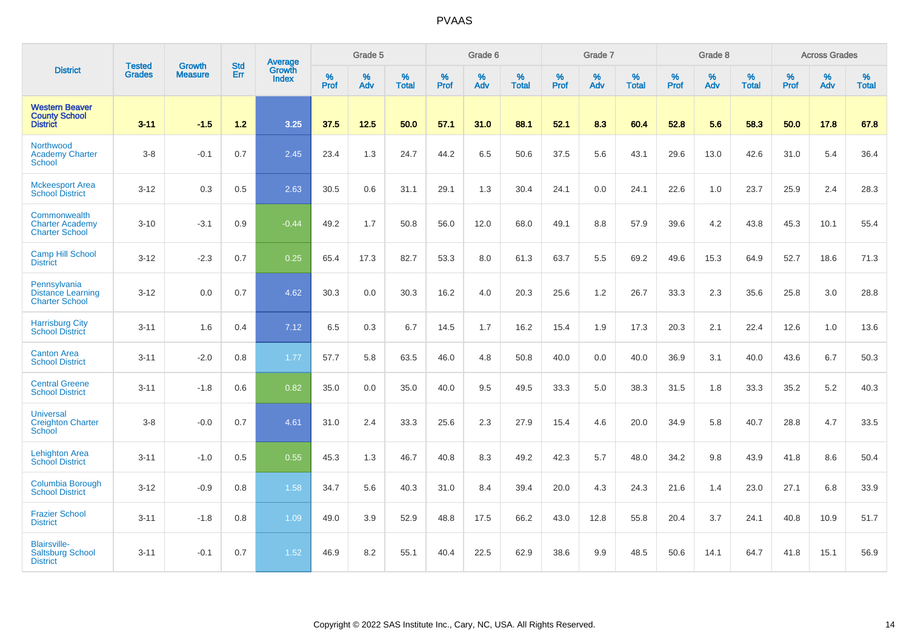# PVAAS

| District | Tested Grades | Growth Measure | Std Err | Average Growth Index | Grade 5 | | | Grade 6 | | | Grade 7 | | | Grade 8 | | | Across Grades | | |
|---|---|---|---|---|---|---|---|---|---|---|---|---|---|---|---|---|---|---|---|
| | | | | | % Prof | % Adv | % Total | % Prof | % Adv | % Total | % Prof | % Adv | % Total | % Prof | % Adv | % Total | % Prof | % Adv | % Total |
| **Western Beaver County School District** | **3-11** | **-1.5** | **1.2** | **3.25** | **37.5** | **12.5** | **50.0** | **57.1** | **31.0** | **88.1** | **52.1** | **8.3** | **60.4** | **52.8** | **5.6** | **58.3** | **50.0** | **17.8** | **67.8** |
| Northwood Academy Charter School | 3-8 | -0.1 | 0.7 | 2.45 | 23.4 | 1.3 | 24.7 | 44.2 | 6.5 | 50.6 | 37.5 | 5.6 | 43.1 | 29.6 | 13.0 | 42.6 | 31.0 | 5.4 | 36.4 |
| Mckeesport Area School District | 3-12 | 0.3 | 0.5 | 2.63 | 30.5 | 0.6 | 31.1 | 29.1 | 1.3 | 30.4 | 24.1 | 0.0 | 24.1 | 22.6 | 1.0 | 23.7 | 25.9 | 2.4 | 28.3 |
| Commonwealth Charter Academy Charter School | 3-10 | -3.1 | 0.9 | -0.44 | 49.2 | 1.7 | 50.8 | 56.0 | 12.0 | 68.0 | 49.1 | 8.8 | 57.9 | 39.6 | 4.2 | 43.8 | 45.3 | 10.1 | 55.4 |
| Camp Hill School District | 3-12 | -2.3 | 0.7 | 0.25 | 65.4 | 17.3 | 82.7 | 53.3 | 8.0 | 61.3 | 63.7 | 5.5 | 69.2 | 49.6 | 15.3 | 64.9 | 52.7 | 18.6 | 71.3 |
| Pennsylvania Distance Learning Charter School | 3-12 | 0.0 | 0.7 | 4.62 | 30.3 | 0.0 | 30.3 | 16.2 | 4.0 | 20.3 | 25.6 | 1.2 | 26.7 | 33.3 | 2.3 | 35.6 | 25.8 | 3.0 | 28.8 |
| Harrisburg City School District | 3-11 | 1.6 | 0.4 | 7.12 | 6.5 | 0.3 | 6.7 | 14.5 | 1.7 | 16.2 | 15.4 | 1.9 | 17.3 | 20.3 | 2.1 | 22.4 | 12.6 | 1.0 | 13.6 |
| Canton Area School District | 3-11 | -2.0 | 0.8 | 1.77 | 57.7 | 5.8 | 63.5 | 46.0 | 4.8 | 50.8 | 40.0 | 0.0 | 40.0 | 36.9 | 3.1 | 40.0 | 43.6 | 6.7 | 50.3 |
| Central Greene School District | 3-11 | -1.8 | 0.6 | 0.82 | 35.0 | 0.0 | 35.0 | 40.0 | 9.5 | 49.5 | 33.3 | 5.0 | 38.3 | 31.5 | 1.8 | 33.3 | 35.2 | 5.2 | 40.3 |
| Universal Creighton Charter School | 3-8 | -0.0 | 0.7 | 4.61 | 31.0 | 2.4 | 33.3 | 25.6 | 2.3 | 27.9 | 15.4 | 4.6 | 20.0 | 34.9 | 5.8 | 40.7 | 28.8 | 4.7 | 33.5 |
| Lehighton Area School District | 3-11 | -1.0 | 0.5 | 0.55 | 45.3 | 1.3 | 46.7 | 40.8 | 8.3 | 49.2 | 42.3 | 5.7 | 48.0 | 34.2 | 9.8 | 43.9 | 41.8 | 8.6 | 50.4 |
| Columbia Borough School District | 3-12 | -0.9 | 0.8 | 1.58 | 34.7 | 5.6 | 40.3 | 31.0 | 8.4 | 39.4 | 20.0 | 4.3 | 24.3 | 21.6 | 1.4 | 23.0 | 27.1 | 6.8 | 33.9 |
| Frazier School District | 3-11 | -1.8 | 0.8 | 1.09 | 49.0 | 3.9 | 52.9 | 48.8 | 17.5 | 66.2 | 43.0 | 12.8 | 55.8 | 20.4 | 3.7 | 24.1 | 40.8 | 10.9 | 51.7 |
| Blairsville-Saltsburg School District | 3-11 | -0.1 | 0.7 | 1.52 | 46.9 | 8.2 | 55.1 | 40.4 | 22.5 | 62.9 | 38.6 | 9.9 | 48.5 | 50.6 | 14.1 | 64.7 | 41.8 | 15.1 | 56.9 |

Copyright © 2022 SAS Institute Inc., Cary, NC, USA. All Rights Reserved.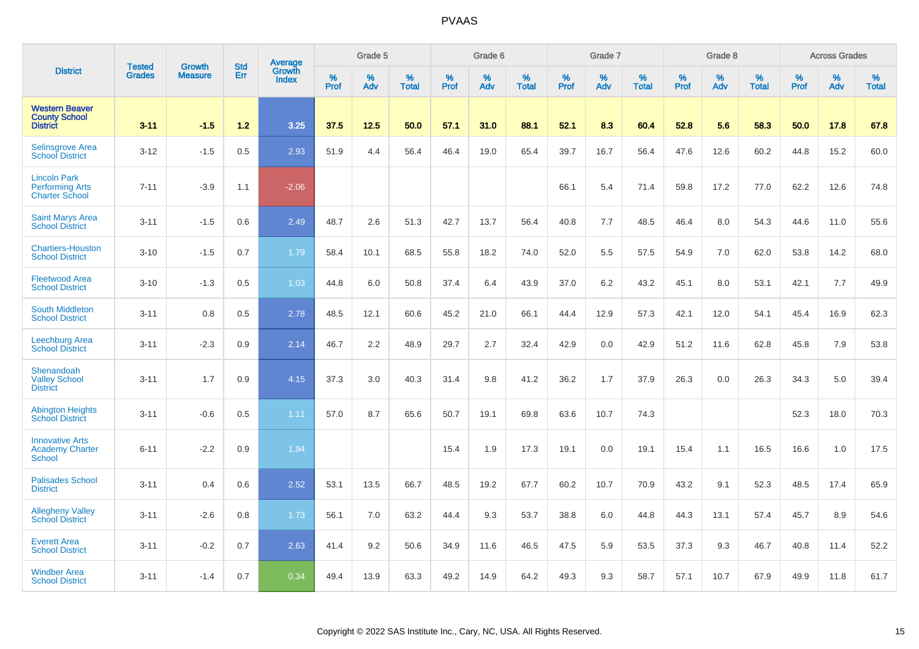| District | Tested Grades | Growth Measure | Std Err | Average Growth Index | Grade 5 | | | Grade 6 | | | Grade 7 | | | Grade 8 | | | Across Grades | | |
|---|---|---|---|---|---|---|---|---|---|---|---|---|---|---|---|---|---|---|---|
| | | | | | % Prof | % Adv | % Total | % Prof | % Adv | % Total | % Prof | % Adv | % Total | % Prof | % Adv | % Total | % Prof | % Adv | % Total |
| **Western Beaver County School District** | **3-11** | **-1.5** | **1.2** | **3.25** | **37.5** | **12.5** | **50.0** | **57.1** | **31.0** | **88.1** | **52.1** | **8.3** | **60.4** | **52.8** | **5.6** | **58.3** | **50.0** | **17.8** | **67.8** |
| Selinsgrove Area School District | 3-12 | -1.5 | 0.5 | 2.93 | 51.9 | 4.4 | 56.4 | 46.4 | 19.0 | 65.4 | 39.7 | 16.7 | 56.4 | 47.6 | 12.6 | 60.2 | 44.8 | 15.2 | 60.0 |
| Lincoln Park Performing Arts Charter School | 7-11 | -3.9 | 1.1 | -2.06 | | | | | | | 66.1 | 5.4 | 71.4 | 59.8 | 17.2 | 77.0 | 62.2 | 12.6 | 74.8 |
| Saint Marys Area School District | 3-11 | -1.5 | 0.6 | 2.49 | 48.7 | 2.6 | 51.3 | 42.7 | 13.7 | 56.4 | 40.8 | 7.7 | 48.5 | 46.4 | 8.0 | 54.3 | 44.6 | 11.0 | 55.6 |
| Chartiers-Houston School District | 3-10 | -1.5 | 0.7 | 1.79 | 58.4 | 10.1 | 68.5 | 55.8 | 18.2 | 74.0 | 52.0 | 5.5 | 57.5 | 54.9 | 7.0 | 62.0 | 53.8 | 14.2 | 68.0 |
| Fleetwood Area School District | 3-10 | -1.3 | 0.5 | 1.03 | 44.8 | 6.0 | 50.8 | 37.4 | 6.4 | 43.9 | 37.0 | 6.2 | 43.2 | 45.1 | 8.0 | 53.1 | 42.1 | 7.7 | 49.9 |
| South Middleton School District | 3-11 | 0.8 | 0.5 | 2.78 | 48.5 | 12.1 | 60.6 | 45.2 | 21.0 | 66.1 | 44.4 | 12.9 | 57.3 | 42.1 | 12.0 | 54.1 | 45.4 | 16.9 | 62.3 |
| Leechburg Area School District | 3-11 | -2.3 | 0.9 | 2.14 | 46.7 | 2.2 | 48.9 | 29.7 | 2.7 | 32.4 | 42.9 | 0.0 | 42.9 | 51.2 | 11.6 | 62.8 | 45.8 | 7.9 | 53.8 |
| Shenandoah Valley School District | 3-11 | 1.7 | 0.9 | 4.15 | 37.3 | 3.0 | 40.3 | 31.4 | 9.8 | 41.2 | 36.2 | 1.7 | 37.9 | 26.3 | 0.0 | 26.3 | 34.3 | 5.0 | 39.4 |
| Abington Heights School District | 3-11 | -0.6 | 0.5 | 1.11 | 57.0 | 8.7 | 65.6 | 50.7 | 19.1 | 69.8 | 63.6 | 10.7 | 74.3 | | | | 52.3 | 18.0 | 70.3 |
| Innovative Arts Academy Charter School | 6-11 | -2.2 | 0.9 | 1.94 | | | | 15.4 | 1.9 | 17.3 | 19.1 | 0.0 | 19.1 | 15.4 | 1.1 | 16.5 | 16.6 | 1.0 | 17.5 |
| Palisades School District | 3-11 | 0.4 | 0.6 | 2.52 | 53.1 | 13.5 | 66.7 | 48.5 | 19.2 | 67.7 | 60.2 | 10.7 | 70.9 | 43.2 | 9.1 | 52.3 | 48.5 | 17.4 | 65.9 |
| Allegheny Valley School District | 3-11 | -2.6 | 0.8 | 1.73 | 56.1 | 7.0 | 63.2 | 44.4 | 9.3 | 53.7 | 38.8 | 6.0 | 44.8 | 44.3 | 13.1 | 57.4 | 45.7 | 8.9 | 54.6 |
| Everett Area School District | 3-11 | -0.2 | 0.7 | 2.63 | 41.4 | 9.2 | 50.6 | 34.9 | 11.6 | 46.5 | 47.5 | 5.9 | 53.5 | 37.3 | 9.3 | 46.7 | 40.8 | 11.4 | 52.2 |
| Windber Area School District | 3-11 | -1.4 | 0.7 | 0.34 | 49.4 | 13.9 | 63.3 | 49.2 | 14.9 | 64.2 | 49.3 | 9.3 | 58.7 | 57.1 | 10.7 | 67.9 | 49.9 | 11.8 | 61.7 |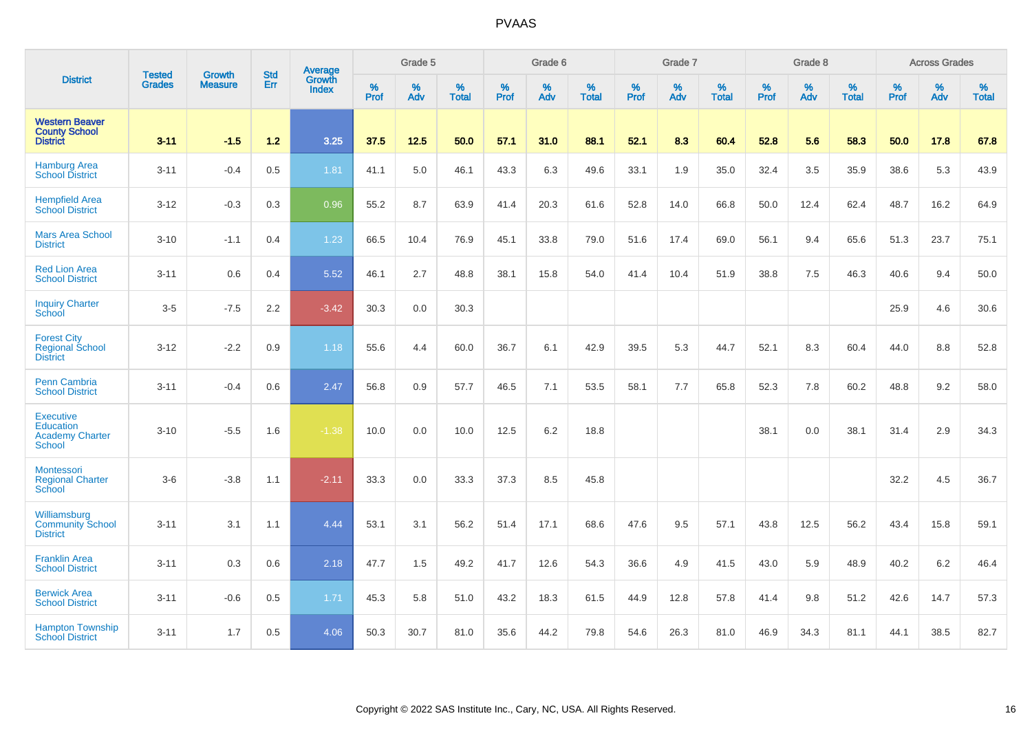# PVAAS

| District | Tested Grades | Growth Measure | Std Err | Average Growth Index | Grade 5 | | | Grade 6 | | | Grade 7 | | | Grade 8 | | | Across Grades | | |
|---|---|---|---|---|---|---|---|---|---|---|---|---|---|---|---|---|---|---|---|
| | | | | | % Prof | % Adv | % Total | % Prof | % Adv | % Total | % Prof | % Adv | % Total | % Prof | % Adv | % Total | % Prof | % Adv | % Total |
| **Western Beaver County School District** | **3-11** | **-1.5** | **1.2** | **3.25** | **37.5** | **12.5** | **50.0** | **57.1** | **31.0** | **88.1** | **52.1** | **8.3** | **60.4** | **52.8** | **5.6** | **58.3** | **50.0** | **17.8** | **67.8** |
| Hamburg Area School District | 3-11 | -0.4 | 0.5 | 1.81 | 41.1 | 5.0 | 46.1 | 43.3 | 6.3 | 49.6 | 33.1 | 1.9 | 35.0 | 32.4 | 3.5 | 35.9 | 38.6 | 5.3 | 43.9 |
| Hempfield Area School District | 3-12 | -0.3 | 0.3 | 0.96 | 55.2 | 8.7 | 63.9 | 41.4 | 20.3 | 61.6 | 52.8 | 14.0 | 66.8 | 50.0 | 12.4 | 62.4 | 48.7 | 16.2 | 64.9 |
| Mars Area School District | 3-10 | -1.1 | 0.4 | 1.23 | 66.5 | 10.4 | 76.9 | 45.1 | 33.8 | 79.0 | 51.6 | 17.4 | 69.0 | 56.1 | 9.4 | 65.6 | 51.3 | 23.7 | 75.1 |
| Red Lion Area School District | 3-11 | 0.6 | 0.4 | 5.52 | 46.1 | 2.7 | 48.8 | 38.1 | 15.8 | 54.0 | 41.4 | 10.4 | 51.9 | 38.8 | 7.5 | 46.3 | 40.6 | 9.4 | 50.0 |
| Inquiry Charter School | 3-5 | -7.5 | 2.2 | -3.42 | 30.3 | 0.0 | 30.3 | | | | | | | | | | 25.9 | 4.6 | 30.6 |
| Forest City Regional School District | 3-12 | -2.2 | 0.9 | 1.18 | 55.6 | 4.4 | 60.0 | 36.7 | 6.1 | 42.9 | 39.5 | 5.3 | 44.7 | 52.1 | 8.3 | 60.4 | 44.0 | 8.8 | 52.8 |
| Penn Cambria School District | 3-11 | -0.4 | 0.6 | 2.47 | 56.8 | 0.9 | 57.7 | 46.5 | 7.1 | 53.5 | 58.1 | 7.7 | 65.8 | 52.3 | 7.8 | 60.2 | 48.8 | 9.2 | 58.0 |
| Executive Education Academy Charter School | 3-10 | -5.5 | 1.6 | -1.38 | 10.0 | 0.0 | 10.0 | 12.5 | 6.2 | 18.8 | | | | 38.1 | 0.0 | 38.1 | 31.4 | 2.9 | 34.3 |
| Montessori Regional Charter School | 3-6 | -3.8 | 1.1 | -2.11 | 33.3 | 0.0 | 33.3 | 37.3 | 8.5 | 45.8 | | | | | | | 32.2 | 4.5 | 36.7 |
| Williamsburg Community School District | 3-11 | 3.1 | 1.1 | 4.44 | 53.1 | 3.1 | 56.2 | 51.4 | 17.1 | 68.6 | 47.6 | 9.5 | 57.1 | 43.8 | 12.5 | 56.2 | 43.4 | 15.8 | 59.1 |
| Franklin Area School District | 3-11 | 0.3 | 0.6 | 2.18 | 47.7 | 1.5 | 49.2 | 41.7 | 12.6 | 54.3 | 36.6 | 4.9 | 41.5 | 43.0 | 5.9 | 48.9 | 40.2 | 6.2 | 46.4 |
| Berwick Area School District | 3-11 | -0.6 | 0.5 | 1.71 | 45.3 | 5.8 | 51.0 | 43.2 | 18.3 | 61.5 | 44.9 | 12.8 | 57.8 | 41.4 | 9.8 | 51.2 | 42.6 | 14.7 | 57.3 |
| Hampton Township School District | 3-11 | 1.7 | 0.5 | 4.06 | 50.3 | 30.7 | 81.0 | 35.6 | 44.2 | 79.8 | 54.6 | 26.3 | 81.0 | 46.9 | 34.3 | 81.1 | 44.1 | 38.5 | 82.7 |

Copyright © 2022 SAS Institute Inc., Cary, NC, USA. All Rights Reserved.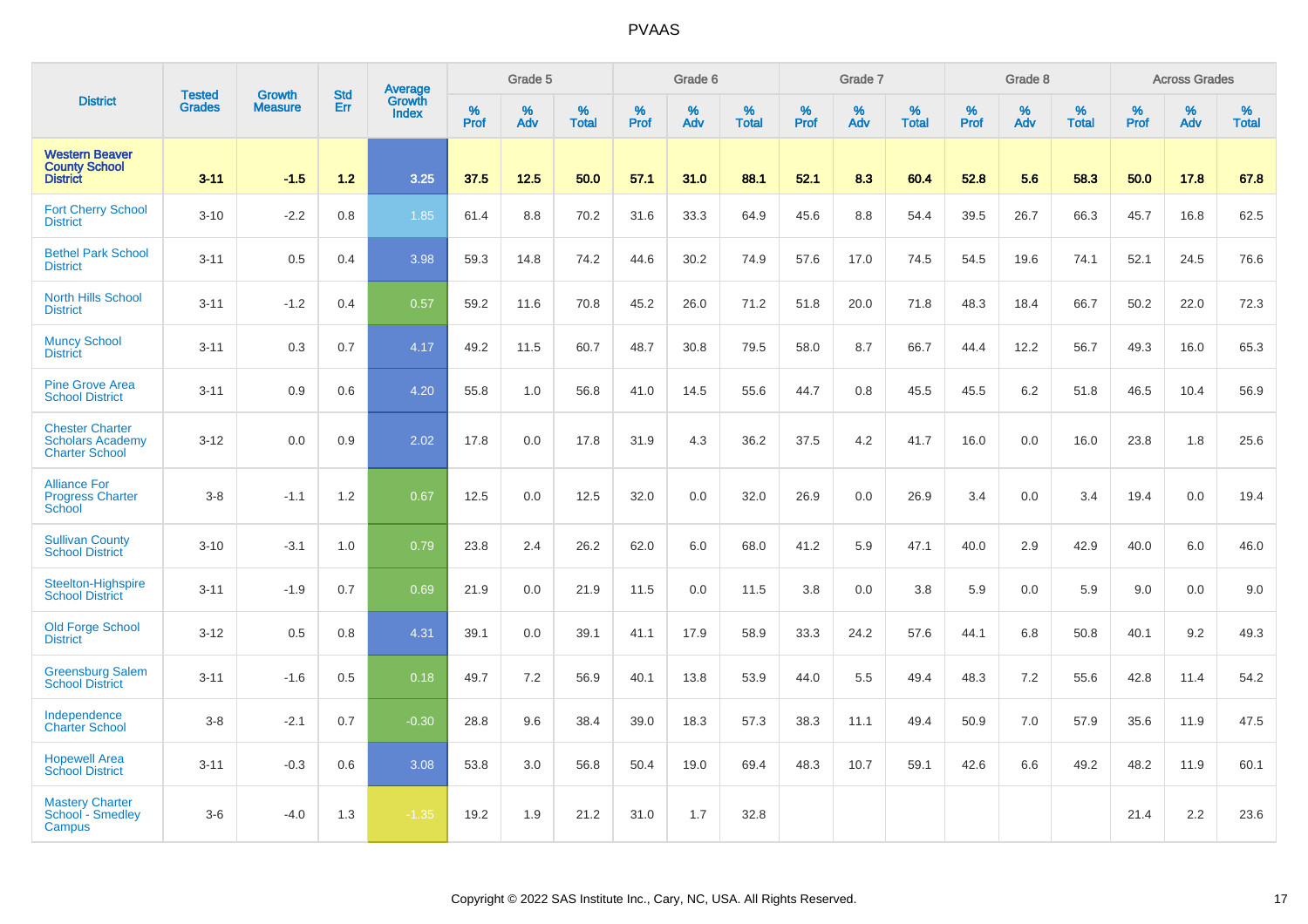| District | Tested Grades | Growth Measure | Std Err | Average Growth Index | Grade 5 | | | Grade 6 | | | Grade 7 | | | Grade 8 | | | Across Grades | | |
|---|---|---|---|---|---|---|---|---|---|---|---|---|---|---|---|---|---|---|---|
| | | | | | % Prof | % Adv | % Total | % Prof | % Adv | % Total | % Prof | % Adv | % Total | % Prof | % Adv | % Total | % Prof | % Adv | % Total |
| **Western Beaver County School District** | **3-11** | **-1.5** | **1.2** | **3.25** | **37.5** | **12.5** | **50.0** | **57.1** | **31.0** | **88.1** | **52.1** | **8.3** | **60.4** | **52.8** | **5.6** | **58.3** | **50.0** | **17.8** | **67.8** |
| Fort Cherry School District | 3-10 | -2.2 | 0.8 | 1.85 | 61.4 | 8.8 | 70.2 | 31.6 | 33.3 | 64.9 | 45.6 | 8.8 | 54.4 | 39.5 | 26.7 | 66.3 | 45.7 | 16.8 | 62.5 |
| Bethel Park School District | 3-11 | 0.5 | 0.4 | 3.98 | 59.3 | 14.8 | 74.2 | 44.6 | 30.2 | 74.9 | 57.6 | 17.0 | 74.5 | 54.5 | 19.6 | 74.1 | 52.1 | 24.5 | 76.6 |
| North Hills School District | 3-11 | -1.2 | 0.4 | 0.57 | 59.2 | 11.6 | 70.8 | 45.2 | 26.0 | 71.2 | 51.8 | 20.0 | 71.8 | 48.3 | 18.4 | 66.7 | 50.2 | 22.0 | 72.3 |
| Muncy School District | 3-11 | 0.3 | 0.7 | 4.17 | 49.2 | 11.5 | 60.7 | 48.7 | 30.8 | 79.5 | 58.0 | 8.7 | 66.7 | 44.4 | 12.2 | 56.7 | 49.3 | 16.0 | 65.3 |
| Pine Grove Area School District | 3-11 | 0.9 | 0.6 | 4.20 | 55.8 | 1.0 | 56.8 | 41.0 | 14.5 | 55.6 | 44.7 | 0.8 | 45.5 | 45.5 | 6.2 | 51.8 | 46.5 | 10.4 | 56.9 |
| Chester Charter Scholars Academy Charter School | 3-12 | 0.0 | 0.9 | 2.02 | 17.8 | 0.0 | 17.8 | 31.9 | 4.3 | 36.2 | 37.5 | 4.2 | 41.7 | 16.0 | 0.0 | 16.0 | 23.8 | 1.8 | 25.6 |
| Alliance For Progress Charter School | 3-8 | -1.1 | 1.2 | 0.67 | 12.5 | 0.0 | 12.5 | 32.0 | 0.0 | 32.0 | 26.9 | 0.0 | 26.9 | 3.4 | 0.0 | 3.4 | 19.4 | 0.0 | 19.4 |
| Sullivan County School District | 3-10 | -3.1 | 1.0 | 0.79 | 23.8 | 2.4 | 26.2 | 62.0 | 6.0 | 68.0 | 41.2 | 5.9 | 47.1 | 40.0 | 2.9 | 42.9 | 40.0 | 6.0 | 46.0 |
| Steelton-Highspire School District | 3-11 | -1.9 | 0.7 | 0.69 | 21.9 | 0.0 | 21.9 | 11.5 | 0.0 | 11.5 | 3.8 | 0.0 | 3.8 | 5.9 | 0.0 | 5.9 | 9.0 | 0.0 | 9.0 |
| Old Forge School District | 3-12 | 0.5 | 0.8 | 4.31 | 39.1 | 0.0 | 39.1 | 41.1 | 17.9 | 58.9 | 33.3 | 24.2 | 57.6 | 44.1 | 6.8 | 50.8 | 40.1 | 9.2 | 49.3 |
| Greensburg Salem School District | 3-11 | -1.6 | 0.5 | 0.18 | 49.7 | 7.2 | 56.9 | 40.1 | 13.8 | 53.9 | 44.0 | 5.5 | 49.4 | 48.3 | 7.2 | 55.6 | 42.8 | 11.4 | 54.2 |
| Independence Charter School | 3-8 | -2.1 | 0.7 | -0.30 | 28.8 | 9.6 | 38.4 | 39.0 | 18.3 | 57.3 | 38.3 | 11.1 | 49.4 | 50.9 | 7.0 | 57.9 | 35.6 | 11.9 | 47.5 |
| Hopewell Area School District | 3-11 | -0.3 | 0.6 | 3.08 | 53.8 | 3.0 | 56.8 | 50.4 | 19.0 | 69.4 | 48.3 | 10.7 | 59.1 | 42.6 | 6.6 | 49.2 | 48.2 | 11.9 | 60.1 |
| Mastery Charter School - Smedley Campus | 3-6 | -4.0 | 1.3 | -1.35 | 19.2 | 1.9 | 21.2 | 31.0 | 1.7 | 32.8 | | | | | | | 21.4 | 2.2 | 23.6 |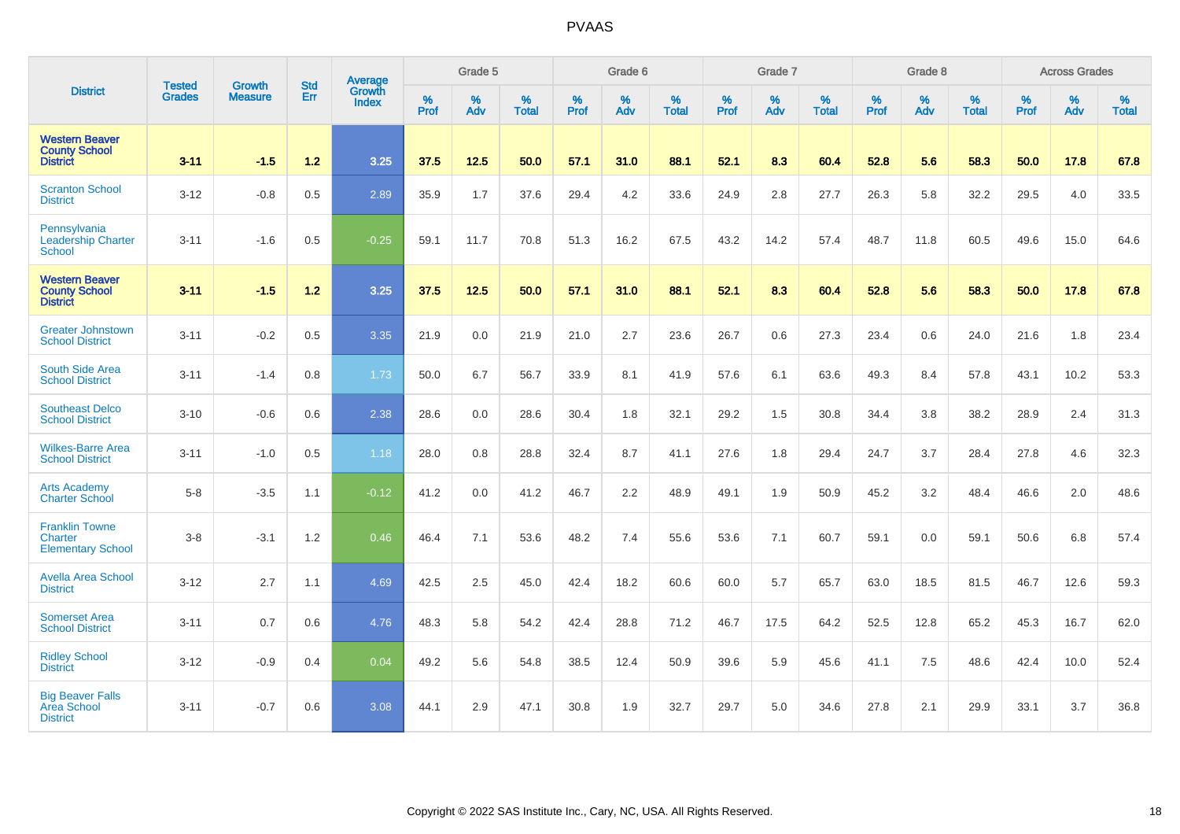| District | Tested Grades | Growth Measure | Std Err | Average Growth Index | Grade 5 | | | Grade 6 | | | Grade 7 | | | Grade 8 | | | Across Grades | | |
|---|---|---|---|---|---|---|---|---|---|---|---|---|---|---|---|---|---|---|---|
| | | | | | % Prof | % Adv | % Total | % Prof | % Adv | % Total | % Prof | % Adv | % Total | % Prof | % Adv | % Total | % Prof | % Adv | % Total |
| **Western Beaver County School District** | **3-11** | **-1.5** | **1.2** | **3.25** | **37.5** | **12.5** | **50.0** | **57.1** | **31.0** | **88.1** | **52.1** | **8.3** | **60.4** | **52.8** | **5.6** | **58.3** | **50.0** | **17.8** | **67.8** |
| Scranton School District | 3-12 | -0.8 | 0.5 | 2.89 | 35.9 | 1.7 | 37.6 | 29.4 | 4.2 | 33.6 | 24.9 | 2.8 | 27.7 | 26.3 | 5.8 | 32.2 | 29.5 | 4.0 | 33.5 |
| Pennsylvania Leadership Charter School | 3-11 | -1.6 | 0.5 | -0.25 | 59.1 | 11.7 | 70.8 | 51.3 | 16.2 | 67.5 | 43.2 | 14.2 | 57.4 | 48.7 | 11.8 | 60.5 | 49.6 | 15.0 | 64.6 |
| **Western Beaver County School District** | **3-11** | **-1.5** | **1.2** | **3.25** | **37.5** | **12.5** | **50.0** | **57.1** | **31.0** | **88.1** | **52.1** | **8.3** | **60.4** | **52.8** | **5.6** | **58.3** | **50.0** | **17.8** | **67.8** |
| Greater Johnstown School District | 3-11 | -0.2 | 0.5 | 3.35 | 21.9 | 0.0 | 21.9 | 21.0 | 2.7 | 23.6 | 26.7 | 0.6 | 27.3 | 23.4 | 0.6 | 24.0 | 21.6 | 1.8 | 23.4 |
| South Side Area School District | 3-11 | -1.4 | 0.8 | 1.73 | 50.0 | 6.7 | 56.7 | 33.9 | 8.1 | 41.9 | 57.6 | 6.1 | 63.6 | 49.3 | 8.4 | 57.8 | 43.1 | 10.2 | 53.3 |
| Southeast Delco School District | 3-10 | -0.6 | 0.6 | 2.38 | 28.6 | 0.0 | 28.6 | 30.4 | 1.8 | 32.1 | 29.2 | 1.5 | 30.8 | 34.4 | 3.8 | 38.2 | 28.9 | 2.4 | 31.3 |
| Wilkes-Barre Area School District | 3-11 | -1.0 | 0.5 | 1.18 | 28.0 | 0.8 | 28.8 | 32.4 | 8.7 | 41.1 | 27.6 | 1.8 | 29.4 | 24.7 | 3.7 | 28.4 | 27.8 | 4.6 | 32.3 |
| Arts Academy Charter School | 5-8 | -3.5 | 1.1 | -0.12 | 41.2 | 0.0 | 41.2 | 46.7 | 2.2 | 48.9 | 49.1 | 1.9 | 50.9 | 45.2 | 3.2 | 48.4 | 46.6 | 2.0 | 48.6 |
| Franklin Towne Charter Elementary School | 3-8 | -3.1 | 1.2 | 0.46 | 46.4 | 7.1 | 53.6 | 48.2 | 7.4 | 55.6 | 53.6 | 7.1 | 60.7 | 59.1 | 0.0 | 59.1 | 50.6 | 6.8 | 57.4 |
| Avella Area School District | 3-12 | 2.7 | 1.1 | 4.69 | 42.5 | 2.5 | 45.0 | 42.4 | 18.2 | 60.6 | 60.0 | 5.7 | 65.7 | 63.0 | 18.5 | 81.5 | 46.7 | 12.6 | 59.3 |
| Somerset Area School District | 3-11 | 0.7 | 0.6 | 4.76 | 48.3 | 5.8 | 54.2 | 42.4 | 28.8 | 71.2 | 46.7 | 17.5 | 64.2 | 52.5 | 12.8 | 65.2 | 45.3 | 16.7 | 62.0 |
| Ridley School District | 3-12 | -0.9 | 0.4 | 0.04 | 49.2 | 5.6 | 54.8 | 38.5 | 12.4 | 50.9 | 39.6 | 5.9 | 45.6 | 41.1 | 7.5 | 48.6 | 42.4 | 10.0 | 52.4 |
| Big Beaver Falls Area School District | 3-11 | -0.7 | 0.6 | 3.08 | 44.1 | 2.9 | 47.1 | 30.8 | 1.9 | 32.7 | 29.7 | 5.0 | 34.6 | 27.8 | 2.1 | 29.9 | 33.1 | 3.7 | 36.8 |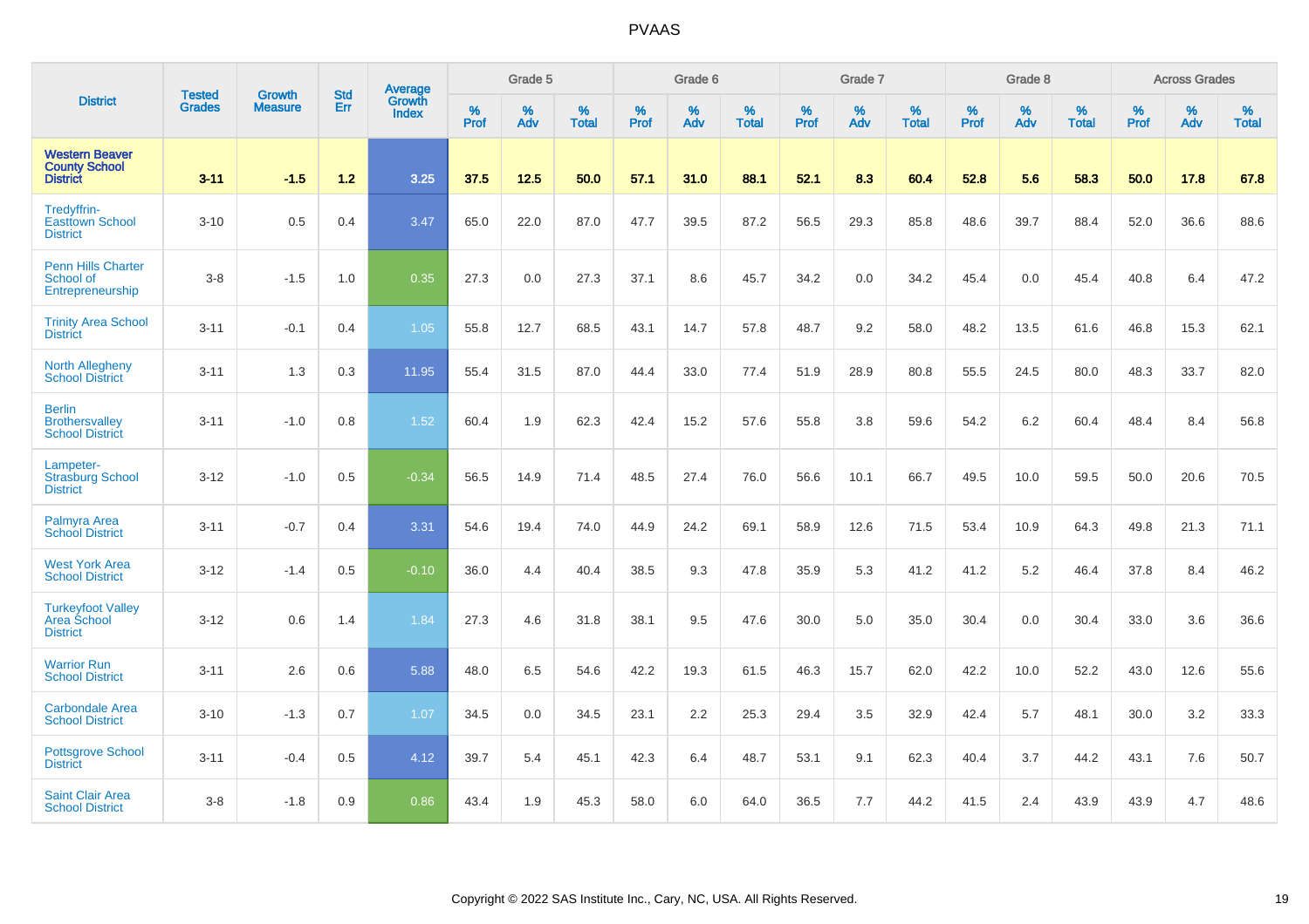| District | Tested Grades | Growth Measure | Std Err | Average Growth Index | Grade 5 | | | Grade 6 | | | Grade 7 | | | Grade 8 | | | Across Grades | | |
|---|---|---|---|---|---|---|---|---|---|---|---|---|---|---|---|---|---|---|---|
| | | | | | % Prof | % Adv | % Total | % Prof | % Adv | % Total | % Prof | % Adv | % Total | % Prof | % Adv | % Total | % Prof | % Adv | % Total |
| **Western Beaver County School District** | **3-11** | **-1.5** | **1.2** | **3.25** | **37.5** | **12.5** | **50.0** | **57.1** | **31.0** | **88.1** | **52.1** | **8.3** | **60.4** | **52.8** | **5.6** | **58.3** | **50.0** | **17.8** | **67.8** |
| Tredyffrin-Easttown School District | 3-10 | 0.5 | 0.4 | 3.47 | 65.0 | 22.0 | 87.0 | 47.7 | 39.5 | 87.2 | 56.5 | 29.3 | 85.8 | 48.6 | 39.7 | 88.4 | 52.0 | 36.6 | 88.6 |
| Penn Hills Charter School of Entrepreneurship | 3-8 | -1.5 | 1.0 | 0.35 | 27.3 | 0.0 | 27.3 | 37.1 | 8.6 | 45.7 | 34.2 | 0.0 | 34.2 | 45.4 | 0.0 | 45.4 | 40.8 | 6.4 | 47.2 |
| Trinity Area School District | 3-11 | -0.1 | 0.4 | 1.05 | 55.8 | 12.7 | 68.5 | 43.1 | 14.7 | 57.8 | 48.7 | 9.2 | 58.0 | 48.2 | 13.5 | 61.6 | 46.8 | 15.3 | 62.1 |
| North Allegheny School District | 3-11 | 1.3 | 0.3 | 11.95 | 55.4 | 31.5 | 87.0 | 44.4 | 33.0 | 77.4 | 51.9 | 28.9 | 80.8 | 55.5 | 24.5 | 80.0 | 48.3 | 33.7 | 82.0 |
| Berlin Brothersvalley School District | 3-11 | -1.0 | 0.8 | 1.52 | 60.4 | 1.9 | 62.3 | 42.4 | 15.2 | 57.6 | 55.8 | 3.8 | 59.6 | 54.2 | 6.2 | 60.4 | 48.4 | 8.4 | 56.8 |
| Lampeter-Strasburg School District | 3-12 | -1.0 | 0.5 | -0.34 | 56.5 | 14.9 | 71.4 | 48.5 | 27.4 | 76.0 | 56.6 | 10.1 | 66.7 | 49.5 | 10.0 | 59.5 | 50.0 | 20.6 | 70.5 |
| Palmyra Area School District | 3-11 | -0.7 | 0.4 | 3.31 | 54.6 | 19.4 | 74.0 | 44.9 | 24.2 | 69.1 | 58.9 | 12.6 | 71.5 | 53.4 | 10.9 | 64.3 | 49.8 | 21.3 | 71.1 |
| West York Area School District | 3-12 | -1.4 | 0.5 | -0.10 | 36.0 | 4.4 | 40.4 | 38.5 | 9.3 | 47.8 | 35.9 | 5.3 | 41.2 | 41.2 | 5.2 | 46.4 | 37.8 | 8.4 | 46.2 |
| Turkeyfoot Valley Area School District | 3-12 | 0.6 | 1.4 | 1.84 | 27.3 | 4.6 | 31.8 | 38.1 | 9.5 | 47.6 | 30.0 | 5.0 | 35.0 | 30.4 | 0.0 | 30.4 | 33.0 | 3.6 | 36.6 |
| Warrior Run School District | 3-11 | 2.6 | 0.6 | 5.88 | 48.0 | 6.5 | 54.6 | 42.2 | 19.3 | 61.5 | 46.3 | 15.7 | 62.0 | 42.2 | 10.0 | 52.2 | 43.0 | 12.6 | 55.6 |
| Carbondale Area School District | 3-10 | -1.3 | 0.7 | 1.07 | 34.5 | 0.0 | 34.5 | 23.1 | 2.2 | 25.3 | 29.4 | 3.5 | 32.9 | 42.4 | 5.7 | 48.1 | 30.0 | 3.2 | 33.3 |
| Pottsgrove School District | 3-11 | -0.4 | 0.5 | 4.12 | 39.7 | 5.4 | 45.1 | 42.3 | 6.4 | 48.7 | 53.1 | 9.1 | 62.3 | 40.4 | 3.7 | 44.2 | 43.1 | 7.6 | 50.7 |
| Saint Clair Area School District | 3-8 | -1.8 | 0.9 | 0.86 | 43.4 | 1.9 | 45.3 | 58.0 | 6.0 | 64.0 | 36.5 | 7.7 | 44.2 | 41.5 | 2.4 | 43.9 | 43.9 | 4.7 | 48.6 |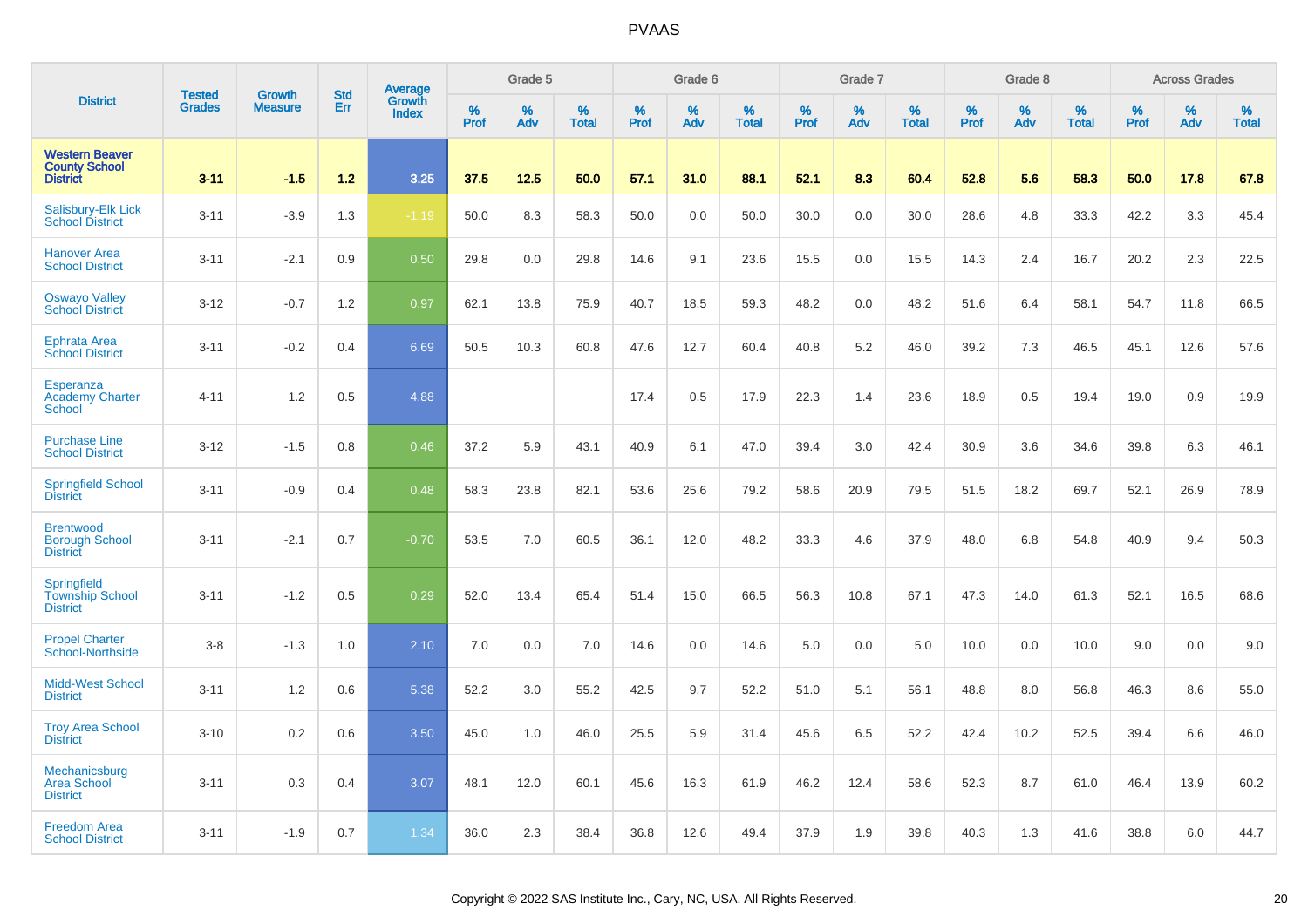# PVAAS

| District | Tested Grades | Growth Measure | Std Err | Average Growth Index | Grade 5 | | | Grade 6 | | | Grade 7 | | | Grade 8 | | | Across Grades | | |
|---|---|---|---|---|---|---|---|---|---|---|---|---|---|---|---|---|---|---|---|
| | | | | | % Prof | % Adv | % Total | % Prof | % Adv | % Total | % Prof | % Adv | % Total | % Prof | % Adv | % Total | % Prof | % Adv | % Total |
| **Western Beaver County School District** | **3-11** | **-1.5** | **1.2** | **3.25** | **37.5** | **12.5** | **50.0** | **57.1** | **31.0** | **88.1** | **52.1** | **8.3** | **60.4** | **52.8** | **5.6** | **58.3** | **50.0** | **17.8** | **67.8** |
| Salisbury-Elk Lick School District | 3-11 | -3.9 | 1.3 | -1.19 | 50.0 | 8.3 | 58.3 | 50.0 | 0.0 | 50.0 | 30.0 | 0.0 | 30.0 | 28.6 | 4.8 | 33.3 | 42.2 | 3.3 | 45.4 |
| Hanover Area School District | 3-11 | -2.1 | 0.9 | 0.50 | 29.8 | 0.0 | 29.8 | 14.6 | 9.1 | 23.6 | 15.5 | 0.0 | 15.5 | 14.3 | 2.4 | 16.7 | 20.2 | 2.3 | 22.5 |
| Oswayo Valley School District | 3-12 | -0.7 | 1.2 | 0.97 | 62.1 | 13.8 | 75.9 | 40.7 | 18.5 | 59.3 | 48.2 | 0.0 | 48.2 | 51.6 | 6.4 | 58.1 | 54.7 | 11.8 | 66.5 |
| Ephrata Area School District | 3-11 | -0.2 | 0.4 | 6.69 | 50.5 | 10.3 | 60.8 | 47.6 | 12.7 | 60.4 | 40.8 | 5.2 | 46.0 | 39.2 | 7.3 | 46.5 | 45.1 | 12.6 | 57.6 |
| Esperanza Academy Charter School | 4-11 | 1.2 | 0.5 | 4.88 | | | | 17.4 | 0.5 | 17.9 | 22.3 | 1.4 | 23.6 | 18.9 | 0.5 | 19.4 | 19.0 | 0.9 | 19.9 |
| Purchase Line School District | 3-12 | -1.5 | 0.8 | 0.46 | 37.2 | 5.9 | 43.1 | 40.9 | 6.1 | 47.0 | 39.4 | 3.0 | 42.4 | 30.9 | 3.6 | 34.6 | 39.8 | 6.3 | 46.1 |
| Springfield School District | 3-11 | -0.9 | 0.4 | 0.48 | 58.3 | 23.8 | 82.1 | 53.6 | 25.6 | 79.2 | 58.6 | 20.9 | 79.5 | 51.5 | 18.2 | 69.7 | 52.1 | 26.9 | 78.9 |
| Brentwood Borough School District | 3-11 | -2.1 | 0.7 | -0.70 | 53.5 | 7.0 | 60.5 | 36.1 | 12.0 | 48.2 | 33.3 | 4.6 | 37.9 | 48.0 | 6.8 | 54.8 | 40.9 | 9.4 | 50.3 |
| Springfield Township School District | 3-11 | -1.2 | 0.5 | 0.29 | 52.0 | 13.4 | 65.4 | 51.4 | 15.0 | 66.5 | 56.3 | 10.8 | 67.1 | 47.3 | 14.0 | 61.3 | 52.1 | 16.5 | 68.6 |
| Propel Charter School-Northside | 3-8 | -1.3 | 1.0 | 2.10 | 7.0 | 0.0 | 7.0 | 14.6 | 0.0 | 14.6 | 5.0 | 0.0 | 5.0 | 10.0 | 0.0 | 10.0 | 9.0 | 0.0 | 9.0 |
| Midd-West School District | 3-11 | 1.2 | 0.6 | 5.38 | 52.2 | 3.0 | 55.2 | 42.5 | 9.7 | 52.2 | 51.0 | 5.1 | 56.1 | 48.8 | 8.0 | 56.8 | 46.3 | 8.6 | 55.0 |
| Troy Area School District | 3-10 | 0.2 | 0.6 | 3.50 | 45.0 | 1.0 | 46.0 | 25.5 | 5.9 | 31.4 | 45.6 | 6.5 | 52.2 | 42.4 | 10.2 | 52.5 | 39.4 | 6.6 | 46.0 |
| Mechanicsburg Area School District | 3-11 | 0.3 | 0.4 | 3.07 | 48.1 | 12.0 | 60.1 | 45.6 | 16.3 | 61.9 | 46.2 | 12.4 | 58.6 | 52.3 | 8.7 | 61.0 | 46.4 | 13.9 | 60.2 |
| Freedom Area School District | 3-11 | -1.9 | 0.7 | 1.34 | 36.0 | 2.3 | 38.4 | 36.8 | 12.6 | 49.4 | 37.9 | 1.9 | 39.8 | 40.3 | 1.3 | 41.6 | 38.8 | 6.0 | 44.7 |

Copyright © 2022 SAS Institute Inc., Cary, NC, USA. All Rights Reserved.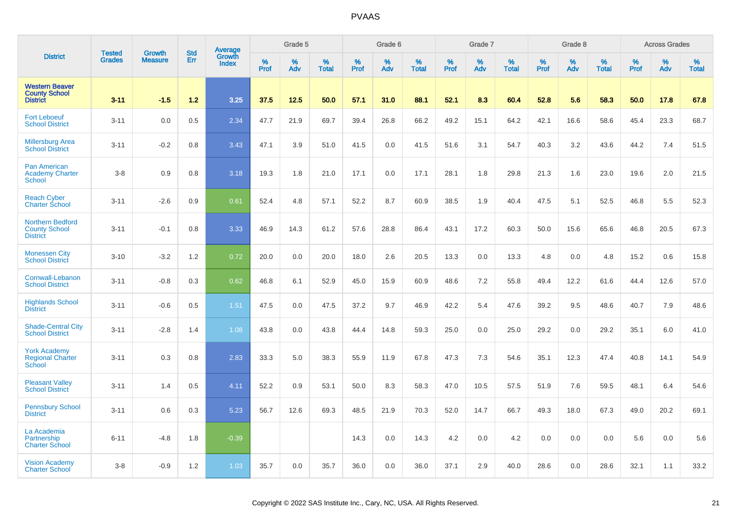# PVAAS

| District | Tested Grades | Growth Measure | Std Err | Average Growth Index | Grade 5 | | | Grade 6 | | | Grade 7 | | | Grade 8 | | | Across Grades | | |
|---|---|---|---|---|---|---|---|---|---|---|---|---|---|---|---|---|---|---|---|
| | | | | | % Prof | % Adv | % Total | % Prof | % Adv | % Total | % Prof | % Adv | % Total | % Prof | % Adv | % Total | % Prof | % Adv | % Total |
| **Western Beaver County School District** | **3-11** | **-1.5** | **1.2** | **3.25** | **37.5** | **12.5** | **50.0** | **57.1** | **31.0** | **88.1** | **52.1** | **8.3** | **60.4** | **52.8** | **5.6** | **58.3** | **50.0** | **17.8** | **67.8** |
| Fort Leboeuf School District | 3-11 | 0.0 | 0.5 | 2.34 | 47.7 | 21.9 | 69.7 | 39.4 | 26.8 | 66.2 | 49.2 | 15.1 | 64.2 | 42.1 | 16.6 | 58.6 | 45.4 | 23.3 | 68.7 |
| Millersburg Area School District | 3-11 | -0.2 | 0.8 | 3.43 | 47.1 | 3.9 | 51.0 | 41.5 | 0.0 | 41.5 | 51.6 | 3.1 | 54.7 | 40.3 | 3.2 | 43.6 | 44.2 | 7.4 | 51.5 |
| Pan American Academy Charter School | 3-8 | 0.9 | 0.8 | 3.18 | 19.3 | 1.8 | 21.0 | 17.1 | 0.0 | 17.1 | 28.1 | 1.8 | 29.8 | 21.3 | 1.6 | 23.0 | 19.6 | 2.0 | 21.5 |
| Reach Cyber Charter School | 3-11 | -2.6 | 0.9 | 0.61 | 52.4 | 4.8 | 57.1 | 52.2 | 8.7 | 60.9 | 38.5 | 1.9 | 40.4 | 47.5 | 5.1 | 52.5 | 46.8 | 5.5 | 52.3 |
| Northern Bedford County School District | 3-11 | -0.1 | 0.8 | 3.33 | 46.9 | 14.3 | 61.2 | 57.6 | 28.8 | 86.4 | 43.1 | 17.2 | 60.3 | 50.0 | 15.6 | 65.6 | 46.8 | 20.5 | 67.3 |
| Monessen City School District | 3-10 | -3.2 | 1.2 | 0.72 | 20.0 | 0.0 | 20.0 | 18.0 | 2.6 | 20.5 | 13.3 | 0.0 | 13.3 | 4.8 | 0.0 | 4.8 | 15.2 | 0.6 | 15.8 |
| Cornwall-Lebanon School District | 3-11 | -0.8 | 0.3 | 0.62 | 46.8 | 6.1 | 52.9 | 45.0 | 15.9 | 60.9 | 48.6 | 7.2 | 55.8 | 49.4 | 12.2 | 61.6 | 44.4 | 12.6 | 57.0 |
| Highlands School District | 3-11 | -0.6 | 0.5 | 1.51 | 47.5 | 0.0 | 47.5 | 37.2 | 9.7 | 46.9 | 42.2 | 5.4 | 47.6 | 39.2 | 9.5 | 48.6 | 40.7 | 7.9 | 48.6 |
| Shade-Central City School District | 3-11 | -2.8 | 1.4 | 1.08 | 43.8 | 0.0 | 43.8 | 44.4 | 14.8 | 59.3 | 25.0 | 0.0 | 25.0 | 29.2 | 0.0 | 29.2 | 35.1 | 6.0 | 41.0 |
| York Academy Regional Charter School | 3-11 | 0.3 | 0.8 | 2.83 | 33.3 | 5.0 | 38.3 | 55.9 | 11.9 | 67.8 | 47.3 | 7.3 | 54.6 | 35.1 | 12.3 | 47.4 | 40.8 | 14.1 | 54.9 |
| Pleasant Valley School District | 3-11 | 1.4 | 0.5 | 4.11 | 52.2 | 0.9 | 53.1 | 50.0 | 8.3 | 58.3 | 47.0 | 10.5 | 57.5 | 51.9 | 7.6 | 59.5 | 48.1 | 6.4 | 54.6 |
| Pennsbury School District | 3-11 | 0.6 | 0.3 | 5.23 | 56.7 | 12.6 | 69.3 | 48.5 | 21.9 | 70.3 | 52.0 | 14.7 | 66.7 | 49.3 | 18.0 | 67.3 | 49.0 | 20.2 | 69.1 |
| La Academia Partnership Charter School | 6-11 | -4.8 | 1.8 | -0.39 | | | | 14.3 | 0.0 | 14.3 | 4.2 | 0.0 | 4.2 | 0.0 | 0.0 | 0.0 | 5.6 | 0.0 | 5.6 |
| Vision Academy Charter School | 3-8 | -0.9 | 1.2 | 1.03 | 35.7 | 0.0 | 35.7 | 36.0 | 0.0 | 36.0 | 37.1 | 2.9 | 40.0 | 28.6 | 0.0 | 28.6 | 32.1 | 1.1 | 33.2 |

Copyright © 2022 SAS Institute Inc., Cary, NC, USA. All Rights Reserved.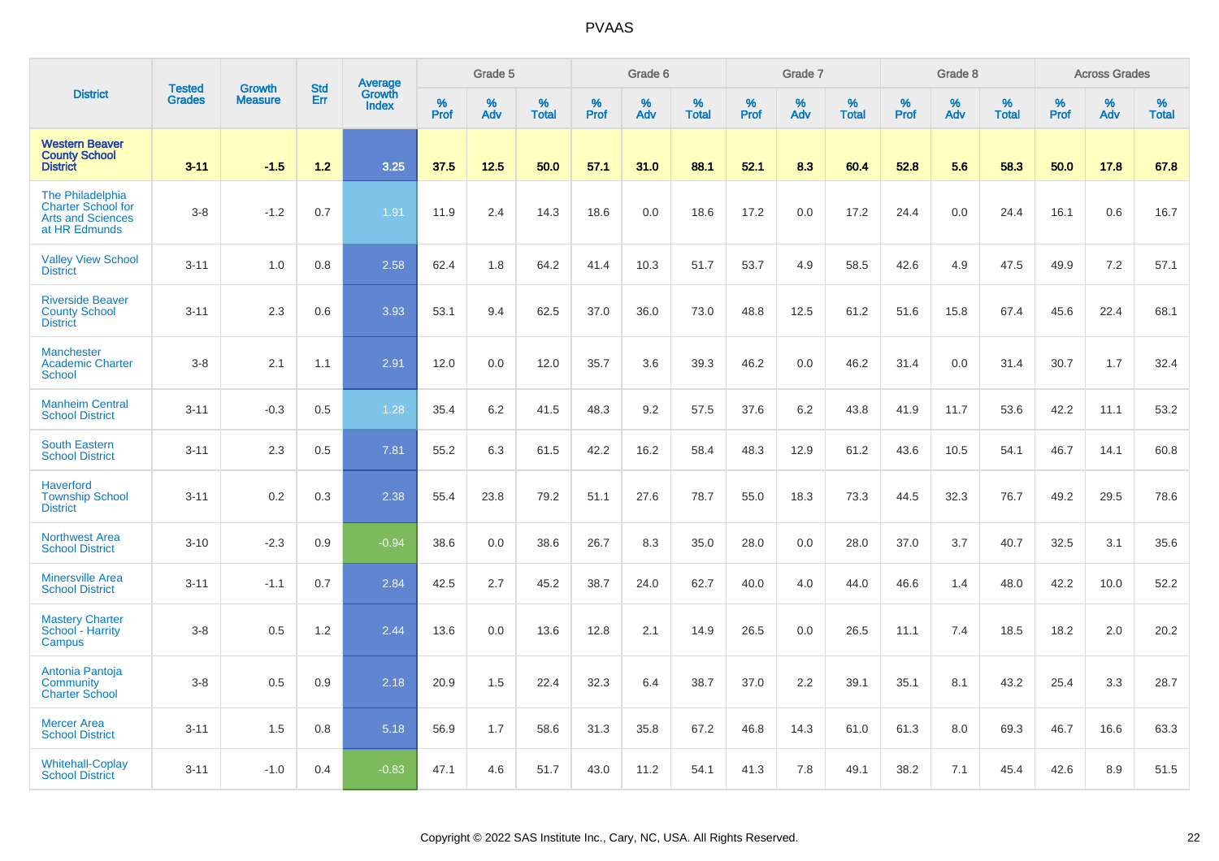| District | Tested Grades | Growth Measure | Std Err | Average Growth Index | Grade 5 | | | Grade 6 | | | Grade 7 | | | Grade 8 | | | Across Grades | | |
|---|---|---|---|---|---|---|---|---|---|---|---|---|---|---|---|---|---|---|---|
| | | | | | % Prof | % Adv | % Total | % Prof | % Adv | % Total | % Prof | % Adv | % Total | % Prof | % Adv | % Total | % Prof | % Adv | % Total |
| **Western Beaver County School District** | **3-11** | **-1.5** | **1.2** | **3.25** | **37.5** | **12.5** | **50.0** | **57.1** | **31.0** | **88.1** | **52.1** | **8.3** | **60.4** | **52.8** | **5.6** | **58.3** | **50.0** | **17.8** | **67.8** |
| The Philadelphia Charter School for Arts and Sciences at HR Edmunds | 3-8 | -1.2 | 0.7 | 1.91 | 11.9 | 2.4 | 14.3 | 18.6 | 0.0 | 18.6 | 17.2 | 0.0 | 17.2 | 24.4 | 0.0 | 24.4 | 16.1 | 0.6 | 16.7 |
| Valley View School District | 3-11 | 1.0 | 0.8 | 2.58 | 62.4 | 1.8 | 64.2 | 41.4 | 10.3 | 51.7 | 53.7 | 4.9 | 58.5 | 42.6 | 4.9 | 47.5 | 49.9 | 7.2 | 57.1 |
| Riverside Beaver County School District | 3-11 | 2.3 | 0.6 | 3.93 | 53.1 | 9.4 | 62.5 | 37.0 | 36.0 | 73.0 | 48.8 | 12.5 | 61.2 | 51.6 | 15.8 | 67.4 | 45.6 | 22.4 | 68.1 |
| Manchester Academic Charter School | 3-8 | 2.1 | 1.1 | 2.91 | 12.0 | 0.0 | 12.0 | 35.7 | 3.6 | 39.3 | 46.2 | 0.0 | 46.2 | 31.4 | 0.0 | 31.4 | 30.7 | 1.7 | 32.4 |
| Manheim Central School District | 3-11 | -0.3 | 0.5 | 1.28 | 35.4 | 6.2 | 41.5 | 48.3 | 9.2 | 57.5 | 37.6 | 6.2 | 43.8 | 41.9 | 11.7 | 53.6 | 42.2 | 11.1 | 53.2 |
| South Eastern School District | 3-11 | 2.3 | 0.5 | 7.81 | 55.2 | 6.3 | 61.5 | 42.2 | 16.2 | 58.4 | 48.3 | 12.9 | 61.2 | 43.6 | 10.5 | 54.1 | 46.7 | 14.1 | 60.8 |
| Haverford Township School District | 3-11 | 0.2 | 0.3 | 2.38 | 55.4 | 23.8 | 79.2 | 51.1 | 27.6 | 78.7 | 55.0 | 18.3 | 73.3 | 44.5 | 32.3 | 76.7 | 49.2 | 29.5 | 78.6 |
| Northwest Area School District | 3-10 | -2.3 | 0.9 | -0.94 | 38.6 | 0.0 | 38.6 | 26.7 | 8.3 | 35.0 | 28.0 | 0.0 | 28.0 | 37.0 | 3.7 | 40.7 | 32.5 | 3.1 | 35.6 |
| Minersville Area School District | 3-11 | -1.1 | 0.7 | 2.84 | 42.5 | 2.7 | 45.2 | 38.7 | 24.0 | 62.7 | 40.0 | 4.0 | 44.0 | 46.6 | 1.4 | 48.0 | 42.2 | 10.0 | 52.2 |
| Mastery Charter School - Harrity Campus | 3-8 | 0.5 | 1.2 | 2.44 | 13.6 | 0.0 | 13.6 | 12.8 | 2.1 | 14.9 | 26.5 | 0.0 | 26.5 | 11.1 | 7.4 | 18.5 | 18.2 | 2.0 | 20.2 |
| Antonia Pantoja Community Charter School | 3-8 | 0.5 | 0.9 | 2.18 | 20.9 | 1.5 | 22.4 | 32.3 | 6.4 | 38.7 | 37.0 | 2.2 | 39.1 | 35.1 | 8.1 | 43.2 | 25.4 | 3.3 | 28.7 |
| Mercer Area School District | 3-11 | 1.5 | 0.8 | 5.18 | 56.9 | 1.7 | 58.6 | 31.3 | 35.8 | 67.2 | 46.8 | 14.3 | 61.0 | 61.3 | 8.0 | 69.3 | 46.7 | 16.6 | 63.3 |
| Whitehall-Coplay School District | 3-11 | -1.0 | 0.4 | -0.83 | 47.1 | 4.6 | 51.7 | 43.0 | 11.2 | 54.1 | 41.3 | 7.8 | 49.1 | 38.2 | 7.1 | 45.4 | 42.6 | 8.9 | 51.5 |

Copyright © 2022 SAS Institute Inc., Cary, NC, USA. All Rights Reserved.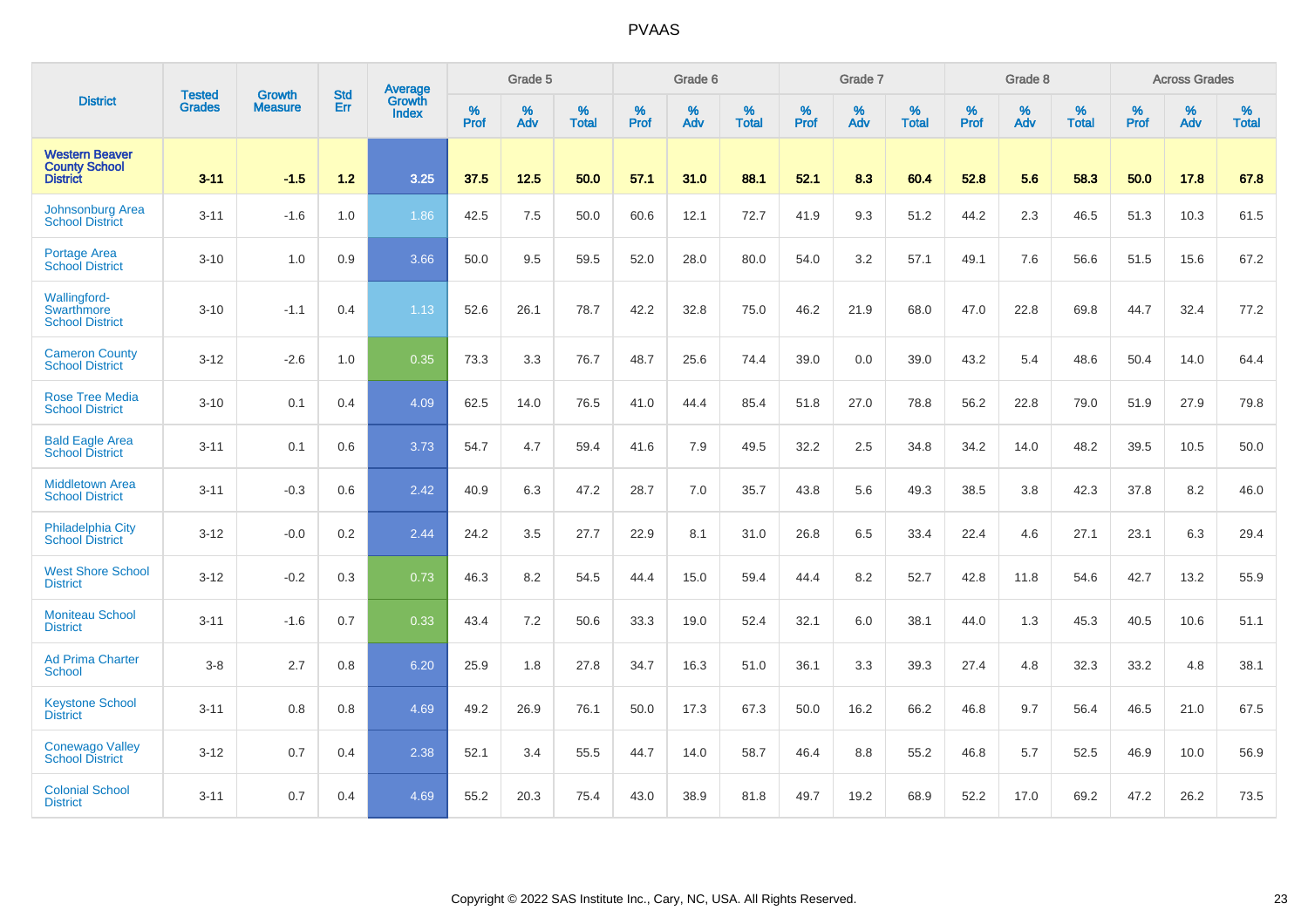# PVAAS

| District | Tested Grades | Growth Measure | Std Err | Average Growth Index | Grade 5 | | | Grade 6 | | | Grade 7 | | | Grade 8 | | | Across Grades | | |
|---|---|---|---|---|---|---|---|---|---|---|---|---|---|---|---|---|---|---|---|
| | | | | | % Prof | % Adv | % Total | % Prof | % Adv | % Total | % Prof | % Adv | % Total | % Prof | % Adv | % Total | % Prof | % Adv | % Total |
| **Western Beaver County School District** | **3-11** | **-1.5** | **1.2** | **3.25** | **37.5** | **12.5** | **50.0** | **57.1** | **31.0** | **88.1** | **52.1** | **8.3** | **60.4** | **52.8** | **5.6** | **58.3** | **50.0** | **17.8** | **67.8** |
| Johnsonburg Area School District | 3-11 | -1.6 | 1.0 | 1.86 | 42.5 | 7.5 | 50.0 | 60.6 | 12.1 | 72.7 | 41.9 | 9.3 | 51.2 | 44.2 | 2.3 | 46.5 | 51.3 | 10.3 | 61.5 |
| Portage Area School District | 3-10 | 1.0 | 0.9 | 3.66 | 50.0 | 9.5 | 59.5 | 52.0 | 28.0 | 80.0 | 54.0 | 3.2 | 57.1 | 49.1 | 7.6 | 56.6 | 51.5 | 15.6 | 67.2 |
| Wallingford-Swarthmore School District | 3-10 | -1.1 | 0.4 | 1.13 | 52.6 | 26.1 | 78.7 | 42.2 | 32.8 | 75.0 | 46.2 | 21.9 | 68.0 | 47.0 | 22.8 | 69.8 | 44.7 | 32.4 | 77.2 |
| Cameron County School District | 3-12 | -2.6 | 1.0 | 0.35 | 73.3 | 3.3 | 76.7 | 48.7 | 25.6 | 74.4 | 39.0 | 0.0 | 39.0 | 43.2 | 5.4 | 48.6 | 50.4 | 14.0 | 64.4 |
| Rose Tree Media School District | 3-10 | 0.1 | 0.4 | 4.09 | 62.5 | 14.0 | 76.5 | 41.0 | 44.4 | 85.4 | 51.8 | 27.0 | 78.8 | 56.2 | 22.8 | 79.0 | 51.9 | 27.9 | 79.8 |
| Bald Eagle Area School District | 3-11 | 0.1 | 0.6 | 3.73 | 54.7 | 4.7 | 59.4 | 41.6 | 7.9 | 49.5 | 32.2 | 2.5 | 34.8 | 34.2 | 14.0 | 48.2 | 39.5 | 10.5 | 50.0 |
| Middletown Area School District | 3-11 | -0.3 | 0.6 | 2.42 | 40.9 | 6.3 | 47.2 | 28.7 | 7.0 | 35.7 | 43.8 | 5.6 | 49.3 | 38.5 | 3.8 | 42.3 | 37.8 | 8.2 | 46.0 |
| Philadelphia City School District | 3-12 | -0.0 | 0.2 | 2.44 | 24.2 | 3.5 | 27.7 | 22.9 | 8.1 | 31.0 | 26.8 | 6.5 | 33.4 | 22.4 | 4.6 | 27.1 | 23.1 | 6.3 | 29.4 |
| West Shore School District | 3-12 | -0.2 | 0.3 | 0.73 | 46.3 | 8.2 | 54.5 | 44.4 | 15.0 | 59.4 | 44.4 | 8.2 | 52.7 | 42.8 | 11.8 | 54.6 | 42.7 | 13.2 | 55.9 |
| Moniteau School District | 3-11 | -1.6 | 0.7 | 0.33 | 43.4 | 7.2 | 50.6 | 33.3 | 19.0 | 52.4 | 32.1 | 6.0 | 38.1 | 44.0 | 1.3 | 45.3 | 40.5 | 10.6 | 51.1 |
| Ad Prima Charter School | 3-8 | 2.7 | 0.8 | 6.20 | 25.9 | 1.8 | 27.8 | 34.7 | 16.3 | 51.0 | 36.1 | 3.3 | 39.3 | 27.4 | 4.8 | 32.3 | 33.2 | 4.8 | 38.1 |
| Keystone School District | 3-11 | 0.8 | 0.8 | 4.69 | 49.2 | 26.9 | 76.1 | 50.0 | 17.3 | 67.3 | 50.0 | 16.2 | 66.2 | 46.8 | 9.7 | 56.4 | 46.5 | 21.0 | 67.5 |
| Conewago Valley School District | 3-12 | 0.7 | 0.4 | 2.38 | 52.1 | 3.4 | 55.5 | 44.7 | 14.0 | 58.7 | 46.4 | 8.8 | 55.2 | 46.8 | 5.7 | 52.5 | 46.9 | 10.0 | 56.9 |
| Colonial School District | 3-11 | 0.7 | 0.4 | 4.69 | 55.2 | 20.3 | 75.4 | 43.0 | 38.9 | 81.8 | 49.7 | 19.2 | 68.9 | 52.2 | 17.0 | 69.2 | 47.2 | 26.2 | 73.5 |

Copyright © 2022 SAS Institute Inc., Cary, NC, USA. All Rights Reserved.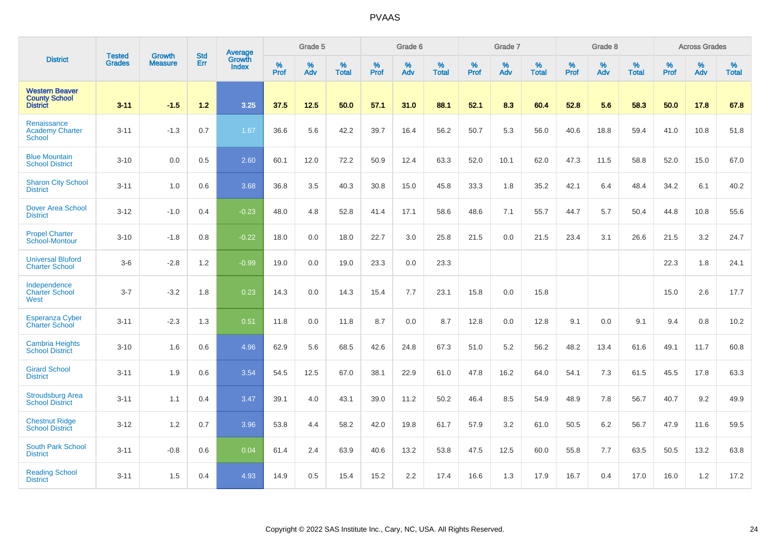| District | Tested Grades | Growth Measure | Std Err | Average Growth Index | Grade 5 | | | Grade 6 | | | Grade 7 | | | Grade 8 | | | Across Grades | | |
|---|---|---|---|---|---|---|---|---|---|---|---|---|---|---|---|---|---|---|---|
| | | | | | % Prof | % Adv | % Total | % Prof | % Adv | % Total | % Prof | % Adv | % Total | % Prof | % Adv | % Total | % Prof | % Adv | % Total |
| **Western Beaver County School District** | **3-11** | **-1.5** | **1.2** | **3.25** | **37.5** | **12.5** | **50.0** | **57.1** | **31.0** | **88.1** | **52.1** | **8.3** | **60.4** | **52.8** | **5.6** | **58.3** | **50.0** | **17.8** | **67.8** |
| Renaissance Academy Charter School | 3-11 | -1.3 | 0.7 | 1.67 | 36.6 | 5.6 | 42.2 | 39.7 | 16.4 | 56.2 | 50.7 | 5.3 | 56.0 | 40.6 | 18.8 | 59.4 | 41.0 | 10.8 | 51.8 |
| Blue Mountain School District | 3-10 | 0.0 | 0.5 | 2.60 | 60.1 | 12.0 | 72.2 | 50.9 | 12.4 | 63.3 | 52.0 | 10.1 | 62.0 | 47.3 | 11.5 | 58.8 | 52.0 | 15.0 | 67.0 |
| Sharon City School District | 3-11 | 1.0 | 0.6 | 3.68 | 36.8 | 3.5 | 40.3 | 30.8 | 15.0 | 45.8 | 33.3 | 1.8 | 35.2 | 42.1 | 6.4 | 48.4 | 34.2 | 6.1 | 40.2 |
| Dover Area School District | 3-12 | -1.0 | 0.4 | -0.23 | 48.0 | 4.8 | 52.8 | 41.4 | 17.1 | 58.6 | 48.6 | 7.1 | 55.7 | 44.7 | 5.7 | 50.4 | 44.8 | 10.8 | 55.6 |
| Propel Charter School-Montour | 3-10 | -1.8 | 0.8 | -0.22 | 18.0 | 0.0 | 18.0 | 22.7 | 3.0 | 25.8 | 21.5 | 0.0 | 21.5 | 23.4 | 3.1 | 26.6 | 21.5 | 3.2 | 24.7 |
| Universal Bluford Charter School | 3-6 | -2.8 | 1.2 | -0.99 | 19.0 | 0.0 | 19.0 | 23.3 | 0.0 | 23.3 | | | | | | | 22.3 | 1.8 | 24.1 |
| Independence Charter School West | 3-7 | -3.2 | 1.8 | 0.23 | 14.3 | 0.0 | 14.3 | 15.4 | 7.7 | 23.1 | 15.8 | 0.0 | 15.8 | | | | 15.0 | 2.6 | 17.7 |
| Esperanza Cyber Charter School | 3-11 | -2.3 | 1.3 | 0.51 | 11.8 | 0.0 | 11.8 | 8.7 | 0.0 | 8.7 | 12.8 | 0.0 | 12.8 | 9.1 | 0.0 | 9.1 | 9.4 | 0.8 | 10.2 |
| Cambria Heights School District | 3-10 | 1.6 | 0.6 | 4.96 | 62.9 | 5.6 | 68.5 | 42.6 | 24.8 | 67.3 | 51.0 | 5.2 | 56.2 | 48.2 | 13.4 | 61.6 | 49.1 | 11.7 | 60.8 |
| Girard School District | 3-11 | 1.9 | 0.6 | 3.54 | 54.5 | 12.5 | 67.0 | 38.1 | 22.9 | 61.0 | 47.8 | 16.2 | 64.0 | 54.1 | 7.3 | 61.5 | 45.5 | 17.8 | 63.3 |
| Stroudsburg Area School District | 3-11 | 1.1 | 0.4 | 3.47 | 39.1 | 4.0 | 43.1 | 39.0 | 11.2 | 50.2 | 46.4 | 8.5 | 54.9 | 48.9 | 7.8 | 56.7 | 40.7 | 9.2 | 49.9 |
| Chestnut Ridge School District | 3-12 | 1.2 | 0.7 | 3.96 | 53.8 | 4.4 | 58.2 | 42.0 | 19.8 | 61.7 | 57.9 | 3.2 | 61.0 | 50.5 | 6.2 | 56.7 | 47.9 | 11.6 | 59.5 |
| South Park School District | 3-11 | -0.8 | 0.6 | 0.04 | 61.4 | 2.4 | 63.9 | 40.6 | 13.2 | 53.8 | 47.5 | 12.5 | 60.0 | 55.8 | 7.7 | 63.5 | 50.5 | 13.2 | 63.8 |
| Reading School District | 3-11 | 1.5 | 0.4 | 4.93 | 14.9 | 0.5 | 15.4 | 15.2 | 2.2 | 17.4 | 16.6 | 1.3 | 17.9 | 16.7 | 0.4 | 17.0 | 16.0 | 1.2 | 17.2 |

Copyright © 2022 SAS Institute Inc., Cary, NC, USA. All Rights Reserved.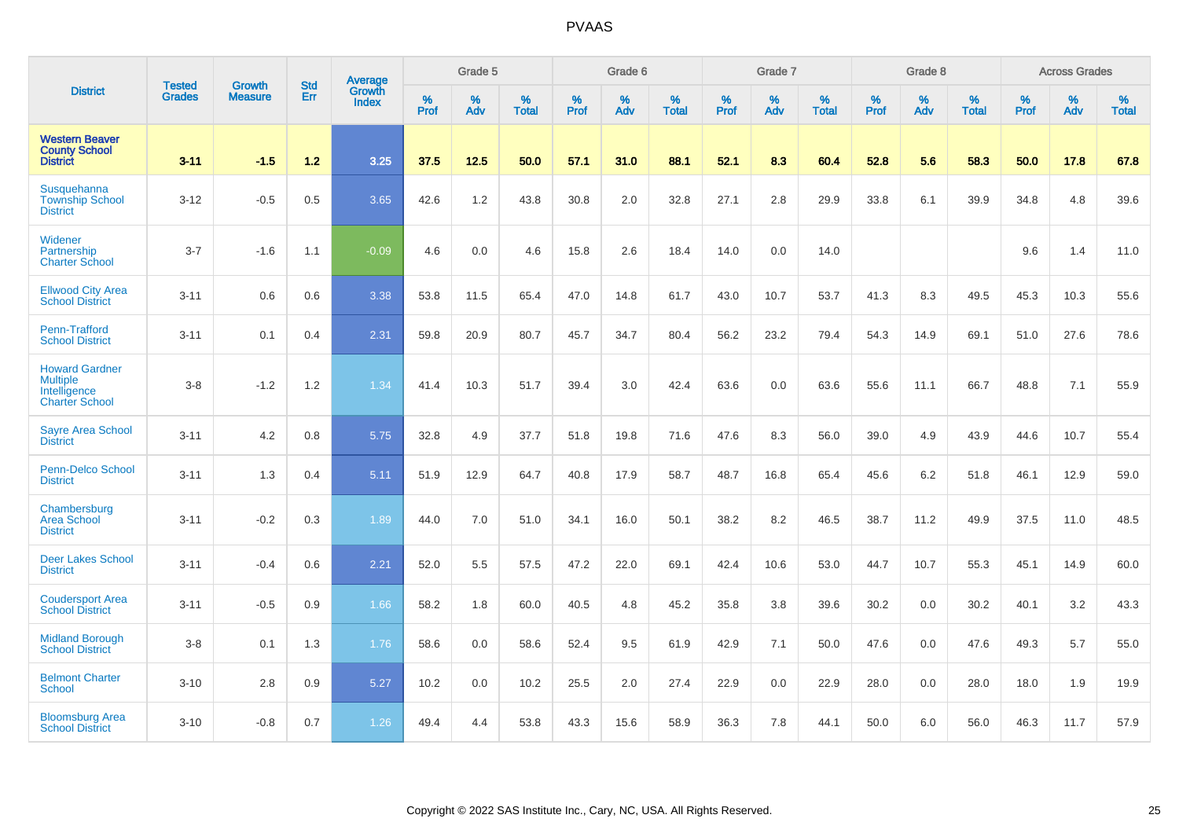# PVAAS

| District | Tested Grades | Growth Measure | Std Err | Average Growth Index | Grade 5 | | | Grade 6 | | | Grade 7 | | | Grade 8 | | | Across Grades | | |
|---|---|---|---|---|---|---|---|---|---|---|---|---|---|---|---|---|---|---|---|
| | | | | | % Prof | % Adv | % Total | % Prof | % Adv | % Total | % Prof | % Adv | % Total | % Prof | % Adv | % Total | % Prof | % Adv | % Total |
| **Western Beaver County School District** | **3-11** | **-1.5** | **1.2** | **3.25** | **37.5** | **12.5** | **50.0** | **57.1** | **31.0** | **88.1** | **52.1** | **8.3** | **60.4** | **52.8** | **5.6** | **58.3** | **50.0** | **17.8** | **67.8** |
| Susquehanna Township School District | 3-12 | -0.5 | 0.5 | 3.65 | 42.6 | 1.2 | 43.8 | 30.8 | 2.0 | 32.8 | 27.1 | 2.8 | 29.9 | 33.8 | 6.1 | 39.9 | 34.8 | 4.8 | 39.6 |
| Widener Partnership Charter School | 3-7 | -1.6 | 1.1 | -0.09 | 4.6 | 0.0 | 4.6 | 15.8 | 2.6 | 18.4 | 14.0 | 0.0 | 14.0 | | | | 9.6 | 1.4 | 11.0 |
| Ellwood City Area School District | 3-11 | 0.6 | 0.6 | 3.38 | 53.8 | 11.5 | 65.4 | 47.0 | 14.8 | 61.7 | 43.0 | 10.7 | 53.7 | 41.3 | 8.3 | 49.5 | 45.3 | 10.3 | 55.6 |
| Penn-Trafford School District | 3-11 | 0.1 | 0.4 | 2.31 | 59.8 | 20.9 | 80.7 | 45.7 | 34.7 | 80.4 | 56.2 | 23.2 | 79.4 | 54.3 | 14.9 | 69.1 | 51.0 | 27.6 | 78.6 |
| Howard Gardner Multiple Intelligence Charter School | 3-8 | -1.2 | 1.2 | 1.34 | 41.4 | 10.3 | 51.7 | 39.4 | 3.0 | 42.4 | 63.6 | 0.0 | 63.6 | 55.6 | 11.1 | 66.7 | 48.8 | 7.1 | 55.9 |
| Sayre Area School District | 3-11 | 4.2 | 0.8 | 5.75 | 32.8 | 4.9 | 37.7 | 51.8 | 19.8 | 71.6 | 47.6 | 8.3 | 56.0 | 39.0 | 4.9 | 43.9 | 44.6 | 10.7 | 55.4 |
| Penn-Delco School District | 3-11 | 1.3 | 0.4 | 5.11 | 51.9 | 12.9 | 64.7 | 40.8 | 17.9 | 58.7 | 48.7 | 16.8 | 65.4 | 45.6 | 6.2 | 51.8 | 46.1 | 12.9 | 59.0 |
| Chambersburg Area School District | 3-11 | -0.2 | 0.3 | 1.89 | 44.0 | 7.0 | 51.0 | 34.1 | 16.0 | 50.1 | 38.2 | 8.2 | 46.5 | 38.7 | 11.2 | 49.9 | 37.5 | 11.0 | 48.5 |
| Deer Lakes School District | 3-11 | -0.4 | 0.6 | 2.21 | 52.0 | 5.5 | 57.5 | 47.2 | 22.0 | 69.1 | 42.4 | 10.6 | 53.0 | 44.7 | 10.7 | 55.3 | 45.1 | 14.9 | 60.0 |
| Coudersport Area School District | 3-11 | -0.5 | 0.9 | 1.66 | 58.2 | 1.8 | 60.0 | 40.5 | 4.8 | 45.2 | 35.8 | 3.8 | 39.6 | 30.2 | 0.0 | 30.2 | 40.1 | 3.2 | 43.3 |
| Midland Borough School District | 3-8 | 0.1 | 1.3 | 1.76 | 58.6 | 0.0 | 58.6 | 52.4 | 9.5 | 61.9 | 42.9 | 7.1 | 50.0 | 47.6 | 0.0 | 47.6 | 49.3 | 5.7 | 55.0 |
| Belmont Charter School | 3-10 | 2.8 | 0.9 | 5.27 | 10.2 | 0.0 | 10.2 | 25.5 | 2.0 | 27.4 | 22.9 | 0.0 | 22.9 | 28.0 | 0.0 | 28.0 | 18.0 | 1.9 | 19.9 |
| Bloomsburg Area School District | 3-10 | -0.8 | 0.7 | 1.26 | 49.4 | 4.4 | 53.8 | 43.3 | 15.6 | 58.9 | 36.3 | 7.8 | 44.1 | 50.0 | 6.0 | 56.0 | 46.3 | 11.7 | 57.9 |

Copyright © 2022 SAS Institute Inc., Cary, NC, USA. All Rights Reserved.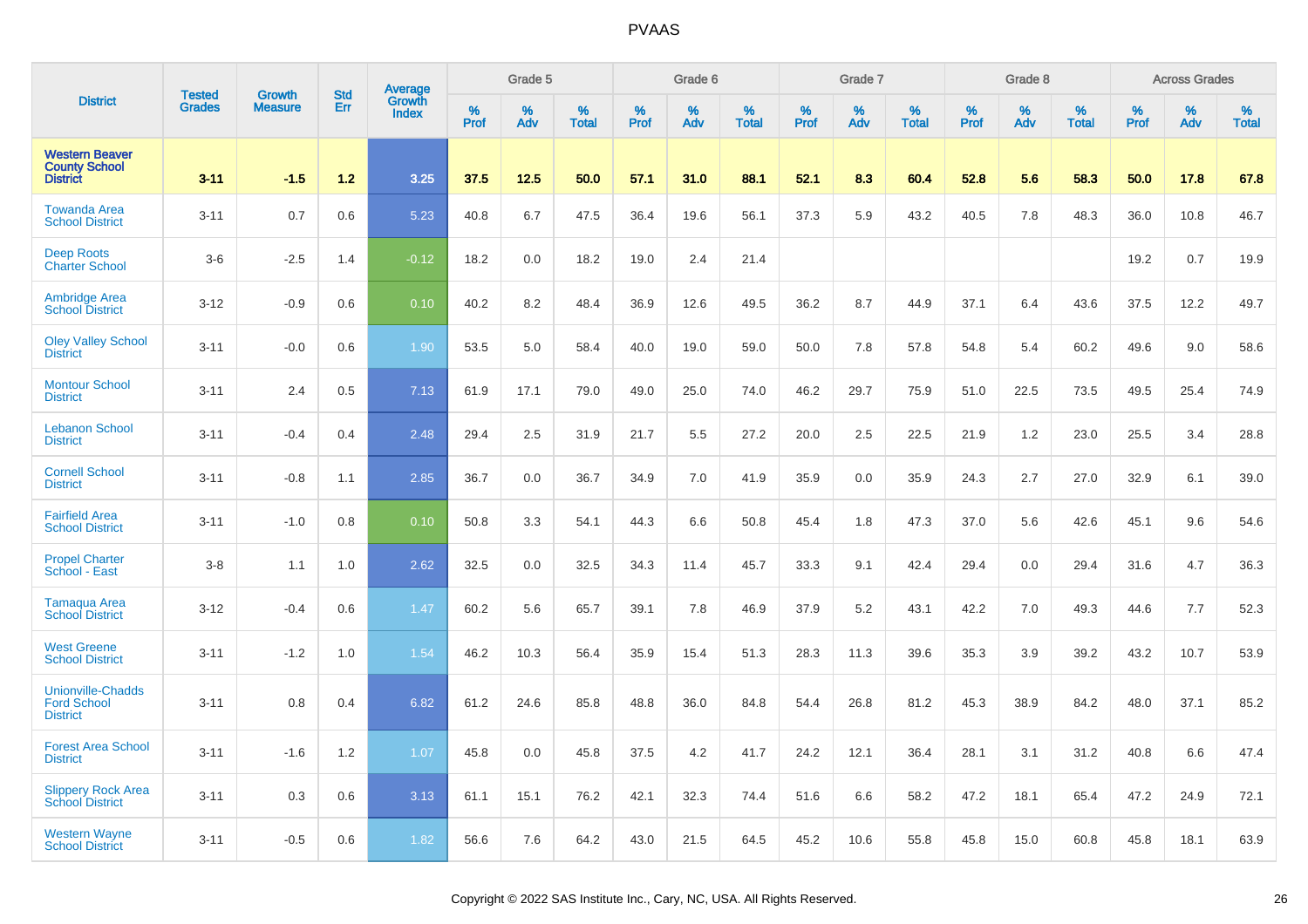| District | Tested Grades | Growth Measure | Std Err | Average Growth Index | Grade 5 | | | Grade 6 | | | Grade 7 | | | Grade 8 | | | Across Grades | | |
|---|---|---|---|---|---|---|---|---|---|---|---|---|---|---|---|---|---|---|---|
| | | | | | % Prof | % Adv | % Total | % Prof | % Adv | % Total | % Prof | % Adv | % Total | % Prof | % Adv | % Total | % Prof | % Adv | % Total |
| **Western Beaver County School District** | **3-11** | **-1.5** | **1.2** | **3.25** | **37.5** | **12.5** | **50.0** | **57.1** | **31.0** | **88.1** | **52.1** | **8.3** | **60.4** | **52.8** | **5.6** | **58.3** | **50.0** | **17.8** | **67.8** |
| Towanda Area School District | 3-11 | 0.7 | 0.6 | 5.23 | 40.8 | 6.7 | 47.5 | 36.4 | 19.6 | 56.1 | 37.3 | 5.9 | 43.2 | 40.5 | 7.8 | 48.3 | 36.0 | 10.8 | 46.7 |
| Deep Roots Charter School | 3-6 | -2.5 | 1.4 | -0.12 | 18.2 | 0.0 | 18.2 | 19.0 | 2.4 | 21.4 | | | | | | | 19.2 | 0.7 | 19.9 |
| Ambridge Area School District | 3-12 | -0.9 | 0.6 | 0.10 | 40.2 | 8.2 | 48.4 | 36.9 | 12.6 | 49.5 | 36.2 | 8.7 | 44.9 | 37.1 | 6.4 | 43.6 | 37.5 | 12.2 | 49.7 |
| Oley Valley School District | 3-11 | -0.0 | 0.6 | 1.90 | 53.5 | 5.0 | 58.4 | 40.0 | 19.0 | 59.0 | 50.0 | 7.8 | 57.8 | 54.8 | 5.4 | 60.2 | 49.6 | 9.0 | 58.6 |
| Montour School District | 3-11 | 2.4 | 0.5 | 7.13 | 61.9 | 17.1 | 79.0 | 49.0 | 25.0 | 74.0 | 46.2 | 29.7 | 75.9 | 51.0 | 22.5 | 73.5 | 49.5 | 25.4 | 74.9 |
| Lebanon School District | 3-11 | -0.4 | 0.4 | 2.48 | 29.4 | 2.5 | 31.9 | 21.7 | 5.5 | 27.2 | 20.0 | 2.5 | 22.5 | 21.9 | 1.2 | 23.0 | 25.5 | 3.4 | 28.8 |
| Cornell School District | 3-11 | -0.8 | 1.1 | 2.85 | 36.7 | 0.0 | 36.7 | 34.9 | 7.0 | 41.9 | 35.9 | 0.0 | 35.9 | 24.3 | 2.7 | 27.0 | 32.9 | 6.1 | 39.0 |
| Fairfield Area School District | 3-11 | -1.0 | 0.8 | 0.10 | 50.8 | 3.3 | 54.1 | 44.3 | 6.6 | 50.8 | 45.4 | 1.8 | 47.3 | 37.0 | 5.6 | 42.6 | 45.1 | 9.6 | 54.6 |
| Propel Charter School - East | 3-8 | 1.1 | 1.0 | 2.62 | 32.5 | 0.0 | 32.5 | 34.3 | 11.4 | 45.7 | 33.3 | 9.1 | 42.4 | 29.4 | 0.0 | 29.4 | 31.6 | 4.7 | 36.3 |
| Tamaqua Area School District | 3-12 | -0.4 | 0.6 | 1.47 | 60.2 | 5.6 | 65.7 | 39.1 | 7.8 | 46.9 | 37.9 | 5.2 | 43.1 | 42.2 | 7.0 | 49.3 | 44.6 | 7.7 | 52.3 |
| West Greene School District | 3-11 | -1.2 | 1.0 | 1.54 | 46.2 | 10.3 | 56.4 | 35.9 | 15.4 | 51.3 | 28.3 | 11.3 | 39.6 | 35.3 | 3.9 | 39.2 | 43.2 | 10.7 | 53.9 |
| Unionville-Chadds Ford School District | 3-11 | 0.8 | 0.4 | 6.82 | 61.2 | 24.6 | 85.8 | 48.8 | 36.0 | 84.8 | 54.4 | 26.8 | 81.2 | 45.3 | 38.9 | 84.2 | 48.0 | 37.1 | 85.2 |
| Forest Area School District | 3-11 | -1.6 | 1.2 | 1.07 | 45.8 | 0.0 | 45.8 | 37.5 | 4.2 | 41.7 | 24.2 | 12.1 | 36.4 | 28.1 | 3.1 | 31.2 | 40.8 | 6.6 | 47.4 |
| Slippery Rock Area School District | 3-11 | 0.3 | 0.6 | 3.13 | 61.1 | 15.1 | 76.2 | 42.1 | 32.3 | 74.4 | 51.6 | 6.6 | 58.2 | 47.2 | 18.1 | 65.4 | 47.2 | 24.9 | 72.1 |
| Western Wayne School District | 3-11 | -0.5 | 0.6 | 1.82 | 56.6 | 7.6 | 64.2 | 43.0 | 21.5 | 64.5 | 45.2 | 10.6 | 55.8 | 45.8 | 15.0 | 60.8 | 45.8 | 18.1 | 63.9 |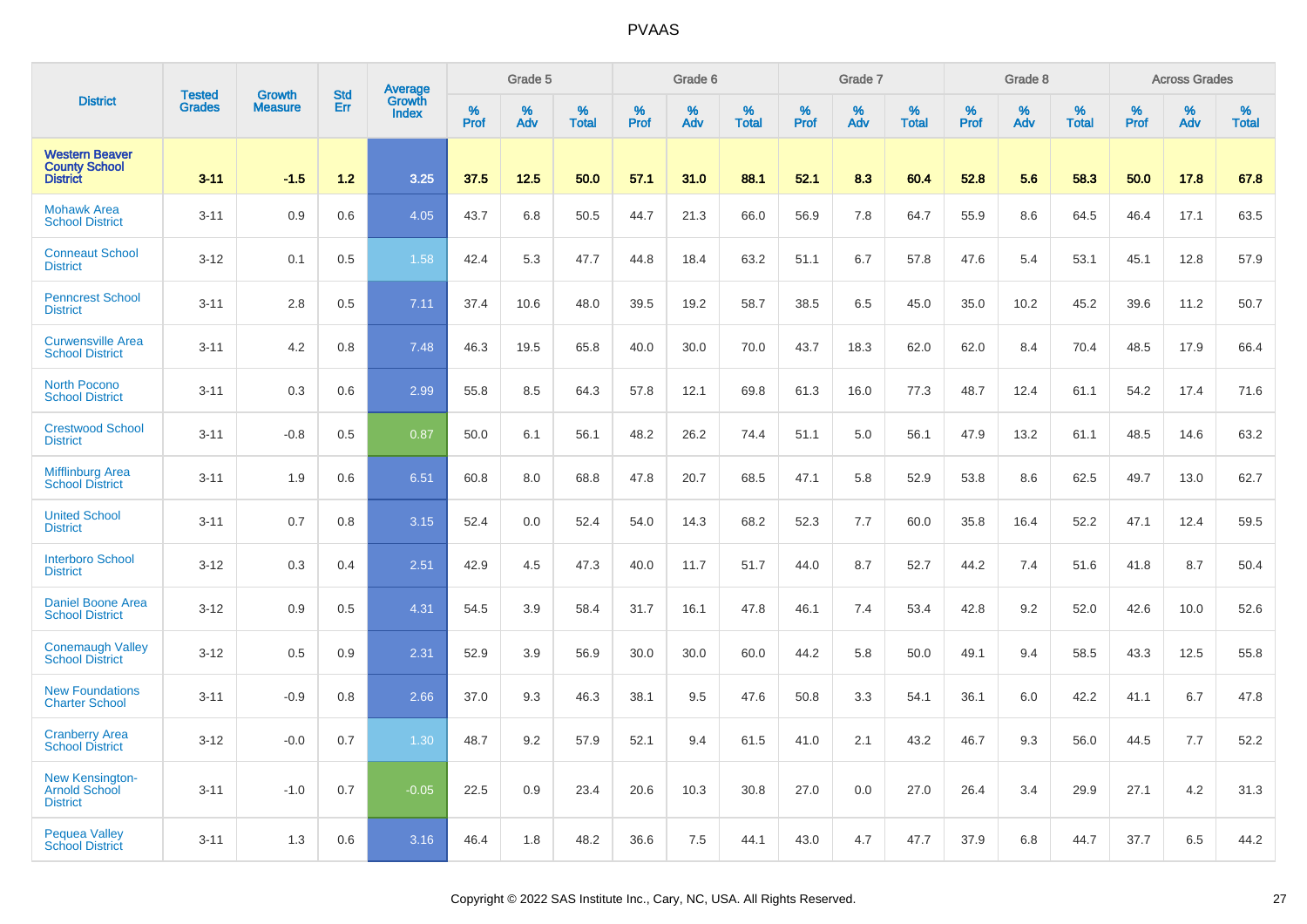| District | Tested Grades | Growth Measure | Std Err | Average Growth Index | Grade 5 | | | Grade 6 | | | Grade 7 | | | Grade 8 | | | Across Grades | | |
|---|---|---|---|---|---|---|---|---|---|---|---|---|---|---|---|---|---|---|---|
| | | | | | % Prof | % Adv | % Total | % Prof | % Adv | % Total | % Prof | % Adv | % Total | % Prof | % Adv | % Total | % Prof | % Adv | % Total |
| **Western Beaver County School District** | **3-11** | **-1.5** | **1.2** | **3.25** | **37.5** | **12.5** | **50.0** | **57.1** | **31.0** | **88.1** | **52.1** | **8.3** | **60.4** | **52.8** | **5.6** | **58.3** | **50.0** | **17.8** | **67.8** |
| Mohawk Area School District | 3-11 | 0.9 | 0.6 | 4.05 | 43.7 | 6.8 | 50.5 | 44.7 | 21.3 | 66.0 | 56.9 | 7.8 | 64.7 | 55.9 | 8.6 | 64.5 | 46.4 | 17.1 | 63.5 |
| Conneaut School District | 3-12 | 0.1 | 0.5 | 1.58 | 42.4 | 5.3 | 47.7 | 44.8 | 18.4 | 63.2 | 51.1 | 6.7 | 57.8 | 47.6 | 5.4 | 53.1 | 45.1 | 12.8 | 57.9 |
| Penncrest School District | 3-11 | 2.8 | 0.5 | 7.11 | 37.4 | 10.6 | 48.0 | 39.5 | 19.2 | 58.7 | 38.5 | 6.5 | 45.0 | 35.0 | 10.2 | 45.2 | 39.6 | 11.2 | 50.7 |
| Curwensville Area School District | 3-11 | 4.2 | 0.8 | 7.48 | 46.3 | 19.5 | 65.8 | 40.0 | 30.0 | 70.0 | 43.7 | 18.3 | 62.0 | 62.0 | 8.4 | 70.4 | 48.5 | 17.9 | 66.4 |
| North Pocono School District | 3-11 | 0.3 | 0.6 | 2.99 | 55.8 | 8.5 | 64.3 | 57.8 | 12.1 | 69.8 | 61.3 | 16.0 | 77.3 | 48.7 | 12.4 | 61.1 | 54.2 | 17.4 | 71.6 |
| Crestwood School District | 3-11 | -0.8 | 0.5 | 0.87 | 50.0 | 6.1 | 56.1 | 48.2 | 26.2 | 74.4 | 51.1 | 5.0 | 56.1 | 47.9 | 13.2 | 61.1 | 48.5 | 14.6 | 63.2 |
| Mifflinburg Area School District | 3-11 | 1.9 | 0.6 | 6.51 | 60.8 | 8.0 | 68.8 | 47.8 | 20.7 | 68.5 | 47.1 | 5.8 | 52.9 | 53.8 | 8.6 | 62.5 | 49.7 | 13.0 | 62.7 |
| United School District | 3-11 | 0.7 | 0.8 | 3.15 | 52.4 | 0.0 | 52.4 | 54.0 | 14.3 | 68.2 | 52.3 | 7.7 | 60.0 | 35.8 | 16.4 | 52.2 | 47.1 | 12.4 | 59.5 |
| Interboro School District | 3-12 | 0.3 | 0.4 | 2.51 | 42.9 | 4.5 | 47.3 | 40.0 | 11.7 | 51.7 | 44.0 | 8.7 | 52.7 | 44.2 | 7.4 | 51.6 | 41.8 | 8.7 | 50.4 |
| Daniel Boone Area School District | 3-12 | 0.9 | 0.5 | 4.31 | 54.5 | 3.9 | 58.4 | 31.7 | 16.1 | 47.8 | 46.1 | 7.4 | 53.4 | 42.8 | 9.2 | 52.0 | 42.6 | 10.0 | 52.6 |
| Conemaugh Valley School District | 3-12 | 0.5 | 0.9 | 2.31 | 52.9 | 3.9 | 56.9 | 30.0 | 30.0 | 60.0 | 44.2 | 5.8 | 50.0 | 49.1 | 9.4 | 58.5 | 43.3 | 12.5 | 55.8 |
| New Foundations Charter School | 3-11 | -0.9 | 0.8 | 2.66 | 37.0 | 9.3 | 46.3 | 38.1 | 9.5 | 47.6 | 50.8 | 3.3 | 54.1 | 36.1 | 6.0 | 42.2 | 41.1 | 6.7 | 47.8 |
| Cranberry Area School District | 3-12 | -0.0 | 0.7 | 1.30 | 48.7 | 9.2 | 57.9 | 52.1 | 9.4 | 61.5 | 41.0 | 2.1 | 43.2 | 46.7 | 9.3 | 56.0 | 44.5 | 7.7 | 52.2 |
| New Kensington-Arnold School District | 3-11 | -1.0 | 0.7 | -0.05 | 22.5 | 0.9 | 23.4 | 20.6 | 10.3 | 30.8 | 27.0 | 0.0 | 27.0 | 26.4 | 3.4 | 29.9 | 27.1 | 4.2 | 31.3 |
| Pequea Valley School District | 3-11 | 1.3 | 0.6 | 3.16 | 46.4 | 1.8 | 48.2 | 36.6 | 7.5 | 44.1 | 43.0 | 4.7 | 47.7 | 37.9 | 6.8 | 44.7 | 37.7 | 6.5 | 44.2 |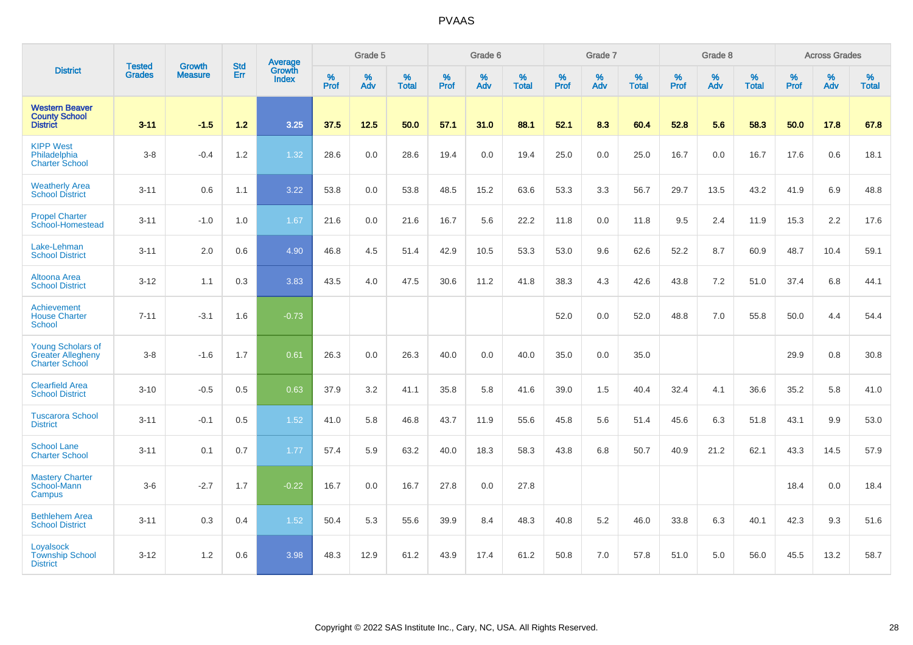# PVAAS

| District | Tested Grades | Growth Measure | Std Err | Average Growth Index | Grade 5 | | | Grade 6 | | | Grade 7 | | | Grade 8 | | | Across Grades | | |
|---|---|---|---|---|---|---|---|---|---|---|---|---|---|---|---|---|---|---|---|
| | | | | | % Prof | % Adv | % Total | % Prof | % Adv | % Total | % Prof | % Adv | % Total | % Prof | % Adv | % Total | % Prof | % Adv | % Total |
| **Western Beaver County School District** | **3-11** | **-1.5** | **1.2** | **3.25** | **37.5** | **12.5** | **50.0** | **57.1** | **31.0** | **88.1** | **52.1** | **8.3** | **60.4** | **52.8** | **5.6** | **58.3** | **50.0** | **17.8** | **67.8** |
| KIPP West Philadelphia Charter School | 3-8 | -0.4 | 1.2 | 1.32 | 28.6 | 0.0 | 28.6 | 19.4 | 0.0 | 19.4 | 25.0 | 0.0 | 25.0 | 16.7 | 0.0 | 16.7 | 17.6 | 0.6 | 18.1 |
| Weatherly Area School District | 3-11 | 0.6 | 1.1 | 3.22 | 53.8 | 0.0 | 53.8 | 48.5 | 15.2 | 63.6 | 53.3 | 3.3 | 56.7 | 29.7 | 13.5 | 43.2 | 41.9 | 6.9 | 48.8 |
| Propel Charter School-Homestead | 3-11 | -1.0 | 1.0 | 1.67 | 21.6 | 0.0 | 21.6 | 16.7 | 5.6 | 22.2 | 11.8 | 0.0 | 11.8 | 9.5 | 2.4 | 11.9 | 15.3 | 2.2 | 17.6 |
| Lake-Lehman School District | 3-11 | 2.0 | 0.6 | 4.90 | 46.8 | 4.5 | 51.4 | 42.9 | 10.5 | 53.3 | 53.0 | 9.6 | 62.6 | 52.2 | 8.7 | 60.9 | 48.7 | 10.4 | 59.1 |
| Altoona Area School District | 3-12 | 1.1 | 0.3 | 3.83 | 43.5 | 4.0 | 47.5 | 30.6 | 11.2 | 41.8 | 38.3 | 4.3 | 42.6 | 43.8 | 7.2 | 51.0 | 37.4 | 6.8 | 44.1 |
| Achievement House Charter School | 7-11 | -3.1 | 1.6 | -0.73 | | | | | | | 52.0 | 0.0 | 52.0 | 48.8 | 7.0 | 55.8 | 50.0 | 4.4 | 54.4 |
| Young Scholars of Greater Allegheny Charter School | 3-8 | -1.6 | 1.7 | 0.61 | 26.3 | 0.0 | 26.3 | 40.0 | 0.0 | 40.0 | 35.0 | 0.0 | 35.0 | | | | 29.9 | 0.8 | 30.8 |
| Clearfield Area School District | 3-10 | -0.5 | 0.5 | 0.63 | 37.9 | 3.2 | 41.1 | 35.8 | 5.8 | 41.6 | 39.0 | 1.5 | 40.4 | 32.4 | 4.1 | 36.6 | 35.2 | 5.8 | 41.0 |
| Tuscarora School District | 3-11 | -0.1 | 0.5 | 1.52 | 41.0 | 5.8 | 46.8 | 43.7 | 11.9 | 55.6 | 45.8 | 5.6 | 51.4 | 45.6 | 6.3 | 51.8 | 43.1 | 9.9 | 53.0 |
| School Lane Charter School | 3-11 | 0.1 | 0.7 | 1.77 | 57.4 | 5.9 | 63.2 | 40.0 | 18.3 | 58.3 | 43.8 | 6.8 | 50.7 | 40.9 | 21.2 | 62.1 | 43.3 | 14.5 | 57.9 |
| Mastery Charter School-Mann Campus | 3-6 | -2.7 | 1.7 | -0.22 | 16.7 | 0.0 | 16.7 | 27.8 | 0.0 | 27.8 | | | | | | | 18.4 | 0.0 | 18.4 |
| Bethlehem Area School District | 3-11 | 0.3 | 0.4 | 1.52 | 50.4 | 5.3 | 55.6 | 39.9 | 8.4 | 48.3 | 40.8 | 5.2 | 46.0 | 33.8 | 6.3 | 40.1 | 42.3 | 9.3 | 51.6 |
| Loyalsock Township School District | 3-12 | 1.2 | 0.6 | 3.98 | 48.3 | 12.9 | 61.2 | 43.9 | 17.4 | 61.2 | 50.8 | 7.0 | 57.8 | 51.0 | 5.0 | 56.0 | 45.5 | 13.2 | 58.7 |

Copyright © 2022 SAS Institute Inc., Cary, NC, USA. All Rights Reserved.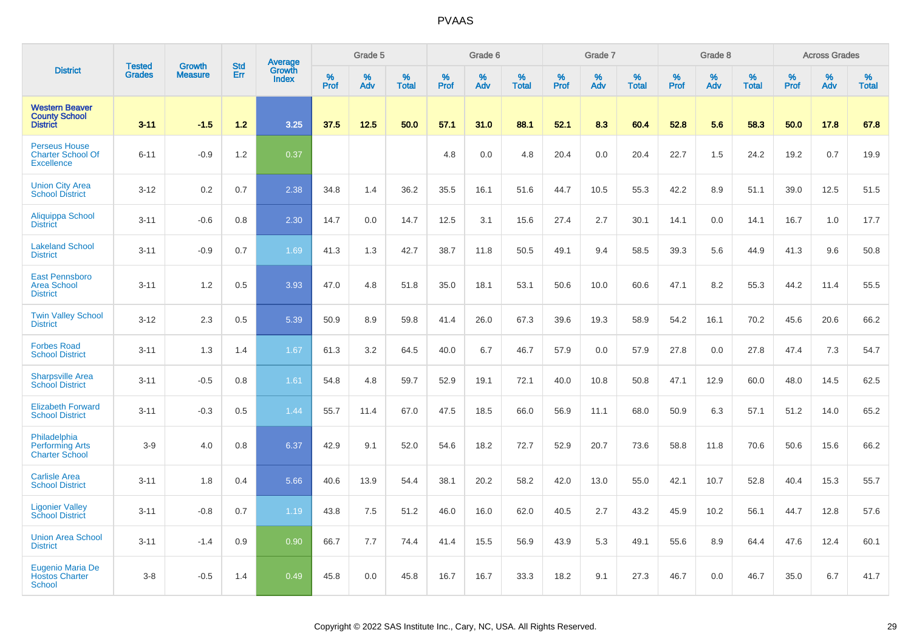# PVAAS

| District | Tested Grades | Growth Measure | Std Err | Average Growth Index | Grade 5 | | | Grade 6 | | | Grade 7 | | | Grade 8 | | | Across Grades | | |
|---|---|---|---|---|---|---|---|---|---|---|---|---|---|---|---|---|---|---|---|
| | | | | | % Prof | % Adv | % Total | % Prof | % Adv | % Total | % Prof | % Adv | % Total | % Prof | % Adv | % Total | % Prof | % Adv | % Total |
| **Western Beaver County School District** | **3-11** | **-1.5** | **1.2** | **3.25** | **37.5** | **12.5** | **50.0** | **57.1** | **31.0** | **88.1** | **52.1** | **8.3** | **60.4** | **52.8** | **5.6** | **58.3** | **50.0** | **17.8** | **67.8** |
| Perseus House Charter School Of Excellence | 6-11 | -0.9 | 1.2 | 0.37 | | | | 4.8 | 0.0 | 4.8 | 20.4 | 0.0 | 20.4 | 22.7 | 1.5 | 24.2 | 19.2 | 0.7 | 19.9 |
| Union City Area School District | 3-12 | 0.2 | 0.7 | 2.38 | 34.8 | 1.4 | 36.2 | 35.5 | 16.1 | 51.6 | 44.7 | 10.5 | 55.3 | 42.2 | 8.9 | 51.1 | 39.0 | 12.5 | 51.5 |
| Aliquippa School District | 3-11 | -0.6 | 0.8 | 2.30 | 14.7 | 0.0 | 14.7 | 12.5 | 3.1 | 15.6 | 27.4 | 2.7 | 30.1 | 14.1 | 0.0 | 14.1 | 16.7 | 1.0 | 17.7 |
| Lakeland School District | 3-11 | -0.9 | 0.7 | 1.69 | 41.3 | 1.3 | 42.7 | 38.7 | 11.8 | 50.5 | 49.1 | 9.4 | 58.5 | 39.3 | 5.6 | 44.9 | 41.3 | 9.6 | 50.8 |
| East Pennsboro Area School District | 3-11 | 1.2 | 0.5 | 3.93 | 47.0 | 4.8 | 51.8 | 35.0 | 18.1 | 53.1 | 50.6 | 10.0 | 60.6 | 47.1 | 8.2 | 55.3 | 44.2 | 11.4 | 55.5 |
| Twin Valley School District | 3-12 | 2.3 | 0.5 | 5.39 | 50.9 | 8.9 | 59.8 | 41.4 | 26.0 | 67.3 | 39.6 | 19.3 | 58.9 | 54.2 | 16.1 | 70.2 | 45.6 | 20.6 | 66.2 |
| Forbes Road School District | 3-11 | 1.3 | 1.4 | 1.67 | 61.3 | 3.2 | 64.5 | 40.0 | 6.7 | 46.7 | 57.9 | 0.0 | 57.9 | 27.8 | 0.0 | 27.8 | 47.4 | 7.3 | 54.7 |
| Sharpsville Area School District | 3-11 | -0.5 | 0.8 | 1.61 | 54.8 | 4.8 | 59.7 | 52.9 | 19.1 | 72.1 | 40.0 | 10.8 | 50.8 | 47.1 | 12.9 | 60.0 | 48.0 | 14.5 | 62.5 |
| Elizabeth Forward School District | 3-11 | -0.3 | 0.5 | 1.44 | 55.7 | 11.4 | 67.0 | 47.5 | 18.5 | 66.0 | 56.9 | 11.1 | 68.0 | 50.9 | 6.3 | 57.1 | 51.2 | 14.0 | 65.2 |
| Philadelphia Performing Arts Charter School | 3-9 | 4.0 | 0.8 | 6.37 | 42.9 | 9.1 | 52.0 | 54.6 | 18.2 | 72.7 | 52.9 | 20.7 | 73.6 | 58.8 | 11.8 | 70.6 | 50.6 | 15.6 | 66.2 |
| Carlisle Area School District | 3-11 | 1.8 | 0.4 | 5.66 | 40.6 | 13.9 | 54.4 | 38.1 | 20.2 | 58.2 | 42.0 | 13.0 | 55.0 | 42.1 | 10.7 | 52.8 | 40.4 | 15.3 | 55.7 |
| Ligonier Valley School District | 3-11 | -0.8 | 0.7 | 1.19 | 43.8 | 7.5 | 51.2 | 46.0 | 16.0 | 62.0 | 40.5 | 2.7 | 43.2 | 45.9 | 10.2 | 56.1 | 44.7 | 12.8 | 57.6 |
| Union Area School District | 3-11 | -1.4 | 0.9 | 0.90 | 66.7 | 7.7 | 74.4 | 41.4 | 15.5 | 56.9 | 43.9 | 5.3 | 49.1 | 55.6 | 8.9 | 64.4 | 47.6 | 12.4 | 60.1 |
| Eugenio Maria De Hostos Charter School | 3-8 | -0.5 | 1.4 | 0.49 | 45.8 | 0.0 | 45.8 | 16.7 | 16.7 | 33.3 | 18.2 | 9.1 | 27.3 | 46.7 | 0.0 | 46.7 | 35.0 | 6.7 | 41.7 |

Copyright © 2022 SAS Institute Inc., Cary, NC, USA. All Rights Reserved.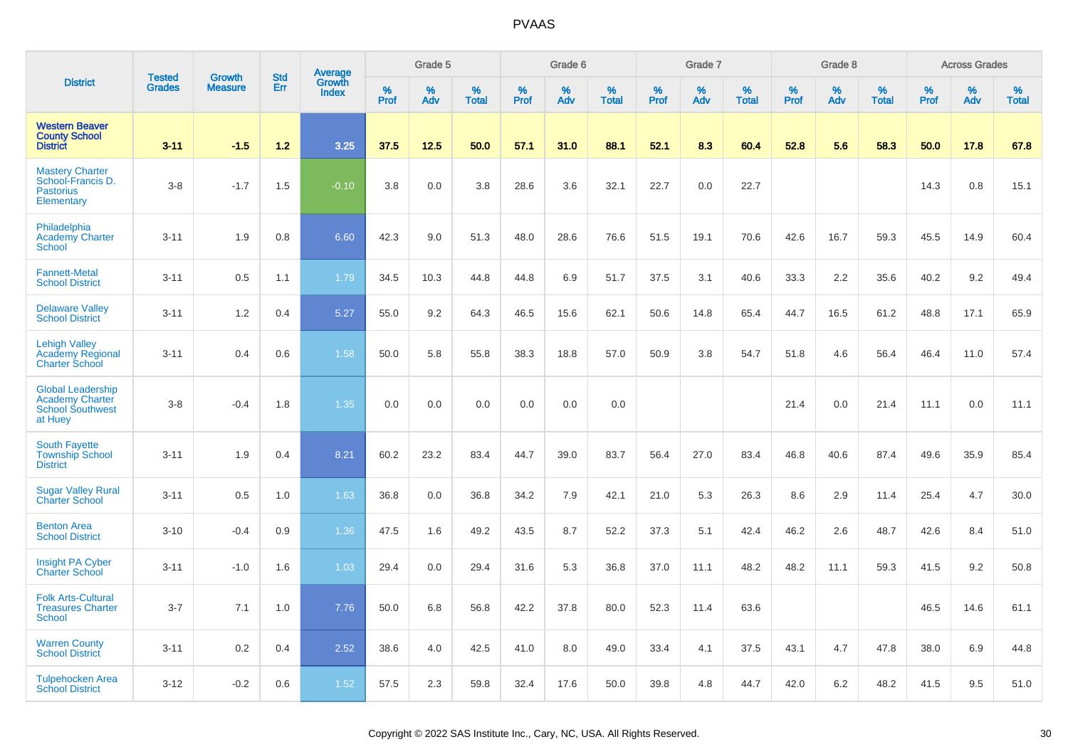# PVAAS

| District | Tested Grades | Growth Measure | Std Err | Average Growth Index | Grade 5 | | | Grade 6 | | | Grade 7 | | | Grade 8 | | | Across Grades | | |
|---|---|---|---|---|---|---|---|---|---|---|---|---|---|---|---|---|---|---|---|
| | | | | | % Prof | % Adv | % Total | % Prof | % Adv | % Total | % Prof | % Adv | % Total | % Prof | % Adv | % Total | % Prof | % Adv | % Total |
| **Western Beaver County School District** | **3-11** | **-1.5** | **1.2** | **3.25** | **37.5** | **12.5** | **50.0** | **57.1** | **31.0** | **88.1** | **52.1** | **8.3** | **60.4** | **52.8** | **5.6** | **58.3** | **50.0** | **17.8** | **67.8** |
| Mastery Charter School-Francis D. Pastorius Elementary | 3-8 | -1.7 | 1.5 | -0.10 | 3.8 | 0.0 | 3.8 | 28.6 | 3.6 | 32.1 | 22.7 | 0.0 | 22.7 | | | | 14.3 | 0.8 | 15.1 |
| Philadelphia Academy Charter School | 3-11 | 1.9 | 0.8 | 6.60 | 42.3 | 9.0 | 51.3 | 48.0 | 28.6 | 76.6 | 51.5 | 19.1 | 70.6 | 42.6 | 16.7 | 59.3 | 45.5 | 14.9 | 60.4 |
| Fannett-Metal School District | 3-11 | 0.5 | 1.1 | 1.79 | 34.5 | 10.3 | 44.8 | 44.8 | 6.9 | 51.7 | 37.5 | 3.1 | 40.6 | 33.3 | 2.2 | 35.6 | 40.2 | 9.2 | 49.4 |
| Delaware Valley School District | 3-11 | 1.2 | 0.4 | 5.27 | 55.0 | 9.2 | 64.3 | 46.5 | 15.6 | 62.1 | 50.6 | 14.8 | 65.4 | 44.7 | 16.5 | 61.2 | 48.8 | 17.1 | 65.9 |
| Lehigh Valley Academy Regional Charter School | 3-11 | 0.4 | 0.6 | 1.58 | 50.0 | 5.8 | 55.8 | 38.3 | 18.8 | 57.0 | 50.9 | 3.8 | 54.7 | 51.8 | 4.6 | 56.4 | 46.4 | 11.0 | 57.4 |
| Global Leadership Academy Charter School Southwest at Huey | 3-8 | -0.4 | 1.8 | 1.35 | 0.0 | 0.0 | 0.0 | 0.0 | 0.0 | 0.0 | | | | 21.4 | 0.0 | 21.4 | 11.1 | 0.0 | 11.1 |
| South Fayette Township School District | 3-11 | 1.9 | 0.4 | 8.21 | 60.2 | 23.2 | 83.4 | 44.7 | 39.0 | 83.7 | 56.4 | 27.0 | 83.4 | 46.8 | 40.6 | 87.4 | 49.6 | 35.9 | 85.4 |
| Sugar Valley Rural Charter School | 3-11 | 0.5 | 1.0 | 1.63 | 36.8 | 0.0 | 36.8 | 34.2 | 7.9 | 42.1 | 21.0 | 5.3 | 26.3 | 8.6 | 2.9 | 11.4 | 25.4 | 4.7 | 30.0 |
| Benton Area School District | 3-10 | -0.4 | 0.9 | 1.36 | 47.5 | 1.6 | 49.2 | 43.5 | 8.7 | 52.2 | 37.3 | 5.1 | 42.4 | 46.2 | 2.6 | 48.7 | 42.6 | 8.4 | 51.0 |
| Insight PA Cyber Charter School | 3-11 | -1.0 | 1.6 | 1.03 | 29.4 | 0.0 | 29.4 | 31.6 | 5.3 | 36.8 | 37.0 | 11.1 | 48.2 | 48.2 | 11.1 | 59.3 | 41.5 | 9.2 | 50.8 |
| Folk Arts-Cultural Treasures Charter School | 3-7 | 7.1 | 1.0 | 7.76 | 50.0 | 6.8 | 56.8 | 42.2 | 37.8 | 80.0 | 52.3 | 11.4 | 63.6 | | | | 46.5 | 14.6 | 61.1 |
| Warren County School District | 3-11 | 0.2 | 0.4 | 2.52 | 38.6 | 4.0 | 42.5 | 41.0 | 8.0 | 49.0 | 33.4 | 4.1 | 37.5 | 43.1 | 4.7 | 47.8 | 38.0 | 6.9 | 44.8 |
| Tulpehocken Area School District | 3-12 | -0.2 | 0.6 | 1.52 | 57.5 | 2.3 | 59.8 | 32.4 | 17.6 | 50.0 | 39.8 | 4.8 | 44.7 | 42.0 | 6.2 | 48.2 | 41.5 | 9.5 | 51.0 |

Copyright © 2022 SAS Institute Inc., Cary, NC, USA. All Rights Reserved.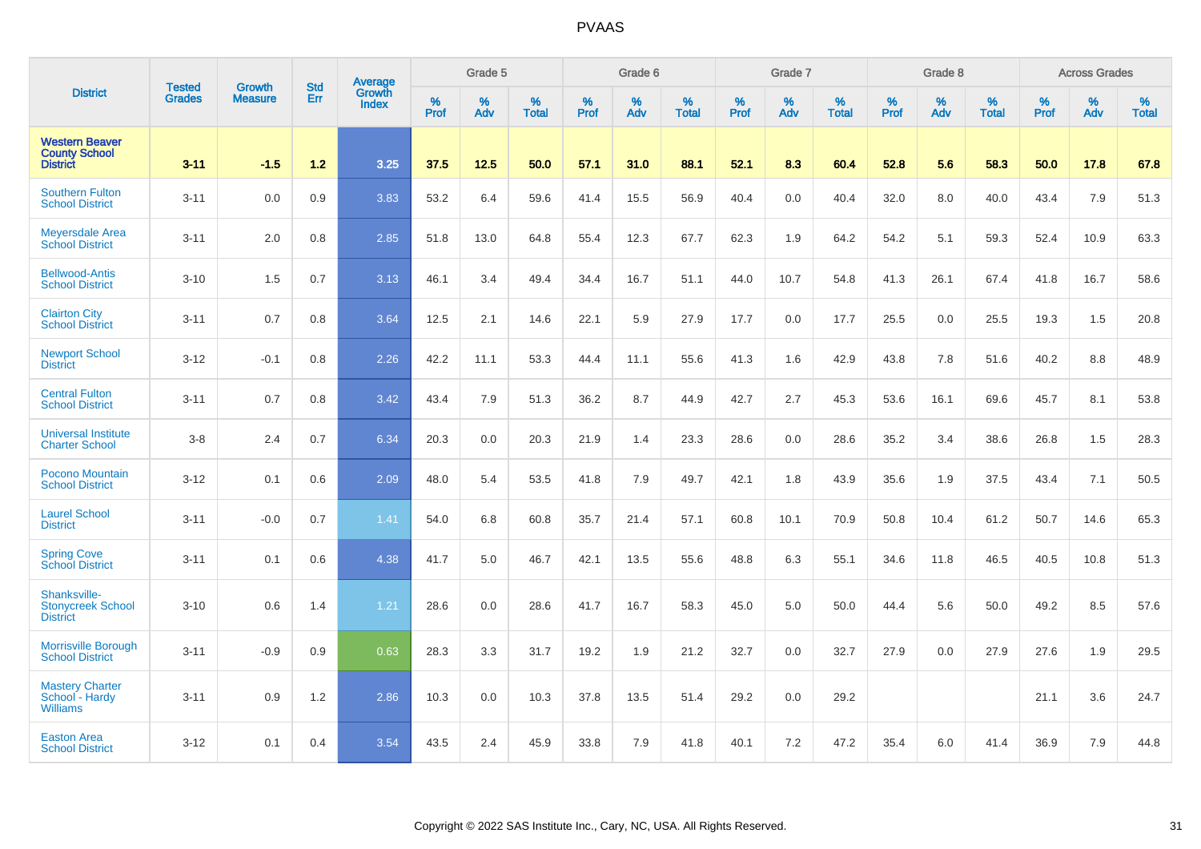| District | Tested Grades | Growth Measure | Std Err | Average Growth Index | Grade 5 | | | Grade 6 | | | Grade 7 | | | Grade 8 | | | Across Grades | | |
|---|---|---|---|---|---|---|---|---|---|---|---|---|---|---|---|---|---|---|---|
| | | | | | % Prof | % Adv | % Total | % Prof | % Adv | % Total | % Prof | % Adv | % Total | % Prof | % Adv | % Total | % Prof | % Adv | % Total |
| **Western Beaver County School District** | **3-11** | **-1.5** | **1.2** | **3.25** | **37.5** | **12.5** | **50.0** | **57.1** | **31.0** | **88.1** | **52.1** | **8.3** | **60.4** | **52.8** | **5.6** | **58.3** | **50.0** | **17.8** | **67.8** |
| Southern Fulton School District | 3-11 | 0.0 | 0.9 | 3.83 | 53.2 | 6.4 | 59.6 | 41.4 | 15.5 | 56.9 | 40.4 | 0.0 | 40.4 | 32.0 | 8.0 | 40.0 | 43.4 | 7.9 | 51.3 |
| Meyersdale Area School District | 3-11 | 2.0 | 0.8 | 2.85 | 51.8 | 13.0 | 64.8 | 55.4 | 12.3 | 67.7 | 62.3 | 1.9 | 64.2 | 54.2 | 5.1 | 59.3 | 52.4 | 10.9 | 63.3 |
| Bellwood-Antis School District | 3-10 | 1.5 | 0.7 | 3.13 | 46.1 | 3.4 | 49.4 | 34.4 | 16.7 | 51.1 | 44.0 | 10.7 | 54.8 | 41.3 | 26.1 | 67.4 | 41.8 | 16.7 | 58.6 |
| Clairton City School District | 3-11 | 0.7 | 0.8 | 3.64 | 12.5 | 2.1 | 14.6 | 22.1 | 5.9 | 27.9 | 17.7 | 0.0 | 17.7 | 25.5 | 0.0 | 25.5 | 19.3 | 1.5 | 20.8 |
| Newport School District | 3-12 | -0.1 | 0.8 | 2.26 | 42.2 | 11.1 | 53.3 | 44.4 | 11.1 | 55.6 | 41.3 | 1.6 | 42.9 | 43.8 | 7.8 | 51.6 | 40.2 | 8.8 | 48.9 |
| Central Fulton School District | 3-11 | 0.7 | 0.8 | 3.42 | 43.4 | 7.9 | 51.3 | 36.2 | 8.7 | 44.9 | 42.7 | 2.7 | 45.3 | 53.6 | 16.1 | 69.6 | 45.7 | 8.1 | 53.8 |
| Universal Institute Charter School | 3-8 | 2.4 | 0.7 | 6.34 | 20.3 | 0.0 | 20.3 | 21.9 | 1.4 | 23.3 | 28.6 | 0.0 | 28.6 | 35.2 | 3.4 | 38.6 | 26.8 | 1.5 | 28.3 |
| Pocono Mountain School District | 3-12 | 0.1 | 0.6 | 2.09 | 48.0 | 5.4 | 53.5 | 41.8 | 7.9 | 49.7 | 42.1 | 1.8 | 43.9 | 35.6 | 1.9 | 37.5 | 43.4 | 7.1 | 50.5 |
| Laurel School District | 3-11 | -0.0 | 0.7 | 1.41 | 54.0 | 6.8 | 60.8 | 35.7 | 21.4 | 57.1 | 60.8 | 10.1 | 70.9 | 50.8 | 10.4 | 61.2 | 50.7 | 14.6 | 65.3 |
| Spring Cove School District | 3-11 | 0.1 | 0.6 | 4.38 | 41.7 | 5.0 | 46.7 | 42.1 | 13.5 | 55.6 | 48.8 | 6.3 | 55.1 | 34.6 | 11.8 | 46.5 | 40.5 | 10.8 | 51.3 |
| Shanksville-Stonycreek School District | 3-10 | 0.6 | 1.4 | 1.21 | 28.6 | 0.0 | 28.6 | 41.7 | 16.7 | 58.3 | 45.0 | 5.0 | 50.0 | 44.4 | 5.6 | 50.0 | 49.2 | 8.5 | 57.6 |
| Morrisville Borough School District | 3-11 | -0.9 | 0.9 | 0.63 | 28.3 | 3.3 | 31.7 | 19.2 | 1.9 | 21.2 | 32.7 | 0.0 | 32.7 | 27.9 | 0.0 | 27.9 | 27.6 | 1.9 | 29.5 |
| Mastery Charter School - Hardy Williams | 3-11 | 0.9 | 1.2 | 2.86 | 10.3 | 0.0 | 10.3 | 37.8 | 13.5 | 51.4 | 29.2 | 0.0 | 29.2 | | | | 21.1 | 3.6 | 24.7 |
| Easton Area School District | 3-12 | 0.1 | 0.4 | 3.54 | 43.5 | 2.4 | 45.9 | 33.8 | 7.9 | 41.8 | 40.1 | 7.2 | 47.2 | 35.4 | 6.0 | 41.4 | 36.9 | 7.9 | 44.8 |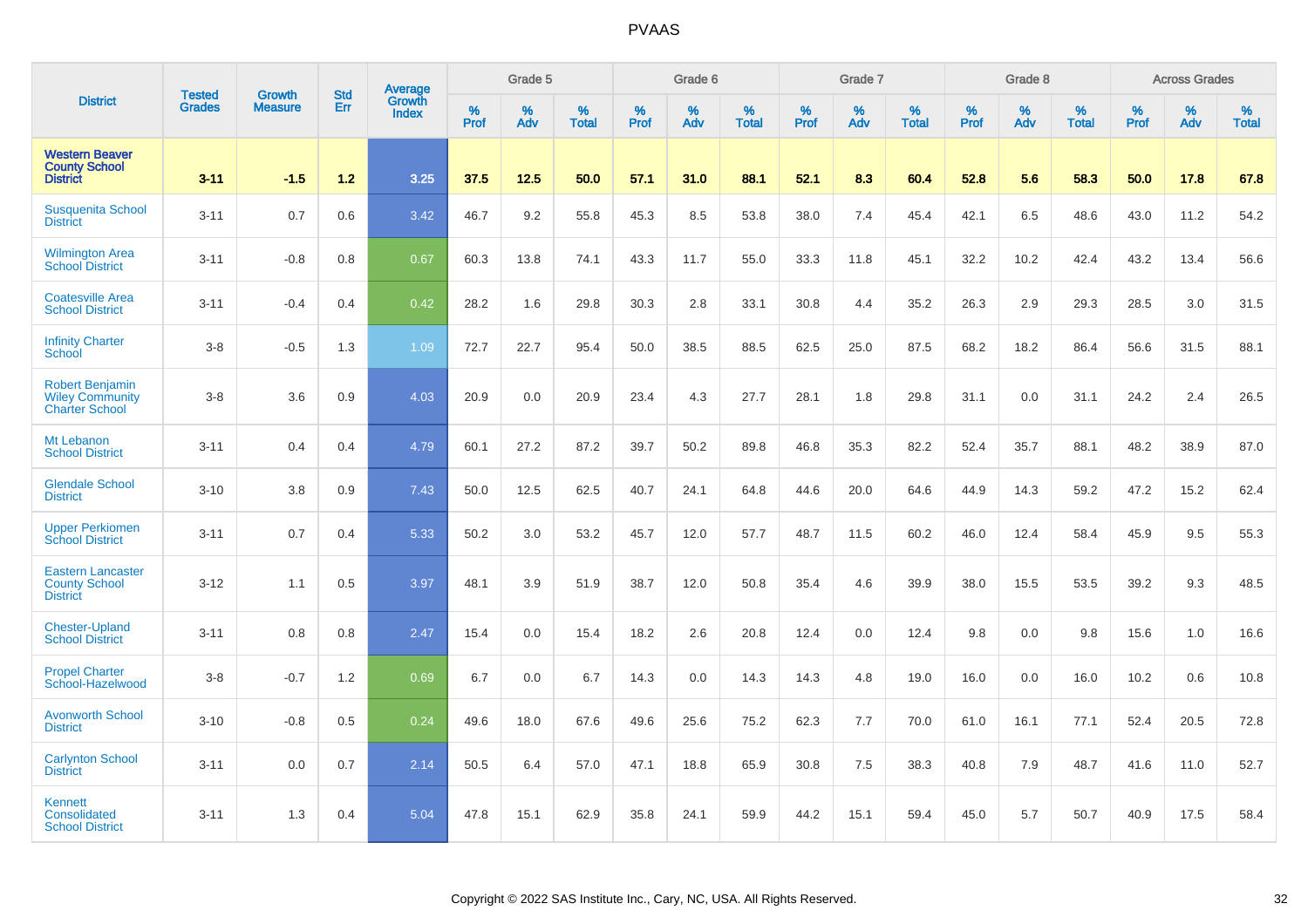# PVAAS

| District | Tested Grades | Growth Measure | Std Err | Average Growth Index | Grade 5 | | | Grade 6 | | | Grade 7 | | | Grade 8 | | | Across Grades | | |
|---|---|---|---|---|---|---|---|---|---|---|---|---|---|---|---|---|---|---|---|
| | | | | | % Prof | % Adv | % Total | % Prof | % Adv | % Total | % Prof | % Adv | % Total | % Prof | % Adv | % Total | % Prof | % Adv | % Total |
| **Western Beaver County School District** | **3-11** | **-1.5** | **1.2** | **3.25** | **37.5** | **12.5** | **50.0** | **57.1** | **31.0** | **88.1** | **52.1** | **8.3** | **60.4** | **52.8** | **5.6** | **58.3** | **50.0** | **17.8** | **67.8** |
| Susquenita School District | 3-11 | 0.7 | 0.6 | 3.42 | 46.7 | 9.2 | 55.8 | 45.3 | 8.5 | 53.8 | 38.0 | 7.4 | 45.4 | 42.1 | 6.5 | 48.6 | 43.0 | 11.2 | 54.2 |
| Wilmington Area School District | 3-11 | -0.8 | 0.8 | 0.67 | 60.3 | 13.8 | 74.1 | 43.3 | 11.7 | 55.0 | 33.3 | 11.8 | 45.1 | 32.2 | 10.2 | 42.4 | 43.2 | 13.4 | 56.6 |
| Coatesville Area School District | 3-11 | -0.4 | 0.4 | 0.42 | 28.2 | 1.6 | 29.8 | 30.3 | 2.8 | 33.1 | 30.8 | 4.4 | 35.2 | 26.3 | 2.9 | 29.3 | 28.5 | 3.0 | 31.5 |
| Infinity Charter School | 3-8 | -0.5 | 1.3 | 1.09 | 72.7 | 22.7 | 95.4 | 50.0 | 38.5 | 88.5 | 62.5 | 25.0 | 87.5 | 68.2 | 18.2 | 86.4 | 56.6 | 31.5 | 88.1 |
| Robert Benjamin Wiley Community Charter School | 3-8 | 3.6 | 0.9 | 4.03 | 20.9 | 0.0 | 20.9 | 23.4 | 4.3 | 27.7 | 28.1 | 1.8 | 29.8 | 31.1 | 0.0 | 31.1 | 24.2 | 2.4 | 26.5 |
| Mt Lebanon School District | 3-11 | 0.4 | 0.4 | 4.79 | 60.1 | 27.2 | 87.2 | 39.7 | 50.2 | 89.8 | 46.8 | 35.3 | 82.2 | 52.4 | 35.7 | 88.1 | 48.2 | 38.9 | 87.0 |
| Glendale School District | 3-10 | 3.8 | 0.9 | 7.43 | 50.0 | 12.5 | 62.5 | 40.7 | 24.1 | 64.8 | 44.6 | 20.0 | 64.6 | 44.9 | 14.3 | 59.2 | 47.2 | 15.2 | 62.4 |
| Upper Perkiomen School District | 3-11 | 0.7 | 0.4 | 5.33 | 50.2 | 3.0 | 53.2 | 45.7 | 12.0 | 57.7 | 48.7 | 11.5 | 60.2 | 46.0 | 12.4 | 58.4 | 45.9 | 9.5 | 55.3 |
| Eastern Lancaster County School District | 3-12 | 1.1 | 0.5 | 3.97 | 48.1 | 3.9 | 51.9 | 38.7 | 12.0 | 50.8 | 35.4 | 4.6 | 39.9 | 38.0 | 15.5 | 53.5 | 39.2 | 9.3 | 48.5 |
| Chester-Upland School District | 3-11 | 0.8 | 0.8 | 2.47 | 15.4 | 0.0 | 15.4 | 18.2 | 2.6 | 20.8 | 12.4 | 0.0 | 12.4 | 9.8 | 0.0 | 9.8 | 15.6 | 1.0 | 16.6 |
| Propel Charter School-Hazelwood | 3-8 | -0.7 | 1.2 | 0.69 | 6.7 | 0.0 | 6.7 | 14.3 | 0.0 | 14.3 | 14.3 | 4.8 | 19.0 | 16.0 | 0.0 | 16.0 | 10.2 | 0.6 | 10.8 |
| Avonworth School District | 3-10 | -0.8 | 0.5 | 0.24 | 49.6 | 18.0 | 67.6 | 49.6 | 25.6 | 75.2 | 62.3 | 7.7 | 70.0 | 61.0 | 16.1 | 77.1 | 52.4 | 20.5 | 72.8 |
| Carlynton School District | 3-11 | 0.0 | 0.7 | 2.14 | 50.5 | 6.4 | 57.0 | 47.1 | 18.8 | 65.9 | 30.8 | 7.5 | 38.3 | 40.8 | 7.9 | 48.7 | 41.6 | 11.0 | 52.7 |
| Kennett Consolidated School District | 3-11 | 1.3 | 0.4 | 5.04 | 47.8 | 15.1 | 62.9 | 35.8 | 24.1 | 59.9 | 44.2 | 15.1 | 59.4 | 45.0 | 5.7 | 50.7 | 40.9 | 17.5 | 58.4 |

Copyright © 2022 SAS Institute Inc., Cary, NC, USA. All Rights Reserved.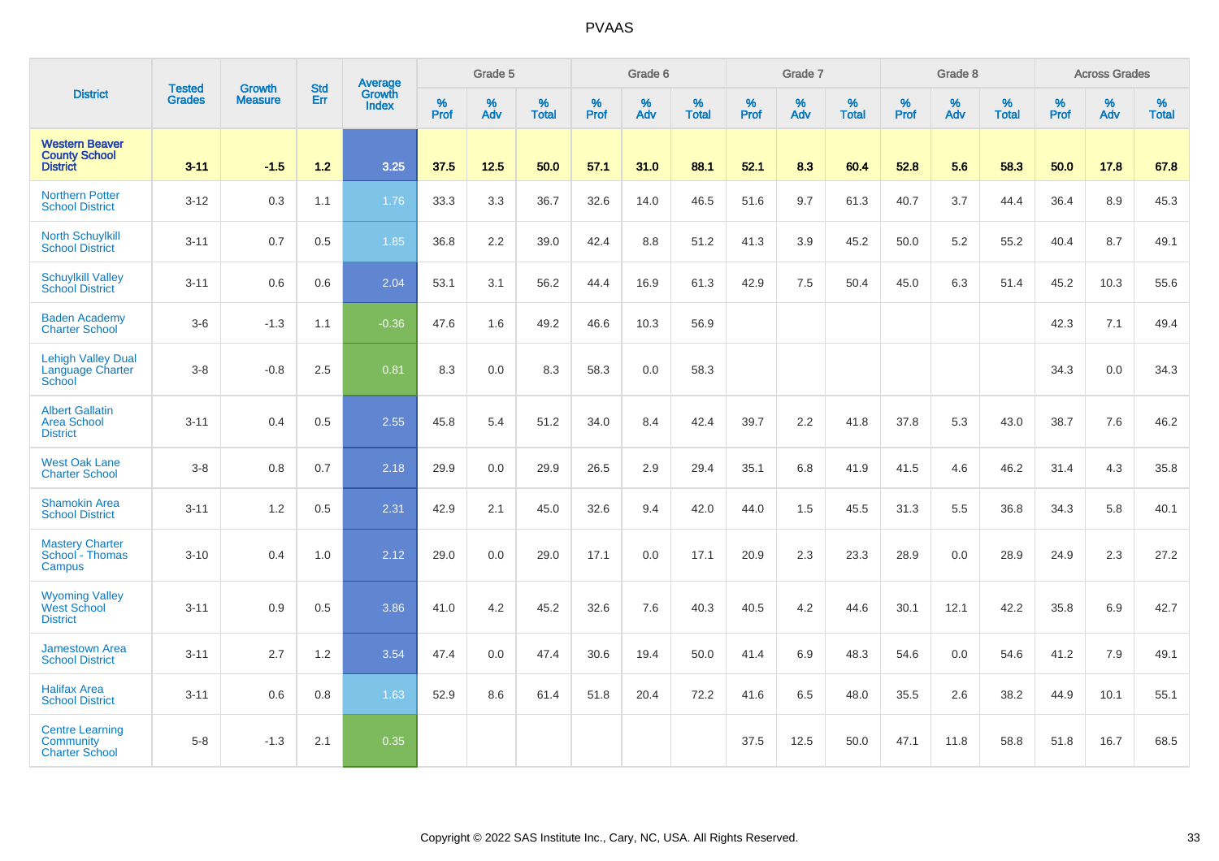| District | Tested Grades | Growth Measure | Std Err | Average Growth Index | Grade 5 | | | Grade 6 | | | Grade 7 | | | Grade 8 | | | Across Grades | | |
|---|---|---|---|---|---|---|---|---|---|---|---|---|---|---|---|---|---|---|---|
| | | | | | % Prof | % Adv | % Total | % Prof | % Adv | % Total | % Prof | % Adv | % Total | % Prof | % Adv | % Total | % Prof | % Adv | % Total |
| **Western Beaver County School District** | **3-11** | **-1.5** | **1.2** | **3.25** | **37.5** | **12.5** | **50.0** | **57.1** | **31.0** | **88.1** | **52.1** | **8.3** | **60.4** | **52.8** | **5.6** | **58.3** | **50.0** | **17.8** | **67.8** |
| Northern Potter School District | 3-12 | 0.3 | 1.1 | 1.76 | 33.3 | 3.3 | 36.7 | 32.6 | 14.0 | 46.5 | 51.6 | 9.7 | 61.3 | 40.7 | 3.7 | 44.4 | 36.4 | 8.9 | 45.3 |
| North Schuylkill School District | 3-11 | 0.7 | 0.5 | 1.85 | 36.8 | 2.2 | 39.0 | 42.4 | 8.8 | 51.2 | 41.3 | 3.9 | 45.2 | 50.0 | 5.2 | 55.2 | 40.4 | 8.7 | 49.1 |
| Schuylkill Valley School District | 3-11 | 0.6 | 0.6 | 2.04 | 53.1 | 3.1 | 56.2 | 44.4 | 16.9 | 61.3 | 42.9 | 7.5 | 50.4 | 45.0 | 6.3 | 51.4 | 45.2 | 10.3 | 55.6 |
| Baden Academy Charter School | 3-6 | -1.3 | 1.1 | -0.36 | 47.6 | 1.6 | 49.2 | 46.6 | 10.3 | 56.9 | | | | | | | 42.3 | 7.1 | 49.4 |
| Lehigh Valley Dual Language Charter School | 3-8 | -0.8 | 2.5 | 0.81 | 8.3 | 0.0 | 8.3 | 58.3 | 0.0 | 58.3 | | | | | | | 34.3 | 0.0 | 34.3 |
| Albert Gallatin Area School District | 3-11 | 0.4 | 0.5 | 2.55 | 45.8 | 5.4 | 51.2 | 34.0 | 8.4 | 42.4 | 39.7 | 2.2 | 41.8 | 37.8 | 5.3 | 43.0 | 38.7 | 7.6 | 46.2 |
| West Oak Lane Charter School | 3-8 | 0.8 | 0.7 | 2.18 | 29.9 | 0.0 | 29.9 | 26.5 | 2.9 | 29.4 | 35.1 | 6.8 | 41.9 | 41.5 | 4.6 | 46.2 | 31.4 | 4.3 | 35.8 |
| Shamokin Area School District | 3-11 | 1.2 | 0.5 | 2.31 | 42.9 | 2.1 | 45.0 | 32.6 | 9.4 | 42.0 | 44.0 | 1.5 | 45.5 | 31.3 | 5.5 | 36.8 | 34.3 | 5.8 | 40.1 |
| Mastery Charter School - Thomas Campus | 3-10 | 0.4 | 1.0 | 2.12 | 29.0 | 0.0 | 29.0 | 17.1 | 0.0 | 17.1 | 20.9 | 2.3 | 23.3 | 28.9 | 0.0 | 28.9 | 24.9 | 2.3 | 27.2 |
| Wyoming Valley West School District | 3-11 | 0.9 | 0.5 | 3.86 | 41.0 | 4.2 | 45.2 | 32.6 | 7.6 | 40.3 | 40.5 | 4.2 | 44.6 | 30.1 | 12.1 | 42.2 | 35.8 | 6.9 | 42.7 |
| Jamestown Area School District | 3-11 | 2.7 | 1.2 | 3.54 | 47.4 | 0.0 | 47.4 | 30.6 | 19.4 | 50.0 | 41.4 | 6.9 | 48.3 | 54.6 | 0.0 | 54.6 | 41.2 | 7.9 | 49.1 |
| Halifax Area School District | 3-11 | 0.6 | 0.8 | 1.63 | 52.9 | 8.6 | 61.4 | 51.8 | 20.4 | 72.2 | 41.6 | 6.5 | 48.0 | 35.5 | 2.6 | 38.2 | 44.9 | 10.1 | 55.1 |
| Centre Learning Community Charter School | 5-8 | -1.3 | 2.1 | 0.35 | | | | | | | 37.5 | 12.5 | 50.0 | 47.1 | 11.8 | 58.8 | 51.8 | 16.7 | 68.5 |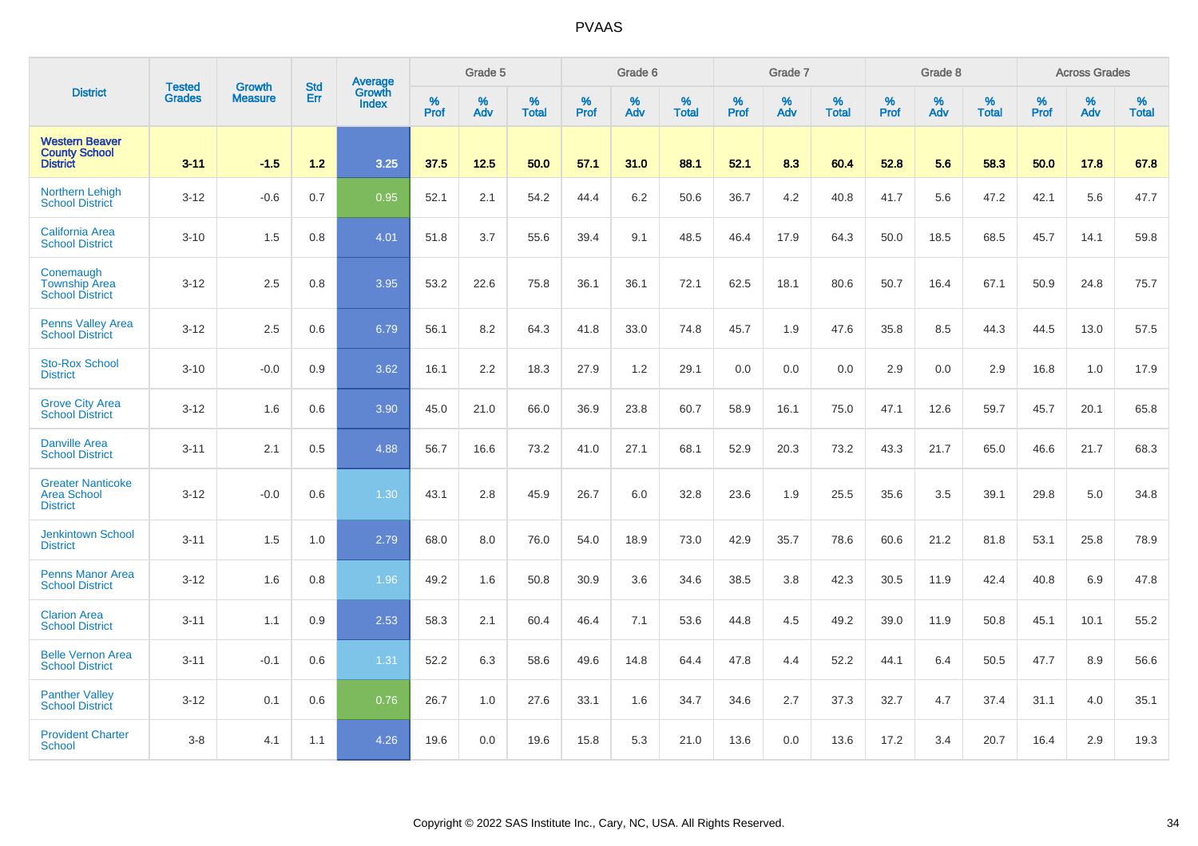| District | Tested Grades | Growth Measure | Std Err | Average Growth Index | Grade 5 | | | Grade 6 | | | Grade 7 | | | Grade 8 | | | Across Grades | | |
|---|---|---|---|---|---|---|---|---|---|---|---|---|---|---|---|---|---|---|---|
| | | | | | % Prof | % Adv | % Total | % Prof | % Adv | % Total | % Prof | % Adv | % Total | % Prof | % Adv | % Total | % Prof | % Adv | % Total |
| **Western Beaver County School District** | **3-11** | **-1.5** | **1.2** | **3.25** | **37.5** | **12.5** | **50.0** | **57.1** | **31.0** | **88.1** | **52.1** | **8.3** | **60.4** | **52.8** | **5.6** | **58.3** | **50.0** | **17.8** | **67.8** |
| Northern Lehigh School District | 3-12 | -0.6 | 0.7 | 0.95 | 52.1 | 2.1 | 54.2 | 44.4 | 6.2 | 50.6 | 36.7 | 4.2 | 40.8 | 41.7 | 5.6 | 47.2 | 42.1 | 5.6 | 47.7 |
| California Area School District | 3-10 | 1.5 | 0.8 | 4.01 | 51.8 | 3.7 | 55.6 | 39.4 | 9.1 | 48.5 | 46.4 | 17.9 | 64.3 | 50.0 | 18.5 | 68.5 | 45.7 | 14.1 | 59.8 |
| Conemaugh Township Area School District | 3-12 | 2.5 | 0.8 | 3.95 | 53.2 | 22.6 | 75.8 | 36.1 | 36.1 | 72.1 | 62.5 | 18.1 | 80.6 | 50.7 | 16.4 | 67.1 | 50.9 | 24.8 | 75.7 |
| Penns Valley Area School District | 3-12 | 2.5 | 0.6 | 6.79 | 56.1 | 8.2 | 64.3 | 41.8 | 33.0 | 74.8 | 45.7 | 1.9 | 47.6 | 35.8 | 8.5 | 44.3 | 44.5 | 13.0 | 57.5 |
| Sto-Rox School District | 3-10 | -0.0 | 0.9 | 3.62 | 16.1 | 2.2 | 18.3 | 27.9 | 1.2 | 29.1 | 0.0 | 0.0 | 0.0 | 2.9 | 0.0 | 2.9 | 16.8 | 1.0 | 17.9 |
| Grove City Area School District | 3-12 | 1.6 | 0.6 | 3.90 | 45.0 | 21.0 | 66.0 | 36.9 | 23.8 | 60.7 | 58.9 | 16.1 | 75.0 | 47.1 | 12.6 | 59.7 | 45.7 | 20.1 | 65.8 |
| Danville Area School District | 3-11 | 2.1 | 0.5 | 4.88 | 56.7 | 16.6 | 73.2 | 41.0 | 27.1 | 68.1 | 52.9 | 20.3 | 73.2 | 43.3 | 21.7 | 65.0 | 46.6 | 21.7 | 68.3 |
| Greater Nanticoke Area School District | 3-12 | -0.0 | 0.6 | 1.30 | 43.1 | 2.8 | 45.9 | 26.7 | 6.0 | 32.8 | 23.6 | 1.9 | 25.5 | 35.6 | 3.5 | 39.1 | 29.8 | 5.0 | 34.8 |
| Jenkintown School District | 3-11 | 1.5 | 1.0 | 2.79 | 68.0 | 8.0 | 76.0 | 54.0 | 18.9 | 73.0 | 42.9 | 35.7 | 78.6 | 60.6 | 21.2 | 81.8 | 53.1 | 25.8 | 78.9 |
| Penns Manor Area School District | 3-12 | 1.6 | 0.8 | 1.96 | 49.2 | 1.6 | 50.8 | 30.9 | 3.6 | 34.6 | 38.5 | 3.8 | 42.3 | 30.5 | 11.9 | 42.4 | 40.8 | 6.9 | 47.8 |
| Clarion Area School District | 3-11 | 1.1 | 0.9 | 2.53 | 58.3 | 2.1 | 60.4 | 46.4 | 7.1 | 53.6 | 44.8 | 4.5 | 49.2 | 39.0 | 11.9 | 50.8 | 45.1 | 10.1 | 55.2 |
| Belle Vernon Area School District | 3-11 | -0.1 | 0.6 | 1.31 | 52.2 | 6.3 | 58.6 | 49.6 | 14.8 | 64.4 | 47.8 | 4.4 | 52.2 | 44.1 | 6.4 | 50.5 | 47.7 | 8.9 | 56.6 |
| Panther Valley School District | 3-12 | 0.1 | 0.6 | 0.76 | 26.7 | 1.0 | 27.6 | 33.1 | 1.6 | 34.7 | 34.6 | 2.7 | 37.3 | 32.7 | 4.7 | 37.4 | 31.1 | 4.0 | 35.1 |
| Provident Charter School | 3-8 | 4.1 | 1.1 | 4.26 | 19.6 | 0.0 | 19.6 | 15.8 | 5.3 | 21.0 | 13.6 | 0.0 | 13.6 | 17.2 | 3.4 | 20.7 | 16.4 | 2.9 | 19.3 |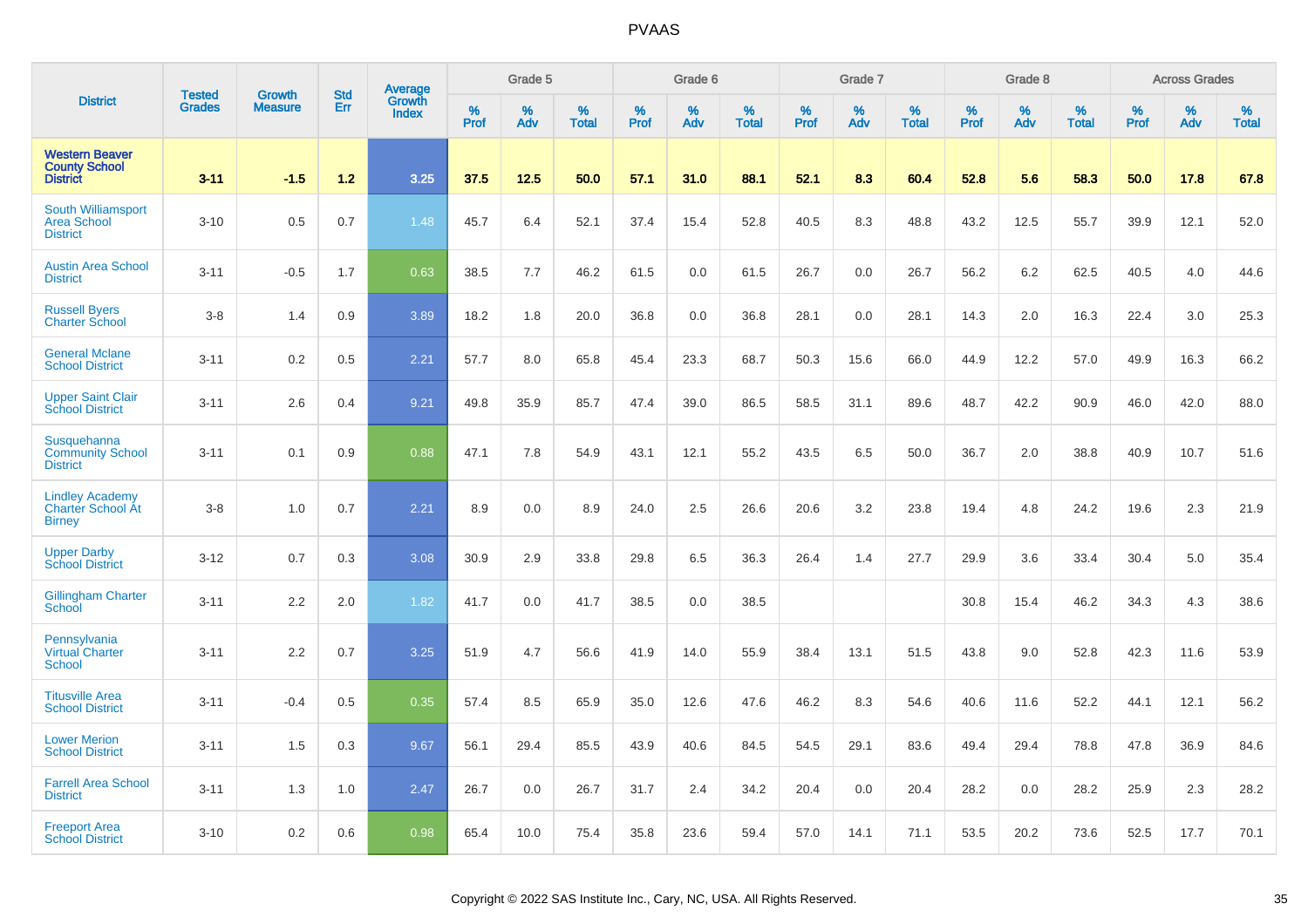# PVAAS

| District | Tested Grades | Growth Measure | Std Err | Average Growth Index | Grade 5 | | | Grade 6 | | | Grade 7 | | | Grade 8 | | | Across Grades | | |
|---|---|---|---|---|---|---|---|---|---|---|---|---|---|---|---|---|---|---|---|
| | | | | | % Prof | % Adv | % Total | % Prof | % Adv | % Total | % Prof | % Adv | % Total | % Prof | % Adv | % Total | % Prof | % Adv | % Total |
| **Western Beaver County School District** | **3-11** | **-1.5** | **1.2** | **3.25** | **37.5** | **12.5** | **50.0** | **57.1** | **31.0** | **88.1** | **52.1** | **8.3** | **60.4** | **52.8** | **5.6** | **58.3** | **50.0** | **17.8** | **67.8** |
| South Williamsport Area School District | 3-10 | 0.5 | 0.7 | 1.48 | 45.7 | 6.4 | 52.1 | 37.4 | 15.4 | 52.8 | 40.5 | 8.3 | 48.8 | 43.2 | 12.5 | 55.7 | 39.9 | 12.1 | 52.0 |
| Austin Area School District | 3-11 | -0.5 | 1.7 | 0.63 | 38.5 | 7.7 | 46.2 | 61.5 | 0.0 | 61.5 | 26.7 | 0.0 | 26.7 | 56.2 | 6.2 | 62.5 | 40.5 | 4.0 | 44.6 |
| Russell Byers Charter School | 3-8 | 1.4 | 0.9 | 3.89 | 18.2 | 1.8 | 20.0 | 36.8 | 0.0 | 36.8 | 28.1 | 0.0 | 28.1 | 14.3 | 2.0 | 16.3 | 22.4 | 3.0 | 25.3 |
| General Mclane School District | 3-11 | 0.2 | 0.5 | 2.21 | 57.7 | 8.0 | 65.8 | 45.4 | 23.3 | 68.7 | 50.3 | 15.6 | 66.0 | 44.9 | 12.2 | 57.0 | 49.9 | 16.3 | 66.2 |
| Upper Saint Clair School District | 3-11 | 2.6 | 0.4 | 9.21 | 49.8 | 35.9 | 85.7 | 47.4 | 39.0 | 86.5 | 58.5 | 31.1 | 89.6 | 48.7 | 42.2 | 90.9 | 46.0 | 42.0 | 88.0 |
| Susquehanna Community School District | 3-11 | 0.1 | 0.9 | 0.88 | 47.1 | 7.8 | 54.9 | 43.1 | 12.1 | 55.2 | 43.5 | 6.5 | 50.0 | 36.7 | 2.0 | 38.8 | 40.9 | 10.7 | 51.6 |
| Lindley Academy Charter School At Birney | 3-8 | 1.0 | 0.7 | 2.21 | 8.9 | 0.0 | 8.9 | 24.0 | 2.5 | 26.6 | 20.6 | 3.2 | 23.8 | 19.4 | 4.8 | 24.2 | 19.6 | 2.3 | 21.9 |
| Upper Darby School District | 3-12 | 0.7 | 0.3 | 3.08 | 30.9 | 2.9 | 33.8 | 29.8 | 6.5 | 36.3 | 26.4 | 1.4 | 27.7 | 29.9 | 3.6 | 33.4 | 30.4 | 5.0 | 35.4 |
| Gillingham Charter School | 3-11 | 2.2 | 2.0 | 1.82 | 41.7 | 0.0 | 41.7 | 38.5 | 0.0 | 38.5 | | | | 30.8 | 15.4 | 46.2 | 34.3 | 4.3 | 38.6 |
| Pennsylvania Virtual Charter School | 3-11 | 2.2 | 0.7 | 3.25 | 51.9 | 4.7 | 56.6 | 41.9 | 14.0 | 55.9 | 38.4 | 13.1 | 51.5 | 43.8 | 9.0 | 52.8 | 42.3 | 11.6 | 53.9 |
| Titusville Area School District | 3-11 | -0.4 | 0.5 | 0.35 | 57.4 | 8.5 | 65.9 | 35.0 | 12.6 | 47.6 | 46.2 | 8.3 | 54.6 | 40.6 | 11.6 | 52.2 | 44.1 | 12.1 | 56.2 |
| Lower Merion School District | 3-11 | 1.5 | 0.3 | 9.67 | 56.1 | 29.4 | 85.5 | 43.9 | 40.6 | 84.5 | 54.5 | 29.1 | 83.6 | 49.4 | 29.4 | 78.8 | 47.8 | 36.9 | 84.6 |
| Farrell Area School District | 3-11 | 1.3 | 1.0 | 2.47 | 26.7 | 0.0 | 26.7 | 31.7 | 2.4 | 34.2 | 20.4 | 0.0 | 20.4 | 28.2 | 0.0 | 28.2 | 25.9 | 2.3 | 28.2 |
| Freeport Area School District | 3-10 | 0.2 | 0.6 | 0.98 | 65.4 | 10.0 | 75.4 | 35.8 | 23.6 | 59.4 | 57.0 | 14.1 | 71.1 | 53.5 | 20.2 | 73.6 | 52.5 | 17.7 | 70.1 |

Copyright © 2022 SAS Institute Inc., Cary, NC, USA. All Rights Reserved.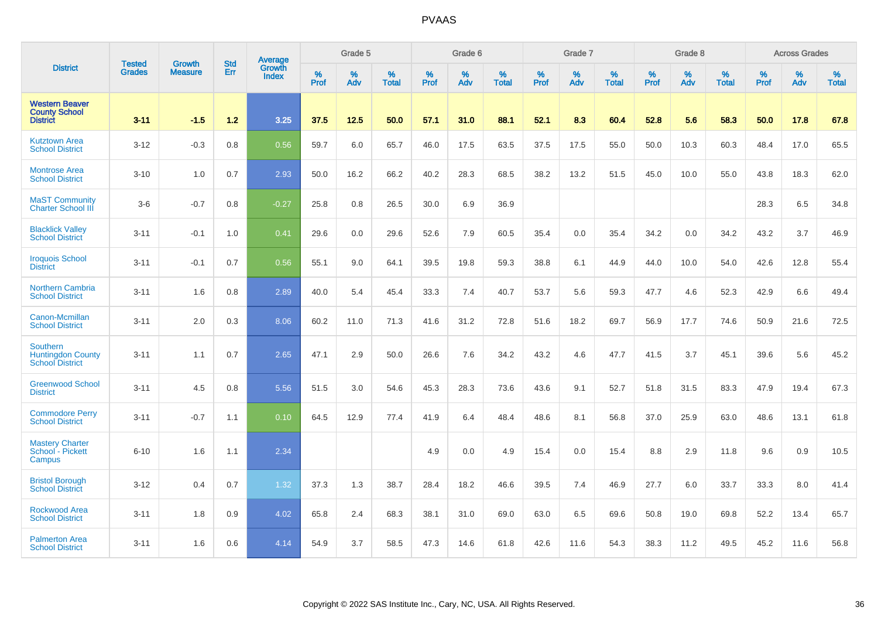# PVAAS

| District | Tested Grades | Growth Measure | Std Err | Average Growth Index | Grade 5 | | | Grade 6 | | | Grade 7 | | | Grade 8 | | | Across Grades | | |
|---|---|---|---|---|---|---|---|---|---|---|---|---|---|---|---|---|---|---|---|
| | | | | | % Prof | % Adv | % Total | % Prof | % Adv | % Total | % Prof | % Adv | % Total | % Prof | % Adv | % Total | % Prof | % Adv | % Total |
| **Western Beaver County School District** | **3-11** | **-1.5** | **1.2** | **3.25** | **37.5** | **12.5** | **50.0** | **57.1** | **31.0** | **88.1** | **52.1** | **8.3** | **60.4** | **52.8** | **5.6** | **58.3** | **50.0** | **17.8** | **67.8** |
| Kutztown Area School District | 3-12 | -0.3 | 0.8 | 0.56 | 59.7 | 6.0 | 65.7 | 46.0 | 17.5 | 63.5 | 37.5 | 17.5 | 55.0 | 50.0 | 10.3 | 60.3 | 48.4 | 17.0 | 65.5 |
| Montrose Area School District | 3-10 | 1.0 | 0.7 | 2.93 | 50.0 | 16.2 | 66.2 | 40.2 | 28.3 | 68.5 | 38.2 | 13.2 | 51.5 | 45.0 | 10.0 | 55.0 | 43.8 | 18.3 | 62.0 |
| MaST Community Charter School III | 3-6 | -0.7 | 0.8 | -0.27 | 25.8 | 0.8 | 26.5 | 30.0 | 6.9 | 36.9 | | | | | | | 28.3 | 6.5 | 34.8 |
| Blacklick Valley School District | 3-11 | -0.1 | 1.0 | 0.41 | 29.6 | 0.0 | 29.6 | 52.6 | 7.9 | 60.5 | 35.4 | 0.0 | 35.4 | 34.2 | 0.0 | 34.2 | 43.2 | 3.7 | 46.9 |
| Iroquois School District | 3-11 | -0.1 | 0.7 | 0.56 | 55.1 | 9.0 | 64.1 | 39.5 | 19.8 | 59.3 | 38.8 | 6.1 | 44.9 | 44.0 | 10.0 | 54.0 | 42.6 | 12.8 | 55.4 |
| Northern Cambria School District | 3-11 | 1.6 | 0.8 | 2.89 | 40.0 | 5.4 | 45.4 | 33.3 | 7.4 | 40.7 | 53.7 | 5.6 | 59.3 | 47.7 | 4.6 | 52.3 | 42.9 | 6.6 | 49.4 |
| Canon-Mcmillan School District | 3-11 | 2.0 | 0.3 | 8.06 | 60.2 | 11.0 | 71.3 | 41.6 | 31.2 | 72.8 | 51.6 | 18.2 | 69.7 | 56.9 | 17.7 | 74.6 | 50.9 | 21.6 | 72.5 |
| Southern Huntingdon County School District | 3-11 | 1.1 | 0.7 | 2.65 | 47.1 | 2.9 | 50.0 | 26.6 | 7.6 | 34.2 | 43.2 | 4.6 | 47.7 | 41.5 | 3.7 | 45.1 | 39.6 | 5.6 | 45.2 |
| Greenwood School District | 3-11 | 4.5 | 0.8 | 5.56 | 51.5 | 3.0 | 54.6 | 45.3 | 28.3 | 73.6 | 43.6 | 9.1 | 52.7 | 51.8 | 31.5 | 83.3 | 47.9 | 19.4 | 67.3 |
| Commodore Perry School District | 3-11 | -0.7 | 1.1 | 0.10 | 64.5 | 12.9 | 77.4 | 41.9 | 6.4 | 48.4 | 48.6 | 8.1 | 56.8 | 37.0 | 25.9 | 63.0 | 48.6 | 13.1 | 61.8 |
| Mastery Charter School - Pickett Campus | 6-10 | 1.6 | 1.1 | 2.34 | | | | 4.9 | 0.0 | 4.9 | 15.4 | 0.0 | 15.4 | 8.8 | 2.9 | 11.8 | 9.6 | 0.9 | 10.5 |
| Bristol Borough School District | 3-12 | 0.4 | 0.7 | 1.32 | 37.3 | 1.3 | 38.7 | 28.4 | 18.2 | 46.6 | 39.5 | 7.4 | 46.9 | 27.7 | 6.0 | 33.7 | 33.3 | 8.0 | 41.4 |
| Rockwood Area School District | 3-11 | 1.8 | 0.9 | 4.02 | 65.8 | 2.4 | 68.3 | 38.1 | 31.0 | 69.0 | 63.0 | 6.5 | 69.6 | 50.8 | 19.0 | 69.8 | 52.2 | 13.4 | 65.7 |
| Palmerton Area School District | 3-11 | 1.6 | 0.6 | 4.14 | 54.9 | 3.7 | 58.5 | 47.3 | 14.6 | 61.8 | 42.6 | 11.6 | 54.3 | 38.3 | 11.2 | 49.5 | 45.2 | 11.6 | 56.8 |

Copyright © 2022 SAS Institute Inc., Cary, NC, USA. All Rights Reserved.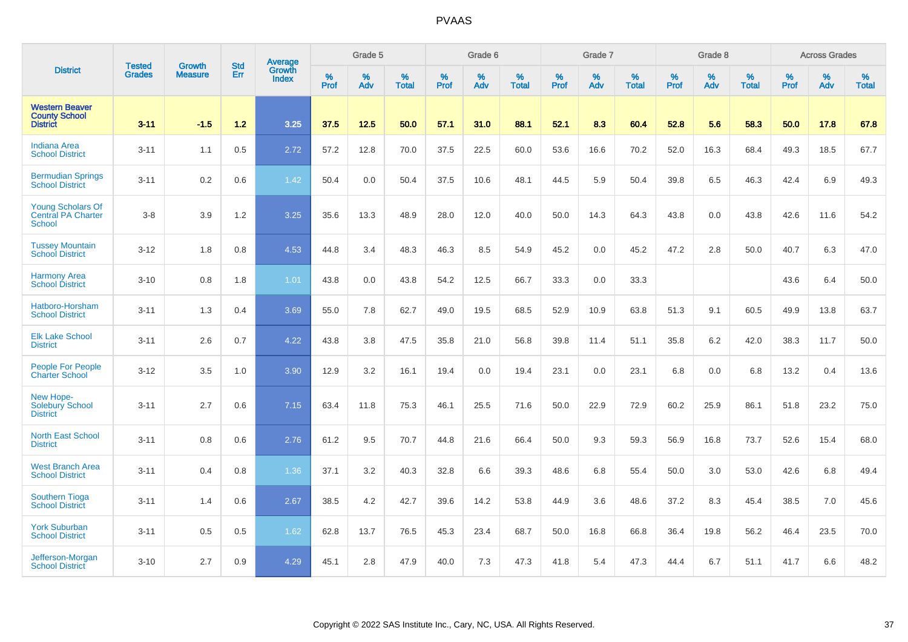# PVAAS

| District | Tested Grades | Growth Measure | Std Err | Average Growth Index | Grade 5 | | | Grade 6 | | | Grade 7 | | | Grade 8 | | | Across Grades | | |
|---|---|---|---|---|---|---|---|---|---|---|---|---|---|---|---|---|---|---|---|
| | | | | | % Prof | % Adv | % Total | % Prof | % Adv | % Total | % Prof | % Adv | % Total | % Prof | % Adv | % Total | % Prof | % Adv | % Total |
| **Western Beaver County School District** | **3-11** | **-1.5** | **1.2** | **3.25** | **37.5** | **12.5** | **50.0** | **57.1** | **31.0** | **88.1** | **52.1** | **8.3** | **60.4** | **52.8** | **5.6** | **58.3** | **50.0** | **17.8** | **67.8** |
| Indiana Area School District | 3-11 | 1.1 | 0.5 | 2.72 | 57.2 | 12.8 | 70.0 | 37.5 | 22.5 | 60.0 | 53.6 | 16.6 | 70.2 | 52.0 | 16.3 | 68.4 | 49.3 | 18.5 | 67.7 |
| Bermudian Springs School District | 3-11 | 0.2 | 0.6 | 1.42 | 50.4 | 0.0 | 50.4 | 37.5 | 10.6 | 48.1 | 44.5 | 5.9 | 50.4 | 39.8 | 6.5 | 46.3 | 42.4 | 6.9 | 49.3 |
| Young Scholars Of Central PA Charter School | 3-8 | 3.9 | 1.2 | 3.25 | 35.6 | 13.3 | 48.9 | 28.0 | 12.0 | 40.0 | 50.0 | 14.3 | 64.3 | 43.8 | 0.0 | 43.8 | 42.6 | 11.6 | 54.2 |
| Tussey Mountain School District | 3-12 | 1.8 | 0.8 | 4.53 | 44.8 | 3.4 | 48.3 | 46.3 | 8.5 | 54.9 | 45.2 | 0.0 | 45.2 | 47.2 | 2.8 | 50.0 | 40.7 | 6.3 | 47.0 |
| Harmony Area School District | 3-10 | 0.8 | 1.8 | 1.01 | 43.8 | 0.0 | 43.8 | 54.2 | 12.5 | 66.7 | 33.3 | 0.0 | 33.3 | | | | 43.6 | 6.4 | 50.0 |
| Hatboro-Horsham School District | 3-11 | 1.3 | 0.4 | 3.69 | 55.0 | 7.8 | 62.7 | 49.0 | 19.5 | 68.5 | 52.9 | 10.9 | 63.8 | 51.3 | 9.1 | 60.5 | 49.9 | 13.8 | 63.7 |
| Elk Lake School District | 3-11 | 2.6 | 0.7 | 4.22 | 43.8 | 3.8 | 47.5 | 35.8 | 21.0 | 56.8 | 39.8 | 11.4 | 51.1 | 35.8 | 6.2 | 42.0 | 38.3 | 11.7 | 50.0 |
| People For People Charter School | 3-12 | 3.5 | 1.0 | 3.90 | 12.9 | 3.2 | 16.1 | 19.4 | 0.0 | 19.4 | 23.1 | 0.0 | 23.1 | 6.8 | 0.0 | 6.8 | 13.2 | 0.4 | 13.6 |
| New Hope-Solebury School District | 3-11 | 2.7 | 0.6 | 7.15 | 63.4 | 11.8 | 75.3 | 46.1 | 25.5 | 71.6 | 50.0 | 22.9 | 72.9 | 60.2 | 25.9 | 86.1 | 51.8 | 23.2 | 75.0 |
| North East School District | 3-11 | 0.8 | 0.6 | 2.76 | 61.2 | 9.5 | 70.7 | 44.8 | 21.6 | 66.4 | 50.0 | 9.3 | 59.3 | 56.9 | 16.8 | 73.7 | 52.6 | 15.4 | 68.0 |
| West Branch Area School District | 3-11 | 0.4 | 0.8 | 1.36 | 37.1 | 3.2 | 40.3 | 32.8 | 6.6 | 39.3 | 48.6 | 6.8 | 55.4 | 50.0 | 3.0 | 53.0 | 42.6 | 6.8 | 49.4 |
| Southern Tioga School District | 3-11 | 1.4 | 0.6 | 2.67 | 38.5 | 4.2 | 42.7 | 39.6 | 14.2 | 53.8 | 44.9 | 3.6 | 48.6 | 37.2 | 8.3 | 45.4 | 38.5 | 7.0 | 45.6 |
| York Suburban School District | 3-11 | 0.5 | 0.5 | 1.62 | 62.8 | 13.7 | 76.5 | 45.3 | 23.4 | 68.7 | 50.0 | 16.8 | 66.8 | 36.4 | 19.8 | 56.2 | 46.4 | 23.5 | 70.0 |
| Jefferson-Morgan School District | 3-10 | 2.7 | 0.9 | 4.29 | 45.1 | 2.8 | 47.9 | 40.0 | 7.3 | 47.3 | 41.8 | 5.4 | 47.3 | 44.4 | 6.7 | 51.1 | 41.7 | 6.6 | 48.2 |

Copyright © 2022 SAS Institute Inc., Cary, NC, USA. All Rights Reserved.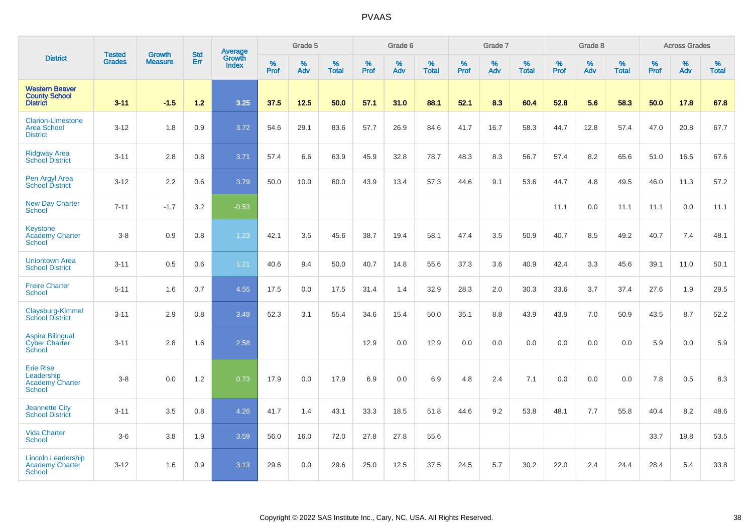| District | Tested Grades | Growth Measure | Std Err | Average Growth Index | Grade 5 | | | Grade 6 | | | Grade 7 | | | Grade 8 | | | Across Grades | | |
|---|---|---|---|---|---|---|---|---|---|---|---|---|---|---|---|---|---|---|---|
| | | | | | % Prof | % Adv | % Total | % Prof | % Adv | % Total | % Prof | % Adv | % Total | % Prof | % Adv | % Total | % Prof | % Adv | % Total |
| **Western Beaver County School District** | **3-11** | **-1.5** | **1.2** | **3.25** | **37.5** | **12.5** | **50.0** | **57.1** | **31.0** | **88.1** | **52.1** | **8.3** | **60.4** | **52.8** | **5.6** | **58.3** | **50.0** | **17.8** | **67.8** |
| Clarion-Limestone Area School District | 3-12 | 1.8 | 0.9 | 3.72 | 54.6 | 29.1 | 83.6 | 57.7 | 26.9 | 84.6 | 41.7 | 16.7 | 58.3 | 44.7 | 12.8 | 57.4 | 47.0 | 20.8 | 67.7 |
| Ridgway Area School District | 3-11 | 2.8 | 0.8 | 3.71 | 57.4 | 6.6 | 63.9 | 45.9 | 32.8 | 78.7 | 48.3 | 8.3 | 56.7 | 57.4 | 8.2 | 65.6 | 51.0 | 16.6 | 67.6 |
| Pen Argyl Area School District | 3-12 | 2.2 | 0.6 | 3.79 | 50.0 | 10.0 | 60.0 | 43.9 | 13.4 | 57.3 | 44.6 | 9.1 | 53.6 | 44.7 | 4.8 | 49.5 | 46.0 | 11.3 | 57.2 |
| New Day Charter School | 7-11 | -1.7 | 3.2 | -0.53 | | | | | | | | | | 11.1 | 0.0 | 11.1 | 11.1 | 0.0 | 11.1 |
| Keystone Academy Charter School | 3-8 | 0.9 | 0.8 | 1.23 | 42.1 | 3.5 | 45.6 | 38.7 | 19.4 | 58.1 | 47.4 | 3.5 | 50.9 | 40.7 | 8.5 | 49.2 | 40.7 | 7.4 | 48.1 |
| Uniontown Area School District | 3-11 | 0.5 | 0.6 | 1.21 | 40.6 | 9.4 | 50.0 | 40.7 | 14.8 | 55.6 | 37.3 | 3.6 | 40.9 | 42.4 | 3.3 | 45.6 | 39.1 | 11.0 | 50.1 |
| Freire Charter School | 5-11 | 1.6 | 0.7 | 4.55 | 17.5 | 0.0 | 17.5 | 31.4 | 1.4 | 32.9 | 28.3 | 2.0 | 30.3 | 33.6 | 3.7 | 37.4 | 27.6 | 1.9 | 29.5 |
| Claysburg-Kimmel School District | 3-11 | 2.9 | 0.8 | 3.49 | 52.3 | 3.1 | 55.4 | 34.6 | 15.4 | 50.0 | 35.1 | 8.8 | 43.9 | 43.9 | 7.0 | 50.9 | 43.5 | 8.7 | 52.2 |
| Aspira Bilingual Cyber Charter School | 3-11 | 2.8 | 1.6 | 2.58 | | | | 12.9 | 0.0 | 12.9 | 0.0 | 0.0 | 0.0 | 0.0 | 0.0 | 0.0 | 5.9 | 0.0 | 5.9 |
| Erie Rise Leadership Academy Charter School | 3-8 | 0.0 | 1.2 | 0.73 | 17.9 | 0.0 | 17.9 | 6.9 | 0.0 | 6.9 | 4.8 | 2.4 | 7.1 | 0.0 | 0.0 | 0.0 | 7.8 | 0.5 | 8.3 |
| Jeannette City School District | 3-11 | 3.5 | 0.8 | 4.26 | 41.7 | 1.4 | 43.1 | 33.3 | 18.5 | 51.8 | 44.6 | 9.2 | 53.8 | 48.1 | 7.7 | 55.8 | 40.4 | 8.2 | 48.6 |
| Vida Charter School | 3-6 | 3.8 | 1.9 | 3.59 | 56.0 | 16.0 | 72.0 | 27.8 | 27.8 | 55.6 | | | | | | | 33.7 | 19.8 | 53.5 |
| Lincoln Leadership Academy Charter School | 3-12 | 1.6 | 0.9 | 3.13 | 29.6 | 0.0 | 29.6 | 25.0 | 12.5 | 37.5 | 24.5 | 5.7 | 30.2 | 22.0 | 2.4 | 24.4 | 28.4 | 5.4 | 33.8 |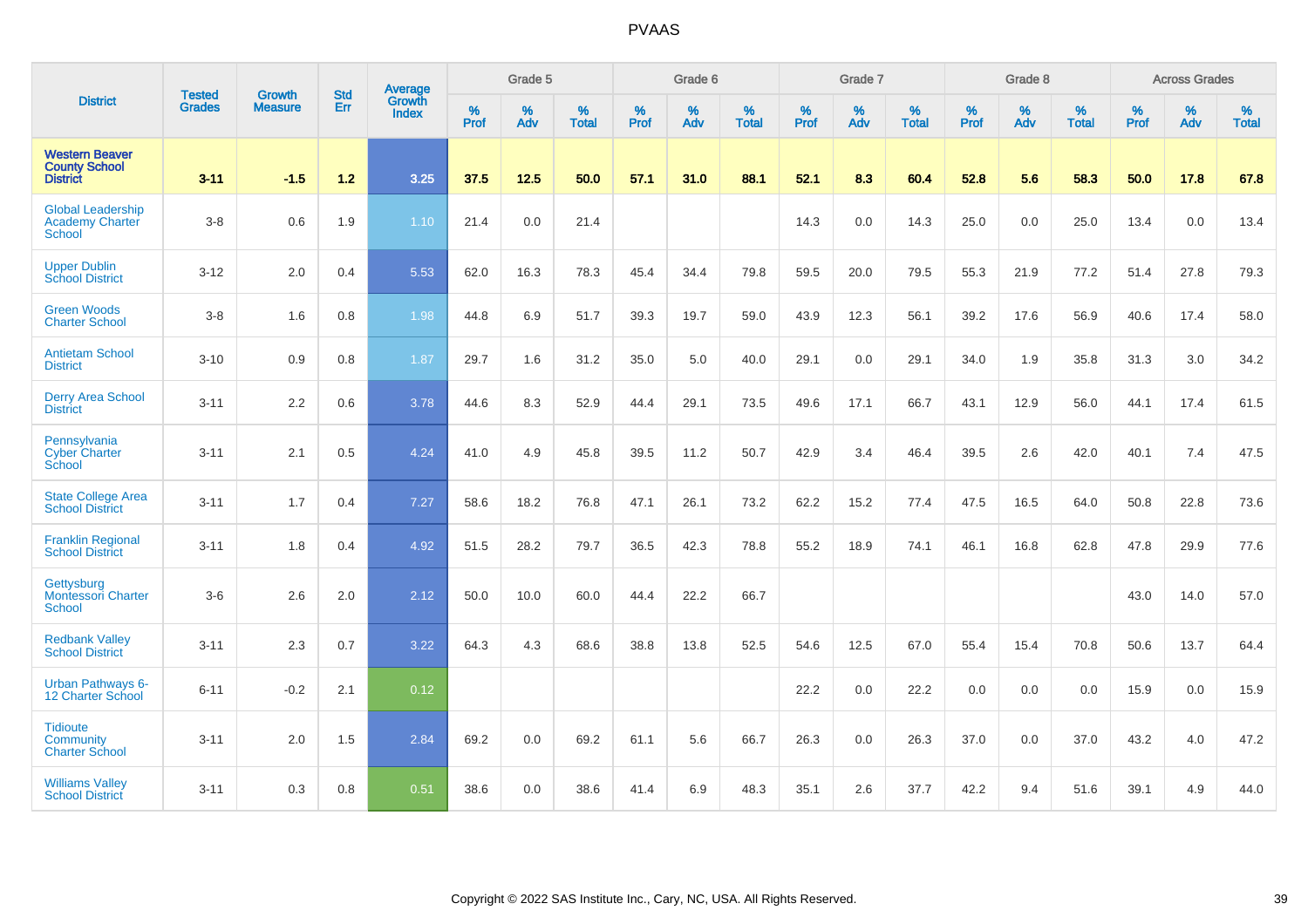# PVAAS

| District | Tested Grades | Growth Measure | Std Err | Average Growth Index | Grade 5 | | | Grade 6 | | | Grade 7 | | | Grade 8 | | | Across Grades | | |
|---|---|---|---|---|---|---|---|---|---|---|---|---|---|---|---|---|---|---|---|
| | | | | | % Prof | % Adv | % Total | % Prof | % Adv | % Total | % Prof | % Adv | % Total | % Prof | % Adv | % Total | % Prof | % Adv | % Total |
| **Western Beaver County School District** | **3-11** | **-1.5** | **1.2** | **3.25** | **37.5** | **12.5** | **50.0** | **57.1** | **31.0** | **88.1** | **52.1** | **8.3** | **60.4** | **52.8** | **5.6** | **58.3** | **50.0** | **17.8** | **67.8** |
| Global Leadership Academy Charter School | 3-8 | 0.6 | 1.9 | 1.10 | 21.4 | 0.0 | 21.4 | | | | 14.3 | 0.0 | 14.3 | 25.0 | 0.0 | 25.0 | 13.4 | 0.0 | 13.4 |
| Upper Dublin School District | 3-12 | 2.0 | 0.4 | 5.53 | 62.0 | 16.3 | 78.3 | 45.4 | 34.4 | 79.8 | 59.5 | 20.0 | 79.5 | 55.3 | 21.9 | 77.2 | 51.4 | 27.8 | 79.3 |
| Green Woods Charter School | 3-8 | 1.6 | 0.8 | 1.98 | 44.8 | 6.9 | 51.7 | 39.3 | 19.7 | 59.0 | 43.9 | 12.3 | 56.1 | 39.2 | 17.6 | 56.9 | 40.6 | 17.4 | 58.0 |
| Antietam School District | 3-10 | 0.9 | 0.8 | 1.87 | 29.7 | 1.6 | 31.2 | 35.0 | 5.0 | 40.0 | 29.1 | 0.0 | 29.1 | 34.0 | 1.9 | 35.8 | 31.3 | 3.0 | 34.2 |
| Derry Area School District | 3-11 | 2.2 | 0.6 | 3.78 | 44.6 | 8.3 | 52.9 | 44.4 | 29.1 | 73.5 | 49.6 | 17.1 | 66.7 | 43.1 | 12.9 | 56.0 | 44.1 | 17.4 | 61.5 |
| Pennsylvania Cyber Charter School | 3-11 | 2.1 | 0.5 | 4.24 | 41.0 | 4.9 | 45.8 | 39.5 | 11.2 | 50.7 | 42.9 | 3.4 | 46.4 | 39.5 | 2.6 | 42.0 | 40.1 | 7.4 | 47.5 |
| State College Area School District | 3-11 | 1.7 | 0.4 | 7.27 | 58.6 | 18.2 | 76.8 | 47.1 | 26.1 | 73.2 | 62.2 | 15.2 | 77.4 | 47.5 | 16.5 | 64.0 | 50.8 | 22.8 | 73.6 |
| Franklin Regional School District | 3-11 | 1.8 | 0.4 | 4.92 | 51.5 | 28.2 | 79.7 | 36.5 | 42.3 | 78.8 | 55.2 | 18.9 | 74.1 | 46.1 | 16.8 | 62.8 | 47.8 | 29.9 | 77.6 |
| Gettysburg Montessori Charter School | 3-6 | 2.6 | 2.0 | 2.12 | 50.0 | 10.0 | 60.0 | 44.4 | 22.2 | 66.7 | | | | | | | 43.0 | 14.0 | 57.0 |
| Redbank Valley School District | 3-11 | 2.3 | 0.7 | 3.22 | 64.3 | 4.3 | 68.6 | 38.8 | 13.8 | 52.5 | 54.6 | 12.5 | 67.0 | 55.4 | 15.4 | 70.8 | 50.6 | 13.7 | 64.4 |
| Urban Pathways 6-12 Charter School | 6-11 | -0.2 | 2.1 | 0.12 | | | | | | | 22.2 | 0.0 | 22.2 | 0.0 | 0.0 | 0.0 | 15.9 | 0.0 | 15.9 |
| Tidioute Community Charter School | 3-11 | 2.0 | 1.5 | 2.84 | 69.2 | 0.0 | 69.2 | 61.1 | 5.6 | 66.7 | 26.3 | 0.0 | 26.3 | 37.0 | 0.0 | 37.0 | 43.2 | 4.0 | 47.2 |
| Williams Valley School District | 3-11 | 0.3 | 0.8 | 0.51 | 38.6 | 0.0 | 38.6 | 41.4 | 6.9 | 48.3 | 35.1 | 2.6 | 37.7 | 42.2 | 9.4 | 51.6 | 39.1 | 4.9 | 44.0 |

Copyright © 2022 SAS Institute Inc., Cary, NC, USA. All Rights Reserved.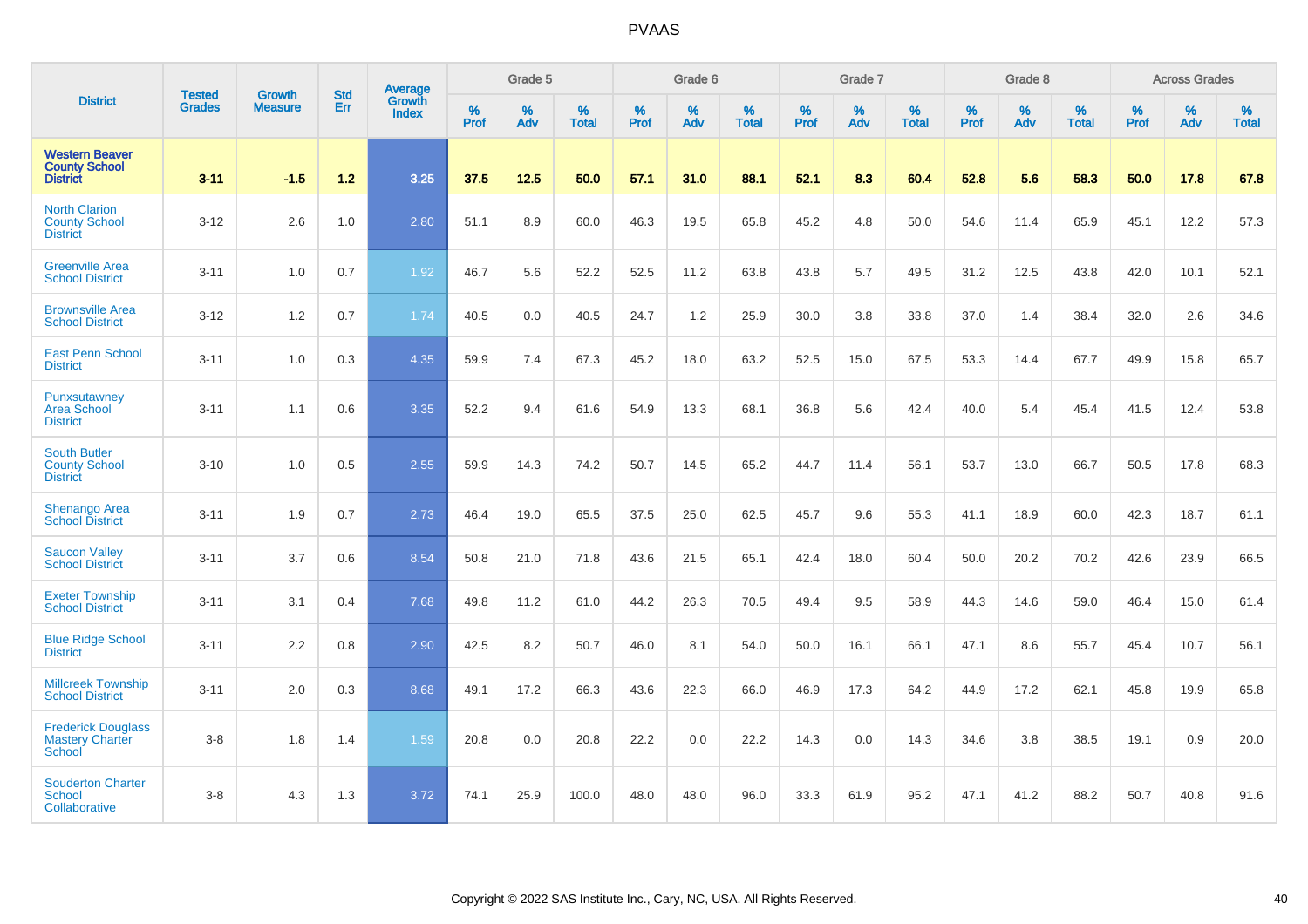| District | Tested Grades | Growth Measure | Std Err | Average Growth Index | Grade 5 | | | Grade 6 | | | Grade 7 | | | Grade 8 | | | Across Grades | | |
|---|---|---|---|---|---|---|---|---|---|---|---|---|---|---|---|---|---|---|---|
| | | | | | % Prof | % Adv | % Total | % Prof | % Adv | % Total | % Prof | % Adv | % Total | % Prof | % Adv | % Total | % Prof | % Adv | % Total |
| **Western Beaver County School District** | **3-11** | **-1.5** | **1.2** | **3.25** | **37.5** | **12.5** | **50.0** | **57.1** | **31.0** | **88.1** | **52.1** | **8.3** | **60.4** | **52.8** | **5.6** | **58.3** | **50.0** | **17.8** | **67.8** |
| North Clarion County School District | 3-12 | 2.6 | 1.0 | 2.80 | 51.1 | 8.9 | 60.0 | 46.3 | 19.5 | 65.8 | 45.2 | 4.8 | 50.0 | 54.6 | 11.4 | 65.9 | 45.1 | 12.2 | 57.3 |
| Greenville Area School District | 3-11 | 1.0 | 0.7 | 1.92 | 46.7 | 5.6 | 52.2 | 52.5 | 11.2 | 63.8 | 43.8 | 5.7 | 49.5 | 31.2 | 12.5 | 43.8 | 42.0 | 10.1 | 52.1 |
| Brownsville Area School District | 3-12 | 1.2 | 0.7 | 1.74 | 40.5 | 0.0 | 40.5 | 24.7 | 1.2 | 25.9 | 30.0 | 3.8 | 33.8 | 37.0 | 1.4 | 38.4 | 32.0 | 2.6 | 34.6 |
| East Penn School District | 3-11 | 1.0 | 0.3 | 4.35 | 59.9 | 7.4 | 67.3 | 45.2 | 18.0 | 63.2 | 52.5 | 15.0 | 67.5 | 53.3 | 14.4 | 67.7 | 49.9 | 15.8 | 65.7 |
| Punxsutawney Area School District | 3-11 | 1.1 | 0.6 | 3.35 | 52.2 | 9.4 | 61.6 | 54.9 | 13.3 | 68.1 | 36.8 | 5.6 | 42.4 | 40.0 | 5.4 | 45.4 | 41.5 | 12.4 | 53.8 |
| South Butler County School District | 3-10 | 1.0 | 0.5 | 2.55 | 59.9 | 14.3 | 74.2 | 50.7 | 14.5 | 65.2 | 44.7 | 11.4 | 56.1 | 53.7 | 13.0 | 66.7 | 50.5 | 17.8 | 68.3 |
| Shenango Area School District | 3-11 | 1.9 | 0.7 | 2.73 | 46.4 | 19.0 | 65.5 | 37.5 | 25.0 | 62.5 | 45.7 | 9.6 | 55.3 | 41.1 | 18.9 | 60.0 | 42.3 | 18.7 | 61.1 |
| Saucon Valley School District | 3-11 | 3.7 | 0.6 | 8.54 | 50.8 | 21.0 | 71.8 | 43.6 | 21.5 | 65.1 | 42.4 | 18.0 | 60.4 | 50.0 | 20.2 | 70.2 | 42.6 | 23.9 | 66.5 |
| Exeter Township School District | 3-11 | 3.1 | 0.4 | 7.68 | 49.8 | 11.2 | 61.0 | 44.2 | 26.3 | 70.5 | 49.4 | 9.5 | 58.9 | 44.3 | 14.6 | 59.0 | 46.4 | 15.0 | 61.4 |
| Blue Ridge School District | 3-11 | 2.2 | 0.8 | 2.90 | 42.5 | 8.2 | 50.7 | 46.0 | 8.1 | 54.0 | 50.0 | 16.1 | 66.1 | 47.1 | 8.6 | 55.7 | 45.4 | 10.7 | 56.1 |
| Millcreek Township School District | 3-11 | 2.0 | 0.3 | 8.68 | 49.1 | 17.2 | 66.3 | 43.6 | 22.3 | 66.0 | 46.9 | 17.3 | 64.2 | 44.9 | 17.2 | 62.1 | 45.8 | 19.9 | 65.8 |
| Frederick Douglass Mastery Charter School | 3-8 | 1.8 | 1.4 | 1.59 | 20.8 | 0.0 | 20.8 | 22.2 | 0.0 | 22.2 | 14.3 | 0.0 | 14.3 | 34.6 | 3.8 | 38.5 | 19.1 | 0.9 | 20.0 |
| Souderton Charter School Collaborative | 3-8 | 4.3 | 1.3 | 3.72 | 74.1 | 25.9 | 100.0 | 48.0 | 48.0 | 96.0 | 33.3 | 61.9 | 95.2 | 47.1 | 41.2 | 88.2 | 50.7 | 40.8 | 91.6 |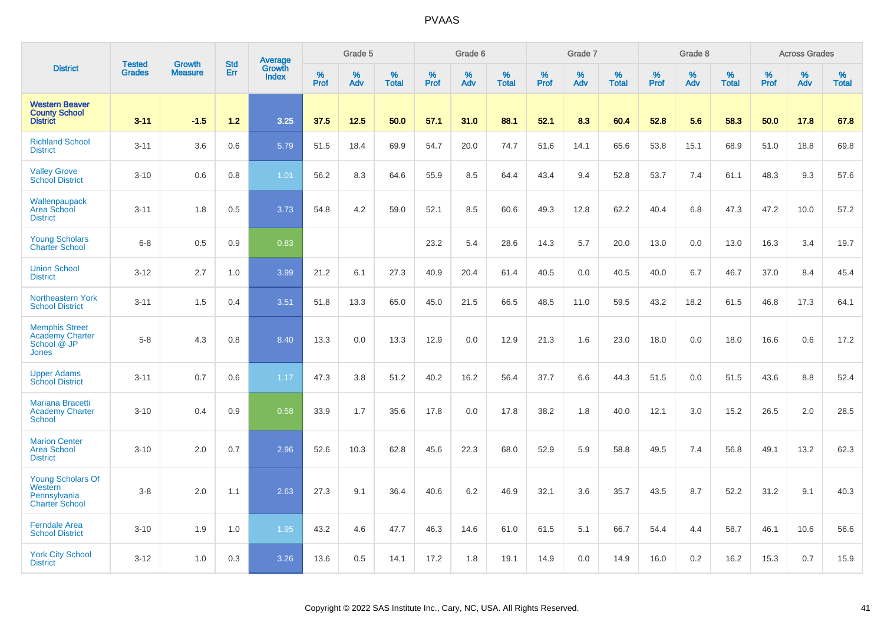# PVAAS

| District | Tested Grades | Growth Measure | Std Err | Average Growth Index | Grade 5 | | | Grade 6 | | | Grade 7 | | | Grade 8 | | | Across Grades | | |
|---|---|---|---|---|---|---|---|---|---|---|---|---|---|---|---|---|---|---|---|
| | | | | | % Prof | % Adv | % Total | % Prof | % Adv | % Total | % Prof | % Adv | % Total | % Prof | % Adv | % Total | % Prof | % Adv | % Total |
| **Western Beaver County School District** | **3-11** | **-1.5** | **1.2** | **3.25** | **37.5** | **12.5** | **50.0** | **57.1** | **31.0** | **88.1** | **52.1** | **8.3** | **60.4** | **52.8** | **5.6** | **58.3** | **50.0** | **17.8** | **67.8** |
| Richland School District | 3-11 | 3.6 | 0.6 | 5.79 | 51.5 | 18.4 | 69.9 | 54.7 | 20.0 | 74.7 | 51.6 | 14.1 | 65.6 | 53.8 | 15.1 | 68.9 | 51.0 | 18.8 | 69.8 |
| Valley Grove School District | 3-10 | 0.6 | 0.8 | 1.01 | 56.2 | 8.3 | 64.6 | 55.9 | 8.5 | 64.4 | 43.4 | 9.4 | 52.8 | 53.7 | 7.4 | 61.1 | 48.3 | 9.3 | 57.6 |
| Wallenpaupack Area School District | 3-11 | 1.8 | 0.5 | 3.73 | 54.8 | 4.2 | 59.0 | 52.1 | 8.5 | 60.6 | 49.3 | 12.8 | 62.2 | 40.4 | 6.8 | 47.3 | 47.2 | 10.0 | 57.2 |
| Young Scholars Charter School | 6-8 | 0.5 | 0.9 | 0.83 | | | | 23.2 | 5.4 | 28.6 | 14.3 | 5.7 | 20.0 | 13.0 | 0.0 | 13.0 | 16.3 | 3.4 | 19.7 |
| Union School District | 3-12 | 2.7 | 1.0 | 3.99 | 21.2 | 6.1 | 27.3 | 40.9 | 20.4 | 61.4 | 40.5 | 0.0 | 40.5 | 40.0 | 6.7 | 46.7 | 37.0 | 8.4 | 45.4 |
| Northeastern York School District | 3-11 | 1.5 | 0.4 | 3.51 | 51.8 | 13.3 | 65.0 | 45.0 | 21.5 | 66.5 | 48.5 | 11.0 | 59.5 | 43.2 | 18.2 | 61.5 | 46.8 | 17.3 | 64.1 |
| Memphis Street Academy Charter School @ JP Jones | 5-8 | 4.3 | 0.8 | 8.40 | 13.3 | 0.0 | 13.3 | 12.9 | 0.0 | 12.9 | 21.3 | 1.6 | 23.0 | 18.0 | 0.0 | 18.0 | 16.6 | 0.6 | 17.2 |
| Upper Adams School District | 3-11 | 0.7 | 0.6 | 1.17 | 47.3 | 3.8 | 51.2 | 40.2 | 16.2 | 56.4 | 37.7 | 6.6 | 44.3 | 51.5 | 0.0 | 51.5 | 43.6 | 8.8 | 52.4 |
| Mariana Bracetti Academy Charter School | 3-10 | 0.4 | 0.9 | 0.58 | 33.9 | 1.7 | 35.6 | 17.8 | 0.0 | 17.8 | 38.2 | 1.8 | 40.0 | 12.1 | 3.0 | 15.2 | 26.5 | 2.0 | 28.5 |
| Marion Center Area School District | 3-10 | 2.0 | 0.7 | 2.96 | 52.6 | 10.3 | 62.8 | 45.6 | 22.3 | 68.0 | 52.9 | 5.9 | 58.8 | 49.5 | 7.4 | 56.8 | 49.1 | 13.2 | 62.3 |
| Young Scholars Of Western Pennsylvania Charter School | 3-8 | 2.0 | 1.1 | 2.63 | 27.3 | 9.1 | 36.4 | 40.6 | 6.2 | 46.9 | 32.1 | 3.6 | 35.7 | 43.5 | 8.7 | 52.2 | 31.2 | 9.1 | 40.3 |
| Ferndale Area School District | 3-10 | 1.9 | 1.0 | 1.95 | 43.2 | 4.6 | 47.7 | 46.3 | 14.6 | 61.0 | 61.5 | 5.1 | 66.7 | 54.4 | 4.4 | 58.7 | 46.1 | 10.6 | 56.6 |
| York City School District | 3-12 | 1.0 | 0.3 | 3.26 | 13.6 | 0.5 | 14.1 | 17.2 | 1.8 | 19.1 | 14.9 | 0.0 | 14.9 | 16.0 | 0.2 | 16.2 | 15.3 | 0.7 | 15.9 |

Copyright © 2022 SAS Institute Inc., Cary, NC, USA. All Rights Reserved.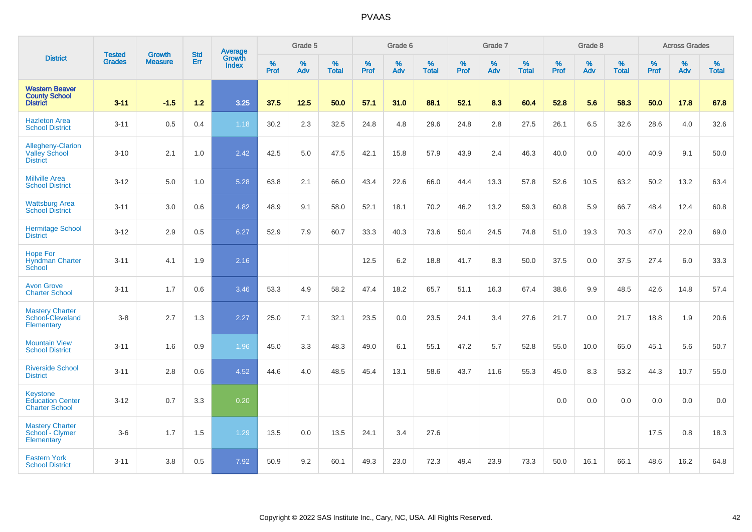# PVAAS

| District | Tested Grades | Growth Measure | Std Err | Average Growth Index | Grade 5 | | | Grade 6 | | | Grade 7 | | | Grade 8 | | | Across Grades | | |
|---|---|---|---|---|---|---|---|---|---|---|---|---|---|---|---|---|---|---|---|
| | | | | | % Prof | % Adv | % Total | % Prof | % Adv | % Total | % Prof | % Adv | % Total | % Prof | % Adv | % Total | % Prof | % Adv | % Total |
| **Western Beaver County School District** | **3-11** | **-1.5** | **1.2** | **3.25** | **37.5** | **12.5** | **50.0** | **57.1** | **31.0** | **88.1** | **52.1** | **8.3** | **60.4** | **52.8** | **5.6** | **58.3** | **50.0** | **17.8** | **67.8** |
| Hazleton Area School District | 3-11 | 0.5 | 0.4 | 1.18 | 30.2 | 2.3 | 32.5 | 24.8 | 4.8 | 29.6 | 24.8 | 2.8 | 27.5 | 26.1 | 6.5 | 32.6 | 28.6 | 4.0 | 32.6 |
| Allegheny-Clarion Valley School District | 3-10 | 2.1 | 1.0 | 2.42 | 42.5 | 5.0 | 47.5 | 42.1 | 15.8 | 57.9 | 43.9 | 2.4 | 46.3 | 40.0 | 0.0 | 40.0 | 40.9 | 9.1 | 50.0 |
| Millville Area School District | 3-12 | 5.0 | 1.0 | 5.28 | 63.8 | 2.1 | 66.0 | 43.4 | 22.6 | 66.0 | 44.4 | 13.3 | 57.8 | 52.6 | 10.5 | 63.2 | 50.2 | 13.2 | 63.4 |
| Wattsburg Area School District | 3-11 | 3.0 | 0.6 | 4.82 | 48.9 | 9.1 | 58.0 | 52.1 | 18.1 | 70.2 | 46.2 | 13.2 | 59.3 | 60.8 | 5.9 | 66.7 | 48.4 | 12.4 | 60.8 |
| Hermitage School District | 3-12 | 2.9 | 0.5 | 6.27 | 52.9 | 7.9 | 60.7 | 33.3 | 40.3 | 73.6 | 50.4 | 24.5 | 74.8 | 51.0 | 19.3 | 70.3 | 47.0 | 22.0 | 69.0 |
| Hope For Hyndman Charter School | 3-11 | 4.1 | 1.9 | 2.16 | | | | 12.5 | 6.2 | 18.8 | 41.7 | 8.3 | 50.0 | 37.5 | 0.0 | 37.5 | 27.4 | 6.0 | 33.3 |
| Avon Grove Charter School | 3-11 | 1.7 | 0.6 | 3.46 | 53.3 | 4.9 | 58.2 | 47.4 | 18.2 | 65.7 | 51.1 | 16.3 | 67.4 | 38.6 | 9.9 | 48.5 | 42.6 | 14.8 | 57.4 |
| Mastery Charter School-Cleveland Elementary | 3-8 | 2.7 | 1.3 | 2.27 | 25.0 | 7.1 | 32.1 | 23.5 | 0.0 | 23.5 | 24.1 | 3.4 | 27.6 | 21.7 | 0.0 | 21.7 | 18.8 | 1.9 | 20.6 |
| Mountain View School District | 3-11 | 1.6 | 0.9 | 1.96 | 45.0 | 3.3 | 48.3 | 49.0 | 6.1 | 55.1 | 47.2 | 5.7 | 52.8 | 55.0 | 10.0 | 65.0 | 45.1 | 5.6 | 50.7 |
| Riverside School District | 3-11 | 2.8 | 0.6 | 4.52 | 44.6 | 4.0 | 48.5 | 45.4 | 13.1 | 58.6 | 43.7 | 11.6 | 55.3 | 45.0 | 8.3 | 53.2 | 44.3 | 10.7 | 55.0 |
| Keystone Education Center Charter School | 3-12 | 0.7 | 3.3 | 0.20 | | | | | | | | | | 0.0 | 0.0 | 0.0 | 0.0 | 0.0 | 0.0 |
| Mastery Charter School - Clymer Elementary | 3-6 | 1.7 | 1.5 | 1.29 | 13.5 | 0.0 | 13.5 | 24.1 | 3.4 | 27.6 | | | | | | | 17.5 | 0.8 | 18.3 |
| Eastern York School District | 3-11 | 3.8 | 0.5 | 7.92 | 50.9 | 9.2 | 60.1 | 49.3 | 23.0 | 72.3 | 49.4 | 23.9 | 73.3 | 50.0 | 16.1 | 66.1 | 48.6 | 16.2 | 64.8 |

Copyright © 2022 SAS Institute Inc., Cary, NC, USA. All Rights Reserved.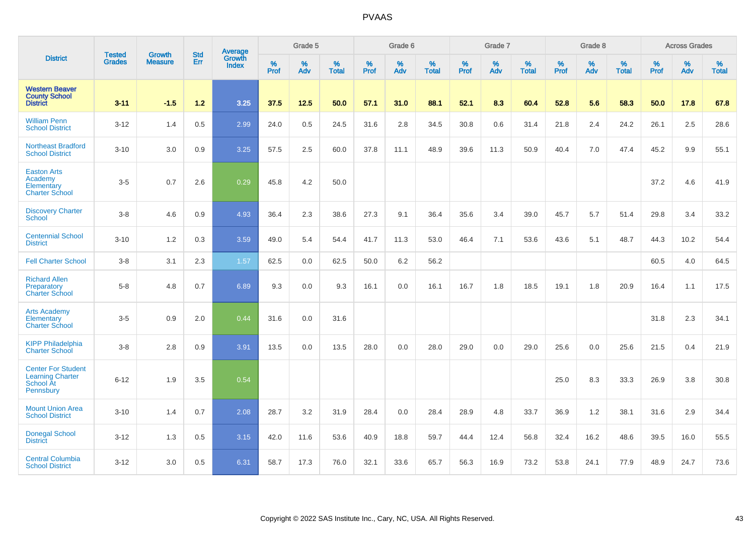| District | Tested Grades | Growth Measure | Std Err | Average Growth Index | Grade 5 | | | Grade 6 | | | Grade 7 | | | Grade 8 | | | Across Grades | | |
|---|---|---|---|---|---|---|---|---|---|---|---|---|---|---|---|---|---|---|---|
| | | | | | % Prof | % Adv | % Total | % Prof | % Adv | % Total | % Prof | % Adv | % Total | % Prof | % Adv | % Total | % Prof | % Adv | % Total |
| **Western Beaver County School District** | **3-11** | **-1.5** | **1.2** | **3.25** | **37.5** | **12.5** | **50.0** | **57.1** | **31.0** | **88.1** | **52.1** | **8.3** | **60.4** | **52.8** | **5.6** | **58.3** | **50.0** | **17.8** | **67.8** |
| William Penn School District | 3-12 | 1.4 | 0.5 | 2.99 | 24.0 | 0.5 | 24.5 | 31.6 | 2.8 | 34.5 | 30.8 | 0.6 | 31.4 | 21.8 | 2.4 | 24.2 | 26.1 | 2.5 | 28.6 |
| Northeast Bradford School District | 3-10 | 3.0 | 0.9 | 3.25 | 57.5 | 2.5 | 60.0 | 37.8 | 11.1 | 48.9 | 39.6 | 11.3 | 50.9 | 40.4 | 7.0 | 47.4 | 45.2 | 9.9 | 55.1 |
| Easton Arts Academy Elementary Charter School | 3-5 | 0.7 | 2.6 | 0.29 | 45.8 | 4.2 | 50.0 | | | | | | | | | | 37.2 | 4.6 | 41.9 |
| Discovery Charter School | 3-8 | 4.6 | 0.9 | 4.93 | 36.4 | 2.3 | 38.6 | 27.3 | 9.1 | 36.4 | 35.6 | 3.4 | 39.0 | 45.7 | 5.7 | 51.4 | 29.8 | 3.4 | 33.2 |
| Centennial School District | 3-10 | 1.2 | 0.3 | 3.59 | 49.0 | 5.4 | 54.4 | 41.7 | 11.3 | 53.0 | 46.4 | 7.1 | 53.6 | 43.6 | 5.1 | 48.7 | 44.3 | 10.2 | 54.4 |
| Fell Charter School | 3-8 | 3.1 | 2.3 | 1.57 | 62.5 | 0.0 | 62.5 | 50.0 | 6.2 | 56.2 | | | | | | | 60.5 | 4.0 | 64.5 |
| Richard Allen Preparatory Charter School | 5-8 | 4.8 | 0.7 | 6.89 | 9.3 | 0.0 | 9.3 | 16.1 | 0.0 | 16.1 | 16.7 | 1.8 | 18.5 | 19.1 | 1.8 | 20.9 | 16.4 | 1.1 | 17.5 |
| Arts Academy Elementary Charter School | 3-5 | 0.9 | 2.0 | 0.44 | 31.6 | 0.0 | 31.6 | | | | | | | | | | 31.8 | 2.3 | 34.1 |
| KIPP Philadelphia Charter School | 3-8 | 2.8 | 0.9 | 3.91 | 13.5 | 0.0 | 13.5 | 28.0 | 0.0 | 28.0 | 29.0 | 0.0 | 29.0 | 25.6 | 0.0 | 25.6 | 21.5 | 0.4 | 21.9 |
| Center For Student Learning Charter School At Pennsbury | 6-12 | 1.9 | 3.5 | 0.54 | | | | | | | | | | 25.0 | 8.3 | 33.3 | 26.9 | 3.8 | 30.8 |
| Mount Union Area School District | 3-10 | 1.4 | 0.7 | 2.08 | 28.7 | 3.2 | 31.9 | 28.4 | 0.0 | 28.4 | 28.9 | 4.8 | 33.7 | 36.9 | 1.2 | 38.1 | 31.6 | 2.9 | 34.4 |
| Donegal School District | 3-12 | 1.3 | 0.5 | 3.15 | 42.0 | 11.6 | 53.6 | 40.9 | 18.8 | 59.7 | 44.4 | 12.4 | 56.8 | 32.4 | 16.2 | 48.6 | 39.5 | 16.0 | 55.5 |
| Central Columbia School District | 3-12 | 3.0 | 0.5 | 6.31 | 58.7 | 17.3 | 76.0 | 32.1 | 33.6 | 65.7 | 56.3 | 16.9 | 73.2 | 53.8 | 24.1 | 77.9 | 48.9 | 24.7 | 73.6 |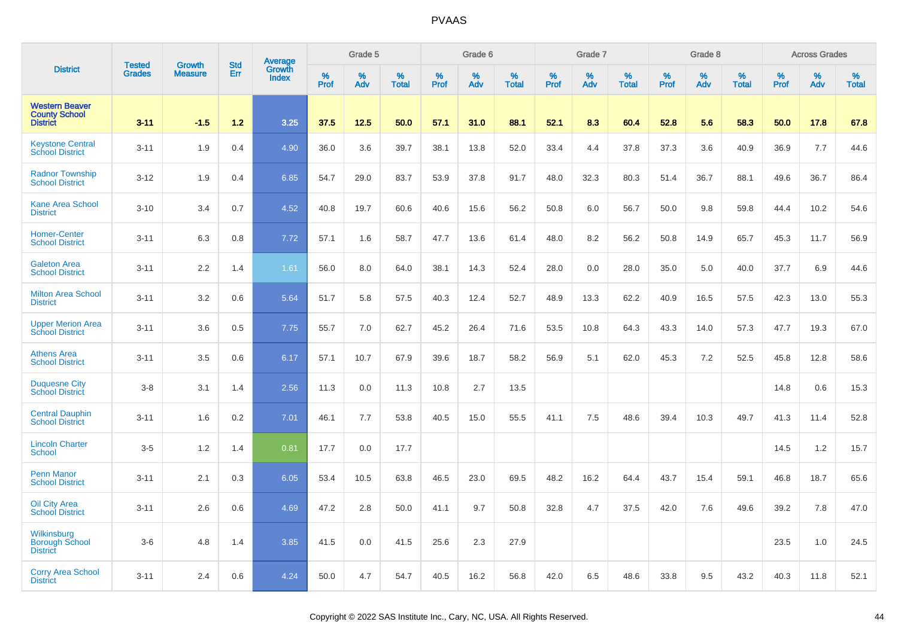# PVAAS

| District | Tested Grades | Growth Measure | Std Err | Average Growth Index | Grade 5 | | | Grade 6 | | | Grade 7 | | | Grade 8 | | | Across Grades | | |
|---|---|---|---|---|---|---|---|---|---|---|---|---|---|---|---|---|---|---|---|
| | | | | | % Prof | % Adv | % Total | % Prof | % Adv | % Total | % Prof | % Adv | % Total | % Prof | % Adv | % Total | % Prof | % Adv | % Total |
| **Western Beaver County School District** | **3-11** | **-1.5** | **1.2** | **3.25** | **37.5** | **12.5** | **50.0** | **57.1** | **31.0** | **88.1** | **52.1** | **8.3** | **60.4** | **52.8** | **5.6** | **58.3** | **50.0** | **17.8** | **67.8** |
| Keystone Central School District | 3-11 | 1.9 | 0.4 | 4.90 | 36.0 | 3.6 | 39.7 | 38.1 | 13.8 | 52.0 | 33.4 | 4.4 | 37.8 | 37.3 | 3.6 | 40.9 | 36.9 | 7.7 | 44.6 |
| Radnor Township School District | 3-12 | 1.9 | 0.4 | 6.85 | 54.7 | 29.0 | 83.7 | 53.9 | 37.8 | 91.7 | 48.0 | 32.3 | 80.3 | 51.4 | 36.7 | 88.1 | 49.6 | 36.7 | 86.4 |
| Kane Area School District | 3-10 | 3.4 | 0.7 | 4.52 | 40.8 | 19.7 | 60.6 | 40.6 | 15.6 | 56.2 | 50.8 | 6.0 | 56.7 | 50.0 | 9.8 | 59.8 | 44.4 | 10.2 | 54.6 |
| Homer-Center School District | 3-11 | 6.3 | 0.8 | 7.72 | 57.1 | 1.6 | 58.7 | 47.7 | 13.6 | 61.4 | 48.0 | 8.2 | 56.2 | 50.8 | 14.9 | 65.7 | 45.3 | 11.7 | 56.9 |
| Galeton Area School District | 3-11 | 2.2 | 1.4 | 1.61 | 56.0 | 8.0 | 64.0 | 38.1 | 14.3 | 52.4 | 28.0 | 0.0 | 28.0 | 35.0 | 5.0 | 40.0 | 37.7 | 6.9 | 44.6 |
| Milton Area School District | 3-11 | 3.2 | 0.6 | 5.64 | 51.7 | 5.8 | 57.5 | 40.3 | 12.4 | 52.7 | 48.9 | 13.3 | 62.2 | 40.9 | 16.5 | 57.5 | 42.3 | 13.0 | 55.3 |
| Upper Merion Area School District | 3-11 | 3.6 | 0.5 | 7.75 | 55.7 | 7.0 | 62.7 | 45.2 | 26.4 | 71.6 | 53.5 | 10.8 | 64.3 | 43.3 | 14.0 | 57.3 | 47.7 | 19.3 | 67.0 |
| Athens Area School District | 3-11 | 3.5 | 0.6 | 6.17 | 57.1 | 10.7 | 67.9 | 39.6 | 18.7 | 58.2 | 56.9 | 5.1 | 62.0 | 45.3 | 7.2 | 52.5 | 45.8 | 12.8 | 58.6 |
| Duquesne City School District | 3-8 | 3.1 | 1.4 | 2.56 | 11.3 | 0.0 | 11.3 | 10.8 | 2.7 | 13.5 | | | | | | | 14.8 | 0.6 | 15.3 |
| Central Dauphin School District | 3-11 | 1.6 | 0.2 | 7.01 | 46.1 | 7.7 | 53.8 | 40.5 | 15.0 | 55.5 | 41.1 | 7.5 | 48.6 | 39.4 | 10.3 | 49.7 | 41.3 | 11.4 | 52.8 |
| Lincoln Charter School | 3-5 | 1.2 | 1.4 | 0.81 | 17.7 | 0.0 | 17.7 | | | | | | | | | | 14.5 | 1.2 | 15.7 |
| Penn Manor School District | 3-11 | 2.1 | 0.3 | 6.05 | 53.4 | 10.5 | 63.8 | 46.5 | 23.0 | 69.5 | 48.2 | 16.2 | 64.4 | 43.7 | 15.4 | 59.1 | 46.8 | 18.7 | 65.6 |
| Oil City Area School District | 3-11 | 2.6 | 0.6 | 4.69 | 47.2 | 2.8 | 50.0 | 41.1 | 9.7 | 50.8 | 32.8 | 4.7 | 37.5 | 42.0 | 7.6 | 49.6 | 39.2 | 7.8 | 47.0 |
| Wilkinsburg Borough School District | 3-6 | 4.8 | 1.4 | 3.85 | 41.5 | 0.0 | 41.5 | 25.6 | 2.3 | 27.9 | | | | | | | 23.5 | 1.0 | 24.5 |
| Corry Area School District | 3-11 | 2.4 | 0.6 | 4.24 | 50.0 | 4.7 | 54.7 | 40.5 | 16.2 | 56.8 | 42.0 | 6.5 | 48.6 | 33.8 | 9.5 | 43.2 | 40.3 | 11.8 | 52.1 |

Copyright © 2022 SAS Institute Inc., Cary, NC, USA. All Rights Reserved.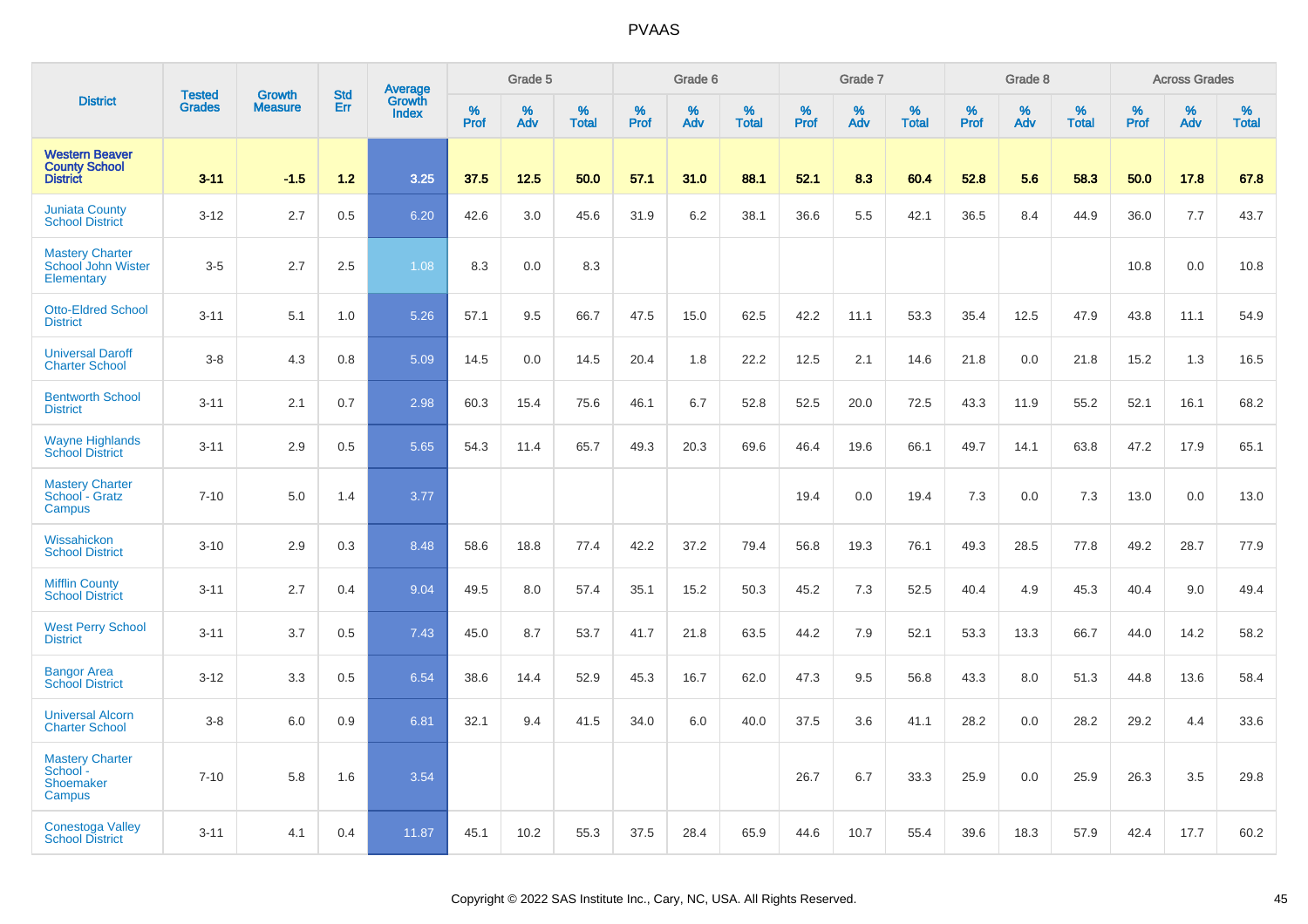# PVAAS

| District | Tested Grades | Growth Measure | Std Err | Average Growth Index | Grade 5 | | | Grade 6 | | | Grade 7 | | | Grade 8 | | | Across Grades | | |
|---|---|---|---|---|---|---|---|---|---|---|---|---|---|---|---|---|---|---|---|
| | | | | | % Prof | % Adv | % Total | % Prof | % Adv | % Total | % Prof | % Adv | % Total | % Prof | % Adv | % Total | % Prof | % Adv | % Total |
| **Western Beaver County School District** | **3-11** | **-1.5** | **1.2** | **3.25** | **37.5** | **12.5** | **50.0** | **57.1** | **31.0** | **88.1** | **52.1** | **8.3** | **60.4** | **52.8** | **5.6** | **58.3** | **50.0** | **17.8** | **67.8** |
| Juniata County School District | 3-12 | 2.7 | 0.5 | 6.20 | 42.6 | 3.0 | 45.6 | 31.9 | 6.2 | 38.1 | 36.6 | 5.5 | 42.1 | 36.5 | 8.4 | 44.9 | 36.0 | 7.7 | 43.7 |
| Mastery Charter School John Wister Elementary | 3-5 | 2.7 | 2.5 | 1.08 | 8.3 | 0.0 | 8.3 | | | | | | | | | | 10.8 | 0.0 | 10.8 |
| Otto-Eldred School District | 3-11 | 5.1 | 1.0 | 5.26 | 57.1 | 9.5 | 66.7 | 47.5 | 15.0 | 62.5 | 42.2 | 11.1 | 53.3 | 35.4 | 12.5 | 47.9 | 43.8 | 11.1 | 54.9 |
| Universal Daroff Charter School | 3-8 | 4.3 | 0.8 | 5.09 | 14.5 | 0.0 | 14.5 | 20.4 | 1.8 | 22.2 | 12.5 | 2.1 | 14.6 | 21.8 | 0.0 | 21.8 | 15.2 | 1.3 | 16.5 |
| Bentworth School District | 3-11 | 2.1 | 0.7 | 2.98 | 60.3 | 15.4 | 75.6 | 46.1 | 6.7 | 52.8 | 52.5 | 20.0 | 72.5 | 43.3 | 11.9 | 55.2 | 52.1 | 16.1 | 68.2 |
| Wayne Highlands School District | 3-11 | 2.9 | 0.5 | 5.65 | 54.3 | 11.4 | 65.7 | 49.3 | 20.3 | 69.6 | 46.4 | 19.6 | 66.1 | 49.7 | 14.1 | 63.8 | 47.2 | 17.9 | 65.1 |
| Mastery Charter School - Gratz Campus | 7-10 | 5.0 | 1.4 | 3.77 | | | | | | | 19.4 | 0.0 | 19.4 | 7.3 | 0.0 | 7.3 | 13.0 | 0.0 | 13.0 |
| Wissahickon School District | 3-10 | 2.9 | 0.3 | 8.48 | 58.6 | 18.8 | 77.4 | 42.2 | 37.2 | 79.4 | 56.8 | 19.3 | 76.1 | 49.3 | 28.5 | 77.8 | 49.2 | 28.7 | 77.9 |
| Mifflin County School District | 3-11 | 2.7 | 0.4 | 9.04 | 49.5 | 8.0 | 57.4 | 35.1 | 15.2 | 50.3 | 45.2 | 7.3 | 52.5 | 40.4 | 4.9 | 45.3 | 40.4 | 9.0 | 49.4 |
| West Perry School District | 3-11 | 3.7 | 0.5 | 7.43 | 45.0 | 8.7 | 53.7 | 41.7 | 21.8 | 63.5 | 44.2 | 7.9 | 52.1 | 53.3 | 13.3 | 66.7 | 44.0 | 14.2 | 58.2 |
| Bangor Area School District | 3-12 | 3.3 | 0.5 | 6.54 | 38.6 | 14.4 | 52.9 | 45.3 | 16.7 | 62.0 | 47.3 | 9.5 | 56.8 | 43.3 | 8.0 | 51.3 | 44.8 | 13.6 | 58.4 |
| Universal Alcorn Charter School | 3-8 | 6.0 | 0.9 | 6.81 | 32.1 | 9.4 | 41.5 | 34.0 | 6.0 | 40.0 | 37.5 | 3.6 | 41.1 | 28.2 | 0.0 | 28.2 | 29.2 | 4.4 | 33.6 |
| Mastery Charter School - Shoemaker Campus | 7-10 | 5.8 | 1.6 | 3.54 | | | | | | | 26.7 | 6.7 | 33.3 | 25.9 | 0.0 | 25.9 | 26.3 | 3.5 | 29.8 |
| Conestoga Valley School District | 3-11 | 4.1 | 0.4 | 11.87 | 45.1 | 10.2 | 55.3 | 37.5 | 28.4 | 65.9 | 44.6 | 10.7 | 55.4 | 39.6 | 18.3 | 57.9 | 42.4 | 17.7 | 60.2 |

Copyright © 2022 SAS Institute Inc., Cary, NC, USA. All Rights Reserved.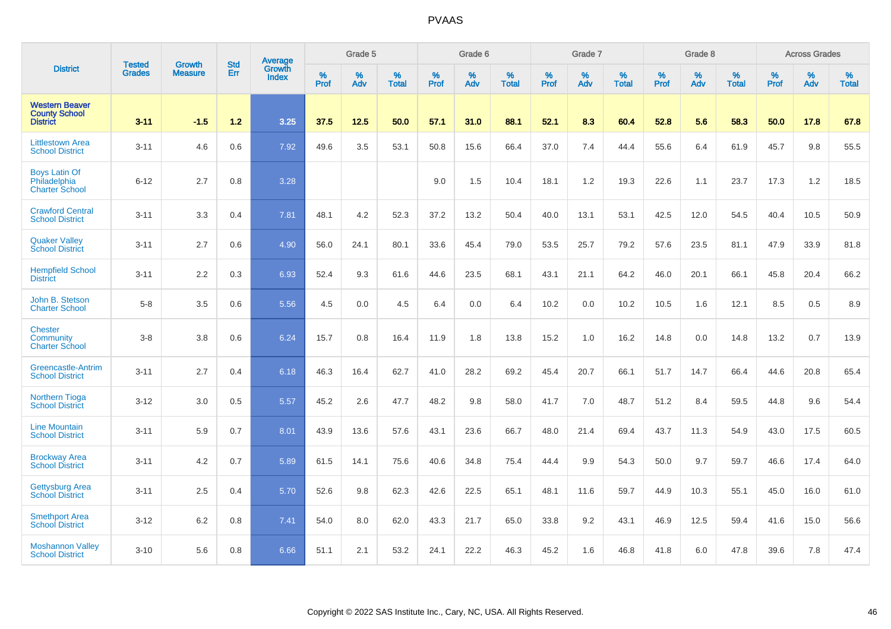| District | Tested Grades | Growth Measure | Std Err | Average Growth Index | Grade 5 | | | Grade 6 | | | Grade 7 | | | Grade 8 | | | Across Grades | | |
|---|---|---|---|---|---|---|---|---|---|---|---|---|---|---|---|---|---|---|---|
| | | | | | % Prof | % Adv | % Total | % Prof | % Adv | % Total | % Prof | % Adv | % Total | % Prof | % Adv | % Total | % Prof | % Adv | % Total |
| **Western Beaver County School District** | **3-11** | **-1.5** | **1.2** | **3.25** | **37.5** | **12.5** | **50.0** | **57.1** | **31.0** | **88.1** | **52.1** | **8.3** | **60.4** | **52.8** | **5.6** | **58.3** | **50.0** | **17.8** | **67.8** |
| Littlestown Area School District | 3-11 | 4.6 | 0.6 | 7.92 | 49.6 | 3.5 | 53.1 | 50.8 | 15.6 | 66.4 | 37.0 | 7.4 | 44.4 | 55.6 | 6.4 | 61.9 | 45.7 | 9.8 | 55.5 |
| Boys Latin Of Philadelphia Charter School | 6-12 | 2.7 | 0.8 | 3.28 | | | | 9.0 | 1.5 | 10.4 | 18.1 | 1.2 | 19.3 | 22.6 | 1.1 | 23.7 | 17.3 | 1.2 | 18.5 |
| Crawford Central School District | 3-11 | 3.3 | 0.4 | 7.81 | 48.1 | 4.2 | 52.3 | 37.2 | 13.2 | 50.4 | 40.0 | 13.1 | 53.1 | 42.5 | 12.0 | 54.5 | 40.4 | 10.5 | 50.9 |
| Quaker Valley School District | 3-11 | 2.7 | 0.6 | 4.90 | 56.0 | 24.1 | 80.1 | 33.6 | 45.4 | 79.0 | 53.5 | 25.7 | 79.2 | 57.6 | 23.5 | 81.1 | 47.9 | 33.9 | 81.8 |
| Hempfield School District | 3-11 | 2.2 | 0.3 | 6.93 | 52.4 | 9.3 | 61.6 | 44.6 | 23.5 | 68.1 | 43.1 | 21.1 | 64.2 | 46.0 | 20.1 | 66.1 | 45.8 | 20.4 | 66.2 |
| John B. Stetson Charter School | 5-8 | 3.5 | 0.6 | 5.56 | 4.5 | 0.0 | 4.5 | 6.4 | 0.0 | 6.4 | 10.2 | 0.0 | 10.2 | 10.5 | 1.6 | 12.1 | 8.5 | 0.5 | 8.9 |
| Chester Community Charter School | 3-8 | 3.8 | 0.6 | 6.24 | 15.7 | 0.8 | 16.4 | 11.9 | 1.8 | 13.8 | 15.2 | 1.0 | 16.2 | 14.8 | 0.0 | 14.8 | 13.2 | 0.7 | 13.9 |
| Greencastle-Antrim School District | 3-11 | 2.7 | 0.4 | 6.18 | 46.3 | 16.4 | 62.7 | 41.0 | 28.2 | 69.2 | 45.4 | 20.7 | 66.1 | 51.7 | 14.7 | 66.4 | 44.6 | 20.8 | 65.4 |
| Northern Tioga School District | 3-12 | 3.0 | 0.5 | 5.57 | 45.2 | 2.6 | 47.7 | 48.2 | 9.8 | 58.0 | 41.7 | 7.0 | 48.7 | 51.2 | 8.4 | 59.5 | 44.8 | 9.6 | 54.4 |
| Line Mountain School District | 3-11 | 5.9 | 0.7 | 8.01 | 43.9 | 13.6 | 57.6 | 43.1 | 23.6 | 66.7 | 48.0 | 21.4 | 69.4 | 43.7 | 11.3 | 54.9 | 43.0 | 17.5 | 60.5 |
| Brockway Area School District | 3-11 | 4.2 | 0.7 | 5.89 | 61.5 | 14.1 | 75.6 | 40.6 | 34.8 | 75.4 | 44.4 | 9.9 | 54.3 | 50.0 | 9.7 | 59.7 | 46.6 | 17.4 | 64.0 |
| Gettysburg Area School District | 3-11 | 2.5 | 0.4 | 5.70 | 52.6 | 9.8 | 62.3 | 42.6 | 22.5 | 65.1 | 48.1 | 11.6 | 59.7 | 44.9 | 10.3 | 55.1 | 45.0 | 16.0 | 61.0 |
| Smethport Area School District | 3-12 | 6.2 | 0.8 | 7.41 | 54.0 | 8.0 | 62.0 | 43.3 | 21.7 | 65.0 | 33.8 | 9.2 | 43.1 | 46.9 | 12.5 | 59.4 | 41.6 | 15.0 | 56.6 |
| Moshannon Valley School District | 3-10 | 5.6 | 0.8 | 6.66 | 51.1 | 2.1 | 53.2 | 24.1 | 22.2 | 46.3 | 45.2 | 1.6 | 46.8 | 41.8 | 6.0 | 47.8 | 39.6 | 7.8 | 47.4 |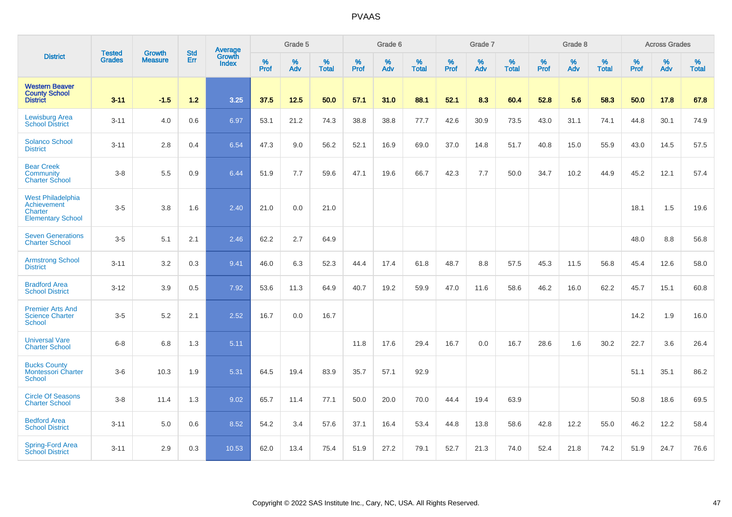# PVAAS

| District | Tested Grades | Growth Measure | Std Err | Average Growth Index | Grade 5 | | | Grade 6 | | | Grade 7 | | | Grade 8 | | | Across Grades | | |
|---|---|---|---|---|---|---|---|---|---|---|---|---|---|---|---|---|---|---|---|
| | | | | | % Prof | % Adv | % Total | % Prof | % Adv | % Total | % Prof | % Adv | % Total | % Prof | % Adv | % Total | % Prof | % Adv | % Total |
| **Western Beaver County School District** | **3-11** | **-1.5** | **1.2** | **3.25** | **37.5** | **12.5** | **50.0** | **57.1** | **31.0** | **88.1** | **52.1** | **8.3** | **60.4** | **52.8** | **5.6** | **58.3** | **50.0** | **17.8** | **67.8** |
| Lewisburg Area School District | 3-11 | 4.0 | 0.6 | 6.97 | 53.1 | 21.2 | 74.3 | 38.8 | 38.8 | 77.7 | 42.6 | 30.9 | 73.5 | 43.0 | 31.1 | 74.1 | 44.8 | 30.1 | 74.9 |
| Solanco School District | 3-11 | 2.8 | 0.4 | 6.54 | 47.3 | 9.0 | 56.2 | 52.1 | 16.9 | 69.0 | 37.0 | 14.8 | 51.7 | 40.8 | 15.0 | 55.9 | 43.0 | 14.5 | 57.5 |
| Bear Creek Community Charter School | 3-8 | 5.5 | 0.9 | 6.44 | 51.9 | 7.7 | 59.6 | 47.1 | 19.6 | 66.7 | 42.3 | 7.7 | 50.0 | 34.7 | 10.2 | 44.9 | 45.2 | 12.1 | 57.4 |
| West Philadelphia Achievement Charter Elementary School | 3-5 | 3.8 | 1.6 | 2.40 | 21.0 | 0.0 | 21.0 | | | | | | | | | | 18.1 | 1.5 | 19.6 |
| Seven Generations Charter School | 3-5 | 5.1 | 2.1 | 2.46 | 62.2 | 2.7 | 64.9 | | | | | | | | | | 48.0 | 8.8 | 56.8 |
| Armstrong School District | 3-11 | 3.2 | 0.3 | 9.41 | 46.0 | 6.3 | 52.3 | 44.4 | 17.4 | 61.8 | 48.7 | 8.8 | 57.5 | 45.3 | 11.5 | 56.8 | 45.4 | 12.6 | 58.0 |
| Bradford Area School District | 3-12 | 3.9 | 0.5 | 7.92 | 53.6 | 11.3 | 64.9 | 40.7 | 19.2 | 59.9 | 47.0 | 11.6 | 58.6 | 46.2 | 16.0 | 62.2 | 45.7 | 15.1 | 60.8 |
| Premier Arts And Science Charter School | 3-5 | 5.2 | 2.1 | 2.52 | 16.7 | 0.0 | 16.7 | | | | | | | | | | 14.2 | 1.9 | 16.0 |
| Universal Vare Charter School | 6-8 | 6.8 | 1.3 | 5.11 | | | | 11.8 | 17.6 | 29.4 | 16.7 | 0.0 | 16.7 | 28.6 | 1.6 | 30.2 | 22.7 | 3.6 | 26.4 |
| Bucks County Montessori Charter School | 3-6 | 10.3 | 1.9 | 5.31 | 64.5 | 19.4 | 83.9 | 35.7 | 57.1 | 92.9 | | | | | | | 51.1 | 35.1 | 86.2 |
| Circle Of Seasons Charter School | 3-8 | 11.4 | 1.3 | 9.02 | 65.7 | 11.4 | 77.1 | 50.0 | 20.0 | 70.0 | 44.4 | 19.4 | 63.9 | | | | 50.8 | 18.6 | 69.5 |
| Bedford Area School District | 3-11 | 5.0 | 0.6 | 8.52 | 54.2 | 3.4 | 57.6 | 37.1 | 16.4 | 53.4 | 44.8 | 13.8 | 58.6 | 42.8 | 12.2 | 55.0 | 46.2 | 12.2 | 58.4 |
| Spring-Ford Area School District | 3-11 | 2.9 | 0.3 | 10.53 | 62.0 | 13.4 | 75.4 | 51.9 | 27.2 | 79.1 | 52.7 | 21.3 | 74.0 | 52.4 | 21.8 | 74.2 | 51.9 | 24.7 | 76.6 |

Copyright © 2022 SAS Institute Inc., Cary, NC, USA. All Rights Reserved.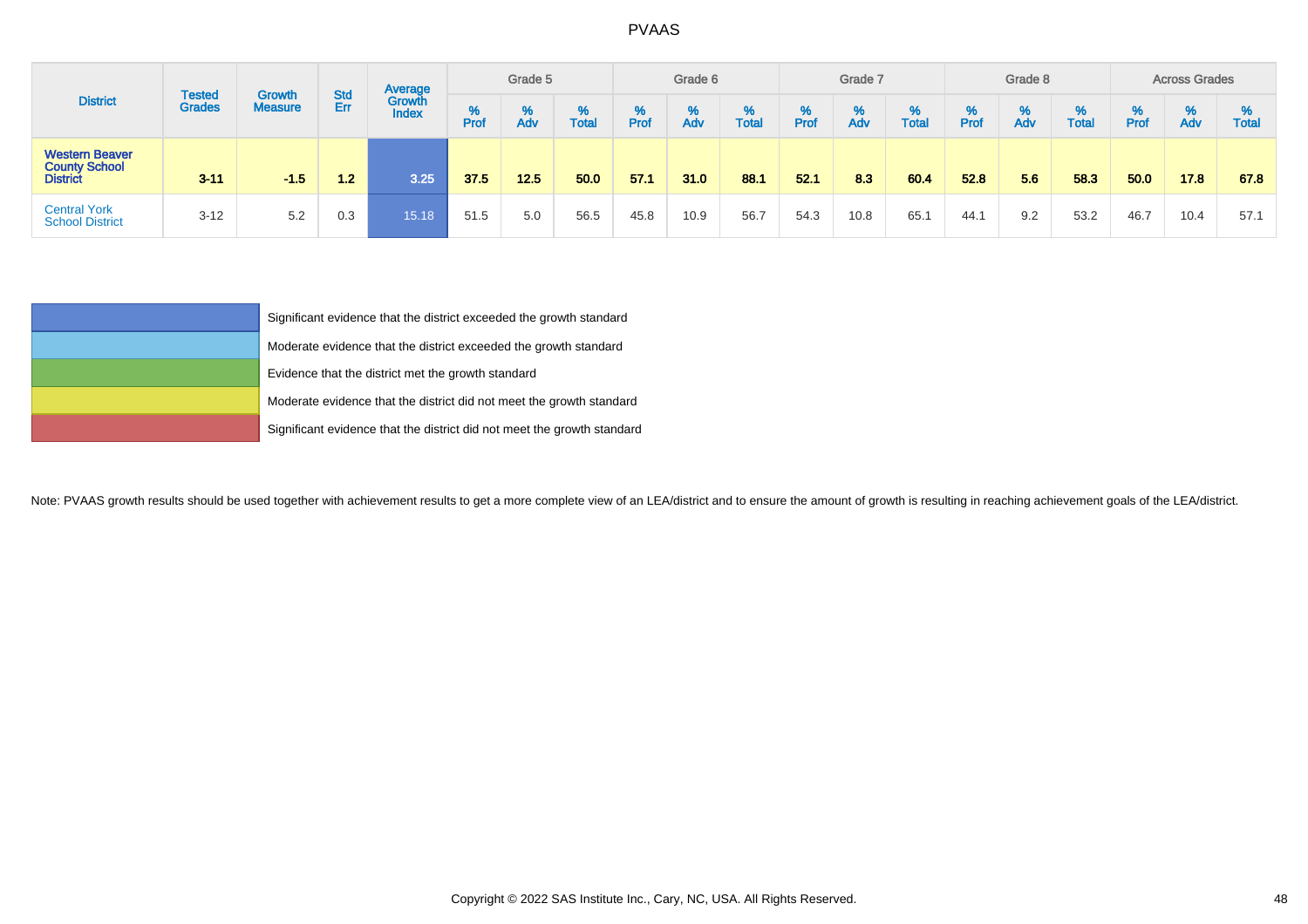# PVAAS

| District | Tested Grades | Growth Measure | Std Err | Average Growth Index | Grade 5 | | | Grade 6 | | | Grade 7 | | | Grade 8 | | | Across Grades | | |
|---|---|---|---|---|---|---|---|---|---|---|---|---|---|---|---|---|---|---|---|
| | | | | | % Prof | % Adv | % Total | % Prof | % Adv | % Total | % Prof | % Adv | % Total | % Prof | % Adv | % Total | % Prof | % Adv | % Total |
| **Western Beaver County School District** | **3-11** | **-1.5** | **1.2** | **3.25** | **37.5** | **12.5** | **50.0** | **57.1** | **31.0** | **88.1** | **52.1** | **8.3** | **60.4** | **52.8** | **5.6** | **58.3** | **50.0** | **17.8** | **67.8** |
| Central York School District | 3-12 | 5.2 | 0.3 | 15.18 | 51.5 | 5.0 | 56.5 | 45.8 | 10.9 | 56.7 | 54.3 | 10.8 | 65.1 | 44.1 | 9.2 | 53.2 | 46.7 | 10.4 | 57.1 |

Significant evidence that the district exceeded the growth standard

Moderate evidence that the district exceeded the growth standard

Evidence that the district met the growth standard

Moderate evidence that the district did not meet the growth standard

Significant evidence that the district did not meet the growth standard

Note: PVAAS growth results should be used together with achievement results to get a more complete view of an LEA/district and to ensure the amount of growth is resulting in reaching achievement goals of the LEA/district.

Copyright © 2022 SAS Institute Inc., Cary, NC, USA. All Rights Reserved.